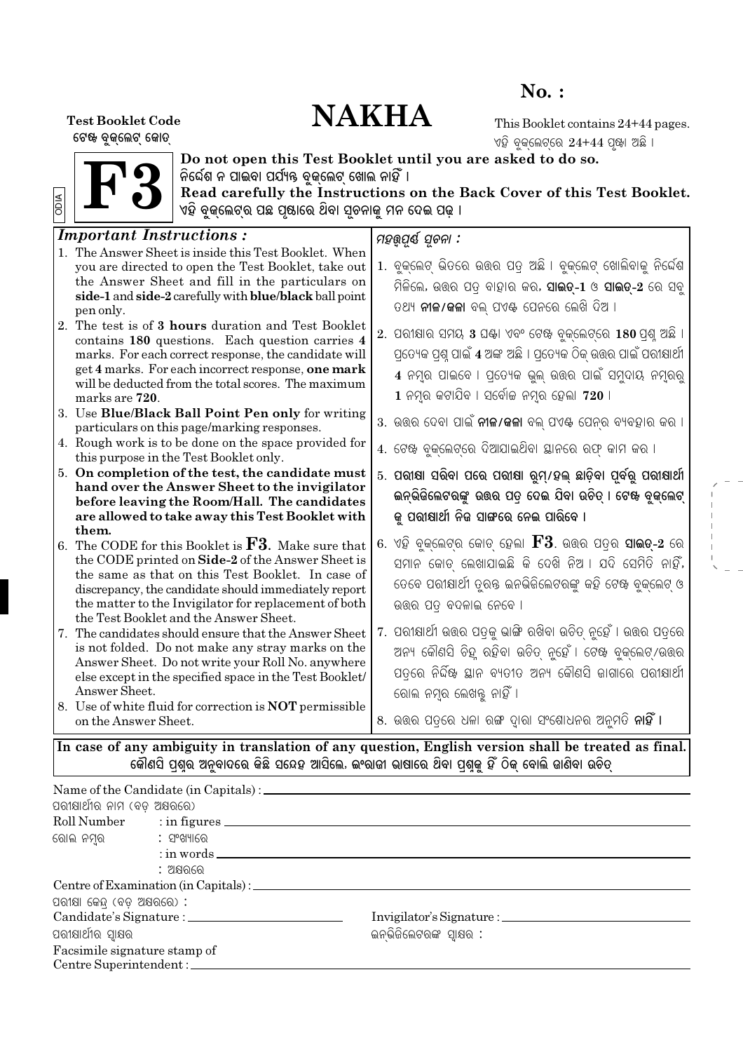**No. :**

# NAKHA

**Test Booklet Code**
ଟେଷ୍ଟ ବୁକ୍‌ଲେଟ୍ କୋଡ୍

# F3

ODIA

This Booklet contains 24+44 pages.
ଏହି ବୁକ୍‌ଲେଟ୍‌ରେ 24+44 ପୃଷ୍ଠା ଅଛି ।

**Do not open this Test Booklet until you are asked to do so.**
ନିର୍ଦ୍ଦେଶ ନ ପାଇବା ପର୍ଯ୍ୟନ୍ତ ବୁକ୍‌ଲେଟ୍ ଖୋଲ ନାହିଁ ।
**Read carefully the Instructions on the Back Cover of this Test Booklet.**
ଏହି ବୁକ୍‌ଲେଟ୍‌ର ପଛ ପୃଷ୍ଠାରେ ଥିବା ସୂଚନାକୁ ମନ ଦେଇ ପଢ଼ ।

## *Important Instructions :*

1. The Answer Sheet is inside this Test Booklet. When you are directed to open the Test Booklet, take out the Answer Sheet and fill in the particulars on **side-1** and **side-2** carefully with **blue/black** ball point pen only.
2. The test is of **3 hours** duration and Test Booklet contains **180** questions. Each question carries **4** marks. For each correct response, the candidate will get **4** marks. For each incorrect response, **one mark** will be deducted from the total scores. The maximum marks are **720**.
3. Use **Blue/Black Ball Point Pen only** for writing particulars on this page/marking responses.
4. Rough work is to be done on the space provided for this purpose in the Test Booklet only.
5. **On completion of the test, the candidate must hand over the Answer Sheet to the invigilator before leaving the Room/Hall. The candidates are allowed to take away this Test Booklet with them.**
6. The CODE for this Booklet is **F3**. Make sure that the CODE printed on **Side-2** of the Answer Sheet is the same as that on this Test Booklet. In case of discrepancy, the candidate should immediately report the matter to the Invigilator for replacement of both the Test Booklet and the Answer Sheet.
7. The candidates should ensure that the Answer Sheet is not folded. Do not make any stray marks on the Answer Sheet. Do not write your Roll No. anywhere else except in the specified space in the Test Booklet/ Answer Sheet.
8. Use of white fluid for correction is **NOT** permissible on the Answer Sheet.

## *ମହତ୍ତ୍ୱପୂର୍ଣ୍ଣ ସୂଚନା :*

1. ବୁକ୍‌ଲେଟ୍ ଭିତରେ ଉତ୍ତର ପତ୍ର ଅଛି । ବୁକ୍‌ଲେଟ୍ ଖୋଲିବାକୁ ନିର୍ଦ୍ଦେଶ ମିଳିଲେ, ଉତ୍ତର ପତ୍ର ବାହାର କର, **ସାଇଡ୍-1** ଓ **ସାଇଡ୍-2** ରେ ସବୁ ତଥ୍ୟ **ନୀଳ/କଳା** ବଲ୍ ପଏଣ୍ଟ ପେନରେ ଲେଖି ଦିଅ ।
2. ପରୀକ୍ଷାର ସମୟ **3** ଘଣ୍ଟା ଏବଂ ଟେଷ୍ଟ ବୁକ୍‌ଲେଟ୍‌ରେ **180** ପ୍ରଶ୍ନ ଅଛି । ପ୍ରତ୍ୟେକ ପ୍ରଶ୍ନ ପାଇଁ **4** ଅଙ୍କ ଅଛି । ପ୍ରତ୍ୟେକ ଠିକ୍ ଉତ୍ତର ପାଇଁ ପରୀକ୍ଷାର୍ଥୀ **4** ନମ୍ବର ପାଇବେ । ପ୍ରତ୍ୟେକ ଭୁଲ୍ ଉତ୍ତର ପାଇଁ ସମୁଦାୟ ନମ୍ବରରୁ **1** ନମ୍ବର କଟାଯିବ । ସର୍ବୋଚ୍ଚ ନମ୍ବର ହେଲା **720** ।
3. ଉତ୍ତର ଦେବା ପାଇଁ **ନୀଳ/କଳା** ବଲ୍ ପଏଣ୍ଟ ପେନ୍‌ର ବ୍ୟବହାର କର ।
4. ଟେଷ୍ଟ ବୁକ୍‌ଲେଟ୍‌ରେ ଦିଆଯାଇଥିବା ସ୍ଥାନରେ ରଫ୍ କାମ କର ।
5. **ପରୀକ୍ଷା ସରିବା ପରେ ପରୀକ୍ଷା ରୁମ୍/ହଲ୍ ଛାଡ଼ିବା ପୂର୍ବରୁ ପରୀକ୍ଷାର୍ଥୀ ଇନ୍‌ଭିଜିଲେଟରଙ୍କୁ ଉତ୍ତର ପତ୍ର ଦେଇ ଯିବା ଉଚିତ୍ । ଟେଷ୍ଟ ବୁକ୍‌ଲେଟ୍ କୁ ପରୀକ୍ଷାର୍ଥୀ ନିଜ ସାଙ୍ଗରେ ନେଇ ପାରିବେ ।**
6. ଏହି ବୁକ୍‌ଲେଟ୍‌ର କୋଡ୍ ହେଲା **F3**. ଉତ୍ତର ପତ୍ରର **ସାଇଡ୍-2** ରେ ସମାନ କୋଡ୍ ଲେଖାଯାଇଛି କି ଦେଖି ନିଅ । ଯଦି ସେମିତି ନାହିଁ, ତେବେ ପରୀକ୍ଷାର୍ଥୀ ତୁରନ୍ତ ଇନ୍‌ଭିଜିଲେଟରଙ୍କୁ କହି ଟେଷ୍ଟ ବୁକ୍‌ଲେଟ୍ ଓ ଉତ୍ତର ପତ୍ର ବଦଳାଇ ନେବେ ।
7. ପରୀକ୍ଷାର୍ଥୀ ଉତ୍ତର ପତ୍ରକୁ ଭାଙ୍ଗି ରଖିବା ଉଚିତ୍ ନୁହେଁ । ଉତ୍ତର ପତ୍ରରେ ଅନ୍ୟ କୌଣସି ଚିହ୍ନ ରହିବା ଉଚିତ୍ ନୁହେଁ । ଟେଷ୍ଟ ବୁକ୍‌ଲେଟ୍/ଉତ୍ତର ପତ୍ରରେ ନିର୍ଦ୍ଦିଷ୍ଟ ସ୍ଥାନ ବ୍ୟତୀତ ଅନ୍ୟ କୌଣସି ଜାଗାରେ ପରୀକ୍ଷାର୍ଥୀ ରୋଲ ନମ୍ବର ଲେଖନ୍ତୁ ନାହିଁ ।
8. ଉତ୍ତର ପତ୍ରରେ ଧଳା ରଙ୍ଗ ଦ୍ୱାରା ସଂଶୋଧନର ଅନୁମତି **ନାହିଁ ।**

**In case of any ambiguity in translation of any question, English version shall be treated as final.**
**କୌଣସି ପ୍ରଶ୍ନର ଅନୁବାଦରେ କିଛି ସନ୍ଦେହ ଆସିଲେ, ଇଂରାଜୀ ଭାଷାରେ ଥିବା ପ୍ରଶ୍ନକୁ ହିଁ ଠିକ୍ ବୋଲି ଜାଣିବା ଉଚିତ୍**

Name of the Candidate (in Capitals) : ____________________
ପରୀକ୍ଷାର୍ଥୀର ନାମ (ବଡ଼ ଅକ୍ଷରରେ)

Roll Number : in figures ____________________
ରୋଲ ନମ୍ବର : ସଂଖ୍ୟାରେ

: in words ____________________
: ଅକ୍ଷରରେ

Centre of Examination (in Capitals) : ____________________
ପରୀକ୍ଷା କେନ୍ଦ୍ର (ବଡ଼ ଅକ୍ଷରରେ) :

Candidate's Signature : ____________________ Invigilator's Signature : ____________________
ପରୀକ୍ଷାର୍ଥୀର ସ୍ୱାକ୍ଷର ଇନ୍‌ଭିଜିଲେଟରଙ୍କ ସ୍ୱାକ୍ଷର :

Facsimile signature stamp of
Centre Superintendent : ____________________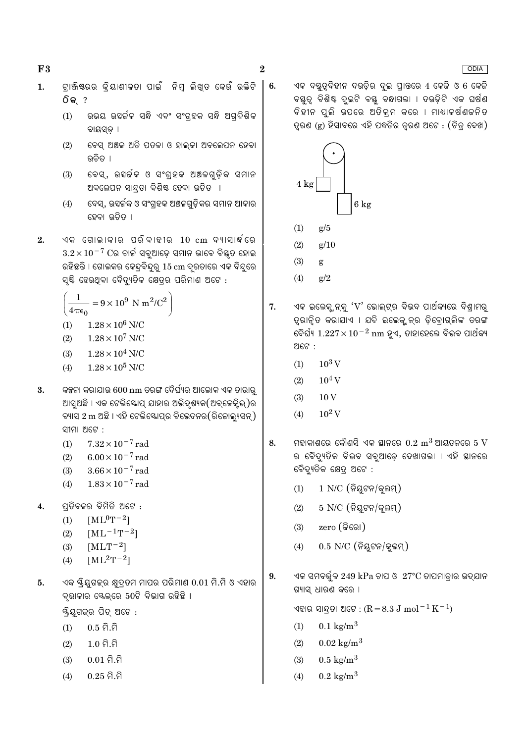1. ଟ୍ରାଞ୍ଜିଷ୍ଟରର କ୍ରିୟାଶୀଳତା ପାଇଁ ନିମ୍ନ ଲିଖିତ କେଉଁ ଉକ୍ତିଟି **ଠିକ୍** ?
   (1) ଉଭୟ ଉତ୍ସର୍ଜକ ସନ୍ଧି ଏବଂ ସଂଗ୍ରହକ ସନ୍ଧି ଅଗ୍ରଦିଶିକ ବାୟସ୍ଡ଼ ।
   (2) ବେସ୍ ଅଞ୍ଚଳ ଅତି ପତଳା ଓ ହାଲ୍କା ଅବଲେପନ ହେବା ଉଚିତ ।
   (3) ବେସ୍, ଉତ୍ସର୍ଜକ ଓ ସଂଗ୍ରହକ ଅଞ୍ଚଳଗୁଡ଼ିକ ସମାନ ଅବଲେପନ ସାନ୍ଦ୍ରତା ବିଶିଷ୍ଟ ହେବା ଉଚିତ ।
   (4) ବେସ୍, ଉତ୍ସର୍ଜକ ଓ ସଂଗ୍ରହକ ଅଞ୍ଚଳଗୁଡ଼ିକର ସମାନ ଆକାର ହେବା ଉଚିତ ।

2. ଏକ ଗୋଲାକାର ପରିବାହୀର 10 cm ବ୍ୟାସାର୍ଦ୍ଧରେ $3.2 \times 10^{-7}$ C ର ଚାର୍ଜ ସବୁଆଡ଼େ ସମାନ ଭାବେ ବିସ୍ତୃତ ହୋଇ ରହିଛନ୍ତି । ଗୋଲକର କେନ୍ଦ୍ରବିନ୍ଦୁରୁ 15 cm ଦୂରତାରେ ଏକ ବିନ୍ଦୁରେ ସୃଷ୍ଟି ହେଉଥିବା ବୈଦ୍ୟୁତିକ କ୍ଷେତ୍ରର ପରିମାଣ ଅଟେ :
   $\left(\dfrac{1}{4\pi\epsilon_0} = 9 \times 10^9 \text{ N m}^2/\text{C}^2\right)$
   (1) $1.28 \times 10^6$ N/C
   (2) $1.28 \times 10^7$ N/C
   (3) $1.28 \times 10^4$ N/C
   (4) $1.28 \times 10^5$ N/C

3. କଳ୍ପନା କରାଯାଉ 600 nm ତରଙ୍ଗ ଦୈର୍ଘ୍ୟର ଆଲୋକ ଏକ ତାରାରୁ ଆସୁଅଛି । ଏକ ଟେଲିସ୍କୋପ୍ ଯାହାର ଅଭିଦୃଶ୍ୟକ(ଅବ୍ଜେକ୍ଟିଭ୍)ର ବ୍ୟାସ 2 m ଅଛି । ଏହି ଟେଲିସ୍କୋପ୍‌ର ବିଭେଦନର(ରିଜୋଲ୍ୟୁସନ୍) ସୀମା ଅଟେ :
   (1) $7.32 \times 10^{-7}$ rad
   (2) $6.00 \times 10^{-7}$ rad
   (3) $3.66 \times 10^{-7}$ rad
   (4) $1.83 \times 10^{-7}$ rad

4. ପ୍ରତିବଳର ବିମିତି ଅଟେ :
   (1) $[ML^0T^{-2}]$
   (2) $[ML^{-1}T^{-2}]$
   (3) $[MLT^{-2}]$
   (4) $[ML^2T^{-2}]$

5. ଏକ ସ୍କ୍ରିୟୁଗଜ୍‌ର କ୍ଷୁଦ୍ରତମ ମାପର ପରିମାଣ 0.01 ମି.ମି ଓ ଏହାର ବୃତ୍ତାକାର ସ୍କେଲ୍‌ରେ 50ଟି ବିଭାଗ ରହିଛି ।
   ସ୍କ୍ରିୟୁଗଜ୍‌ର ପିଚ୍ ଅଟେ :
   (1) 0.5 ମି.ମି
   (2) 1.0 ମି.ମି
   (3) 0.01 ମି.ମି
   (4) 0.25 ମି.ମି

6. ଏକ ବସ୍ତୁତ୍ୱବିହୀନ ଦଉଡ଼ିର ଦୁଇ ପ୍ରାନ୍ତରେ 4 କେଜି ଓ 6 କେଜି ବସ୍ତୁତ୍ୱ ବିଶିଷ୍ଟ ଦୁଇଟି ବସ୍ତୁ ବନ୍ଧାଗଲା । ଦଉଡ଼ିଟି ଏକ ଘର୍ଷଣ ବିହୀନ ପୁଲି ଉପରେ ଅତିକ୍ରମ କରେ । ମାଧ୍ୟାକର୍ଷଣଜନିତ ତ୍ୱରଣ (g) ହିସାବରେ ଏହି ପଦ୍ଧତିର ତ୍ୱରଣ ଅଟେ : (ଚିତ୍ର ଦେଖ)

   4 kg &nbsp;&nbsp; 6 kg

   (1) g/5
   (2) g/10
   (3) g
   (4) g/2

7. ଏକ ଇଲେକ୍ଟ୍ରନ୍‌କୁ 'V' ଭୋଲ୍ଟର ବିଭବ ପାର୍ଥକ୍ୟରେ ବିଶ୍ରାମରୁ ତ୍ୱରାନ୍ୱିତ କରାଯାଏ । ଯଦି ଇଲେକ୍ଟ୍ରନ୍‌ର ଡ଼ିବ୍ରୋଗ୍ଲିଙ୍କ ତରଙ୍ଗ ଦୈର୍ଘ୍ୟ $1.227 \times 10^{-2}$ nm ହୁଏ, ତାହାହେଲେ ବିଭବ ପାର୍ଥକ୍ୟ ଅଟେ :
   (1) $10^3$ V
   (2) $10^4$ V
   (3) 10 V
   (4) $10^2$ V

8. ମହାକାଶରେ କୌଣସି ଏକ ସ୍ଥାନରେ 0.2 $m^3$ ଆୟତନରେ 5 V ର ବୈଦ୍ୟୁତିକ ବିଭବ ସବୁଆଡ଼େ ଦେଖାଗଲା । ଏହି ସ୍ଥାନରେ ବୈଦ୍ୟୁତିକ କ୍ଷେତ୍ର ଅଟେ :
   (1) 1 N/C (ନିୟୁଟନ/କୁଲମ୍)
   (2) 5 N/C (ନିୟୁଟନ/କୁଲମ୍)
   (3) zero (ଜିରୋ)
   (4) 0.5 N/C (ନିୟୁଟନ/କୁଲମ୍)

9. ଏକ ସମବର୍ତ୍ତୁଳ 249 kPa ଚାପ ଓ 27°C ତାପମାତ୍ରାର ଉଦ୍‌ଯାନ ଗ୍ୟାସ୍ ଧାରଣ କରେ ।
   ଏହାର ସାନ୍ଦ୍ରତା ଅଟେ : $(R = 8.3 \text{ J mol}^{-1} \text{K}^{-1})$
   (1) 0.1 kg/$m^3$
   (2) 0.02 kg/$m^3$
   (3) 0.5 kg/$m^3$
   (4) 0.2 kg/$m^3$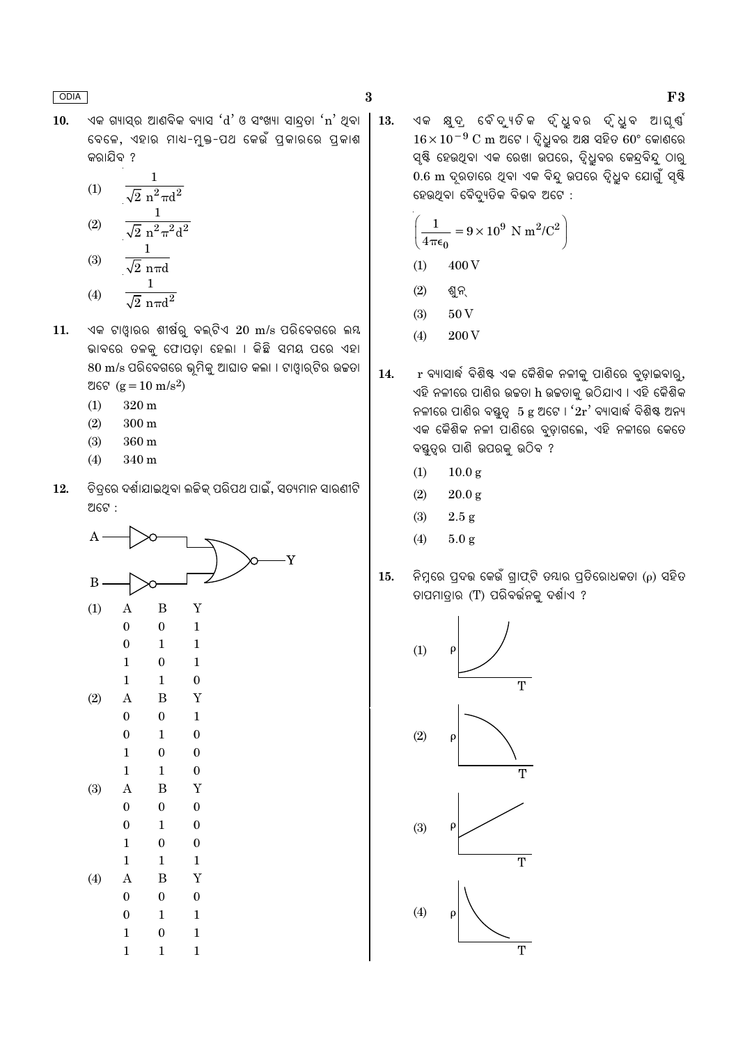10. ଏକ ଗ୍ୟାସ୍‌ର ଆଣବିକ ବ୍ୟାସ 'd' ଓ ସଂଖ୍ୟା ସାନ୍ଦ୍ରତା 'n' ଥିବା ବେଳେ, ଏହାର ମାଧ-ମୁକ୍ତ-ପଥ କେଉଁ ପ୍ରକାରରେ ପ୍ରକାଶ କରାଯିବ ?

    (1) $\dfrac{1}{\sqrt{2}\ n^2 \pi d^2}$

    (2) $\dfrac{1}{\sqrt{2}\ n^2 \pi^2 d^2}$

    (3) $\dfrac{1}{\sqrt{2}\ n \pi d}$

    (4) $\dfrac{1}{\sqrt{2}\ n \pi d^2}$

11. ଏକ ଟାୱାରର ଶୀର୍ଷରୁ ବଲ୍‌ଟିଏ 20 m/s ପରିବେଗରେ ଲମ୍ବ ଭାବରେ ତଳକୁ ଫୋପଡ଼ା ହେଲା । କିଛି ସମୟ ପରେ ଏହା 80 m/s ପରିବେଗରେ ଭୂମିକୁ ଆଘାତ କଲା । ଟାୱାର୍‌ଟିର ଉଚ୍ଚତା ଅଟେ $(g = 10\ m/s^2)$

    (1) 320 m

    (2) 300 m

    (3) 360 m

    (4) 340 m

12. ଚିତ୍ରରେ ଦର୍ଶାଯାଇଥିବା ଲଜିକ୍ ପରିପଥ ପାଇଁ, ସତ୍ୟମାନ ସାରଣୀଟି ଅଟେ :

    (1)

| A | B | Y |
|---|---|---|
| 0 | 0 | 1 |
| 0 | 1 | 1 |
| 1 | 0 | 1 |
| 1 | 1 | 0 |

    (2)

| A | B | Y |
|---|---|---|
| 0 | 0 | 1 |
| 0 | 1 | 0 |
| 1 | 0 | 0 |
| 1 | 1 | 0 |

    (3)

| A | B | Y |
|---|---|---|
| 0 | 0 | 0 |
| 0 | 1 | 0 |
| 1 | 0 | 0 |
| 1 | 1 | 1 |

    (4)

| A | B | Y |
|---|---|---|
| 0 | 0 | 0 |
| 0 | 1 | 1 |
| 1 | 0 | 1 |
| 1 | 1 | 1 |

13. ଏକ କ୍ଷୁଦ୍ର ବୈଦ୍ୟୁତିକ ଦ୍ୱିଧ୍ରୁବର ଦ୍ୱିଧ୍ରୁବ ଆଘୂର୍ଣ୍ଣ $16 \times 10^{-9}$ C m ଅଟେ । ଦ୍ୱିଧ୍ରୁବର ଅକ୍ଷ ସହିତ 60° କୋଣରେ ସୃଷ୍ଟି ହେଉଥିବା ଏକ ରେଖା ଉପରେ, ଦ୍ୱିଧ୍ରୁବର କେନ୍ଦ୍ରବିନ୍ଦୁ ଠାରୁ 0.6 m ଦୂରତାରେ ଥିବା ଏକ ବିନ୍ଦୁ ଉପରେ ଦ୍ୱିଧ୍ରୁବ ଯୋଗୁଁ ସୃଷ୍ଟି ହେଉଥିବା ବୈଦ୍ୟୁତିକ ବିଭବ ଅଟେ :

    $$\left(\frac{1}{4\pi\epsilon_0} = 9 \times 10^9\ N\ m^2/C^2\right)$$

    (1) 400 V

    (2) ଶୂନ୍

    (3) 50 V

    (4) 200 V

14. r ବ୍ୟାସାର୍ଦ୍ଧ ବିଶିଷ୍ଟ ଏକ କୈଶିକ ନଳୀକୁ ପାଣିରେ ବୁଡ଼ାଇବାରୁ, ଏହି ନଳୀରେ ପାଣିର ଉଚ୍ଚତା h ଉଚ୍ଚତାକୁ ଉଠିଯାଏ । ଏହି କୈଶିକ ନଳୀରେ ପାଣିର ବସ୍ତୁତ୍ୱ 5 g ଅଟେ । '2r' ବ୍ୟାସାର୍ଦ୍ଧ ବିଶିଷ୍ଟ ଅନ୍ୟ ଏକ କୈଶିକ ନଳୀ ପାଣିରେ ବୁଡ଼ାଗଲେ, ଏହି ନଳୀରେ କେତେ ବସ୍ତୁତ୍ୱର ପାଣି ଉପରକୁ ଉଠିବ ?

    (1) 10.0 g

    (2) 20.0 g

    (3) 2.5 g

    (4) 5.0 g

15. ନିମ୍ନରେ ପ୍ରଦତ୍ତ କେଉଁ ଗ୍ରାଫ୍‌ଟି ତମ୍ବାର ପ୍ରତିରୋଧକତା (ρ) ସହିତ ତାପମାତ୍ରାର (T) ପରିବର୍ତ୍ତନକୁ ଦର୍ଶାଏ ?

    (1)

    (2)

    (3)

    (4)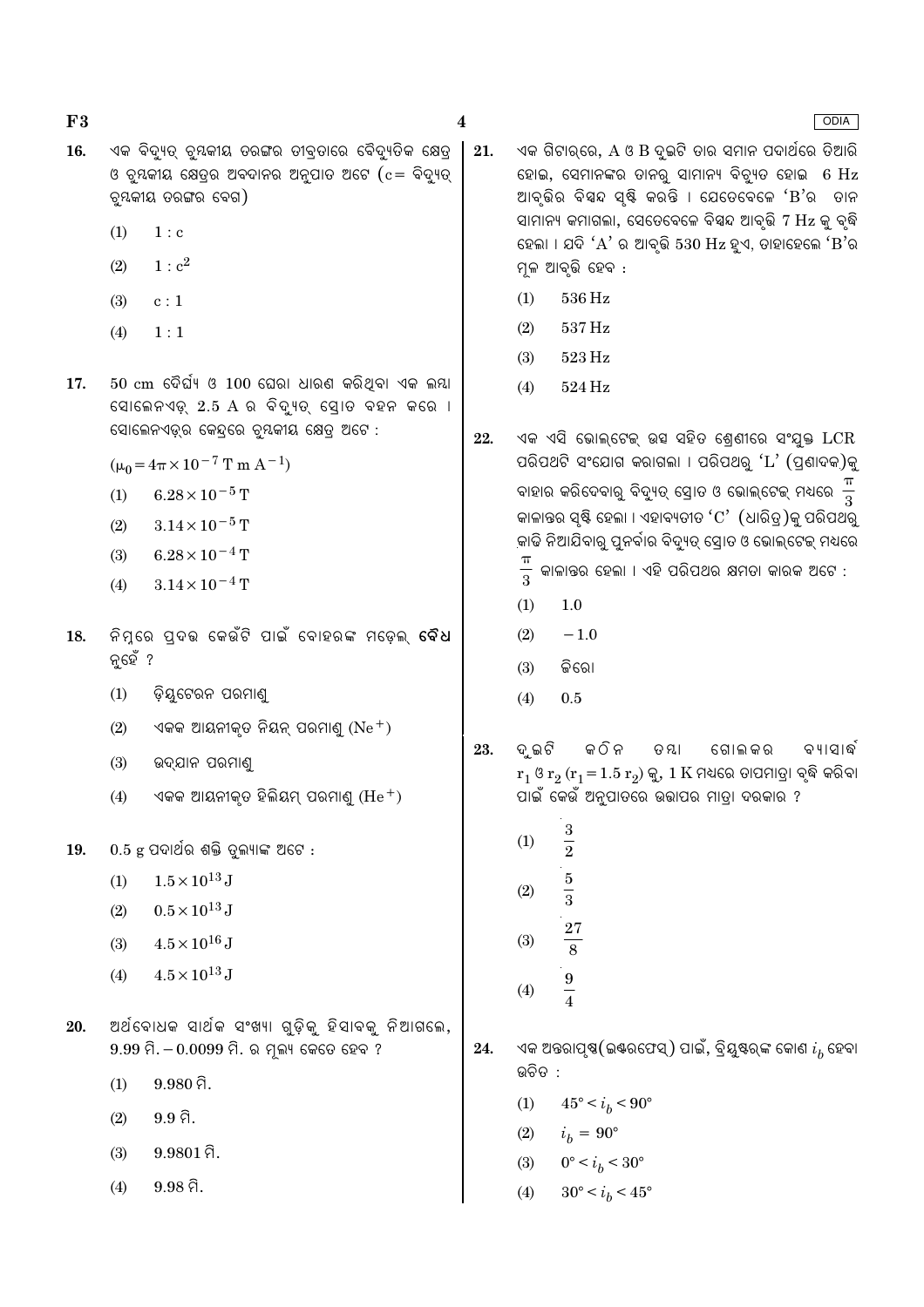16. ଏକ ବିଦ୍ୟୁତ୍ ଚୁମ୍ବକୀୟ ତରଙ୍ଗର ତୀବ୍ରତାରେ ବୈଦ୍ୟୁତିକ କ୍ଷେତ୍ର ଓ ଚୁମ୍ବକୀୟ କ୍ଷେତ୍ରର ଅବଦାନର ଅନୁପାତ ଅଟେ ($c=$ ବିଦ୍ୟୁତ୍ ଚୁମ୍ବକୀୟ ତରଙ୍ଗର ବେଗ)

    (1) $1 : c$

    (2) $1 : c^2$

    (3) $c : 1$

    (4) $1 : 1$

17. 50 cm ଦୈର୍ଘ୍ୟ ଓ 100 ଘେରା ଧାରଣ କରିଥିବା ଏକ ଲମ୍ବା ସୋଲେନଏଡ୍ 2.5 A ର ବିଦ୍ୟୁତ୍ ସ୍ରୋତ ବହନ କରେ । ସୋଲେନଏଡ୍‌ର କେନ୍ଦ୍ରରେ ଚୁମ୍ବକୀୟ କ୍ଷେତ୍ର ଅଟେ :

    $(\mu_0 = 4\pi \times 10^{-7}\ \text{T m A}^{-1})$

    (1) $6.28 \times 10^{-5}$ T

    (2) $3.14 \times 10^{-5}$ T

    (3) $6.28 \times 10^{-4}$ T

    (4) $3.14 \times 10^{-4}$ T

18. ନିମ୍ନରେ ପ୍ରଦତ୍ତ କେଉଁଟି ପାଇଁ ବୋହରଙ୍କ ମଡ଼େଲ୍ **ବୈଧ** ନୁହେଁ ?

    (1) ଡ୍ୟୁଟେରନ ପରମାଣୁ

    (2) ଏକକ ଆୟନୀକୃତ ନିୟନ୍ ପରମାଣୁ ($Ne^+$)

    (3) ଉଦ୍‌ଯାନ ପରମାଣୁ

    (4) ଏକକ ଆୟନୀକୃତ ହିଲିୟମ୍ ପରମାଣୁ ($He^+$)

19. 0.5 g ପଦାର୍ଥର ଶକ୍ତି ତୁଲ୍ୟାଙ୍କ ଅଟେ :

    (1) $1.5 \times 10^{13}$ J

    (2) $0.5 \times 10^{13}$ J

    (3) $4.5 \times 10^{16}$ J

    (4) $4.5 \times 10^{13}$ J

20. ଅର୍ଥବୋଧକ ସାର୍ଥକ ସଂଖ୍ୟା ଗୁଡ଼ିକୁ ହିସାବକୁ ନିଆଗଲେ, 9.99 ମି. – 0.0099 ମି. ର ମୂଲ୍ୟ କେତେ ହେବ ?

    (1) 9.980 ମି.

    (2) 9.9 ମି.

    (3) 9.9801 ମି.

    (4) 9.98 ମି.

21. ଏକ ଗିଟାର୍‌ରେ, A ଓ B ଦୁଇଟି ତାର ସମାନ ପଦାର୍ଥରେ ତିଆରି ହୋଇ, ସେମାନଙ୍କର ତାନରୁ ସାମାନ୍ୟ ବିଚ୍ୟୁତ ହୋଇ 6 Hz ଆବୃତ୍ତିର ବିସ୍ପନ୍ଦ ସୃଷ୍ଟି କରନ୍ତି । ଯେତେବେଳେ 'B'ର ତାନ ସାମାନ୍ୟ କମାଗଲା, ସେତେବେଳେ ବିସ୍ପନ୍ଦ ଆବୃତ୍ତି 7 Hz କୁ ବୃଦ୍ଧି ହେଲା । ଯଦି 'A' ର ଆବୃତ୍ତି 530 Hz ହୁଏ, ତାହାହେଲେ 'B'ର ମୂଳ ଆବୃତ୍ତି ହେବ :

    (1) 536 Hz

    (2) 537 Hz

    (3) 523 Hz

    (4) 524 Hz

22. ଏକ ଏସି ଭୋଲ୍‌ଟେଜ୍ ଉତ୍ସ ସହିତ ଶ୍ରେଣୀରେ ସଂଯୁକ୍ତ LCR ପରିପଥଟି ସଂଯୋଗ କରାଗଲା । ପରିପଥରୁ 'L' (ପ୍ରଣାଦକ)କୁ ବାହାର କରିଦେବାରୁ ବିଦ୍ୟୁତ୍ ସ୍ରୋତ ଓ ଭୋଲ୍‌ଟେଜ୍ ମଧ୍ୟରେ $\frac{\pi}{3}$ କାଳାନ୍ତର ସୃଷ୍ଟି ହେଲା । ଏହାବ୍ୟତୀତ 'C' (ଧାରିତ୍ର)କୁ ପରିପଥରୁ କାଢ଼ି ନିଆଯିବାରୁ ପୁନର୍ବାର ବିଦ୍ୟୁତ୍ ସ୍ରୋତ ଓ ଭୋଲ୍‌ଟେଜ୍ ମଧ୍ୟରେ $\frac{\pi}{3}$ କାଳାନ୍ତର ହେଲା । ଏହି ପରିପଥର କ୍ଷମତା କାରକ ଅଟେ :

    (1) 1.0

    (2) $-1.0$

    (3) ଜିରୋ

    (4) 0.5

23. ଦୁଇଟି କଠିନ ତମ୍ବା ଗୋଲକର ବ୍ୟାସାର୍ଦ୍ଧ $r_1$ ଓ $r_2$ ($r_1 = 1.5\, r_2$) କୁ, 1 K ମଧ୍ୟରେ ତାପମାତ୍ରା ବୃଦ୍ଧି କରିବା ପାଇଁ କେଉଁ ଅନୁପାତରେ ଉତ୍ତାପର ମାତ୍ରା ଦରକାର ?

    (1) $\frac{3}{2}$

    (2) $\frac{5}{3}$

    (3) $\frac{27}{8}$

    (4) $\frac{9}{4}$

24. ଏକ ଅନ୍ତରାପୃଷ୍ଠ(ଇଣ୍ଟରଫେସ୍) ପାଇଁ, ବ୍ରିୟୁଷ୍ଟର୍‌ଙ୍କ କୋଣ $i_b$ ହେବା ଉଚିତ :

    (1) $45° < i_b < 90°$

    (2) $i_b = 90°$

    (3) $0° < i_b < 30°$

    (4) $30° < i_b < 45°$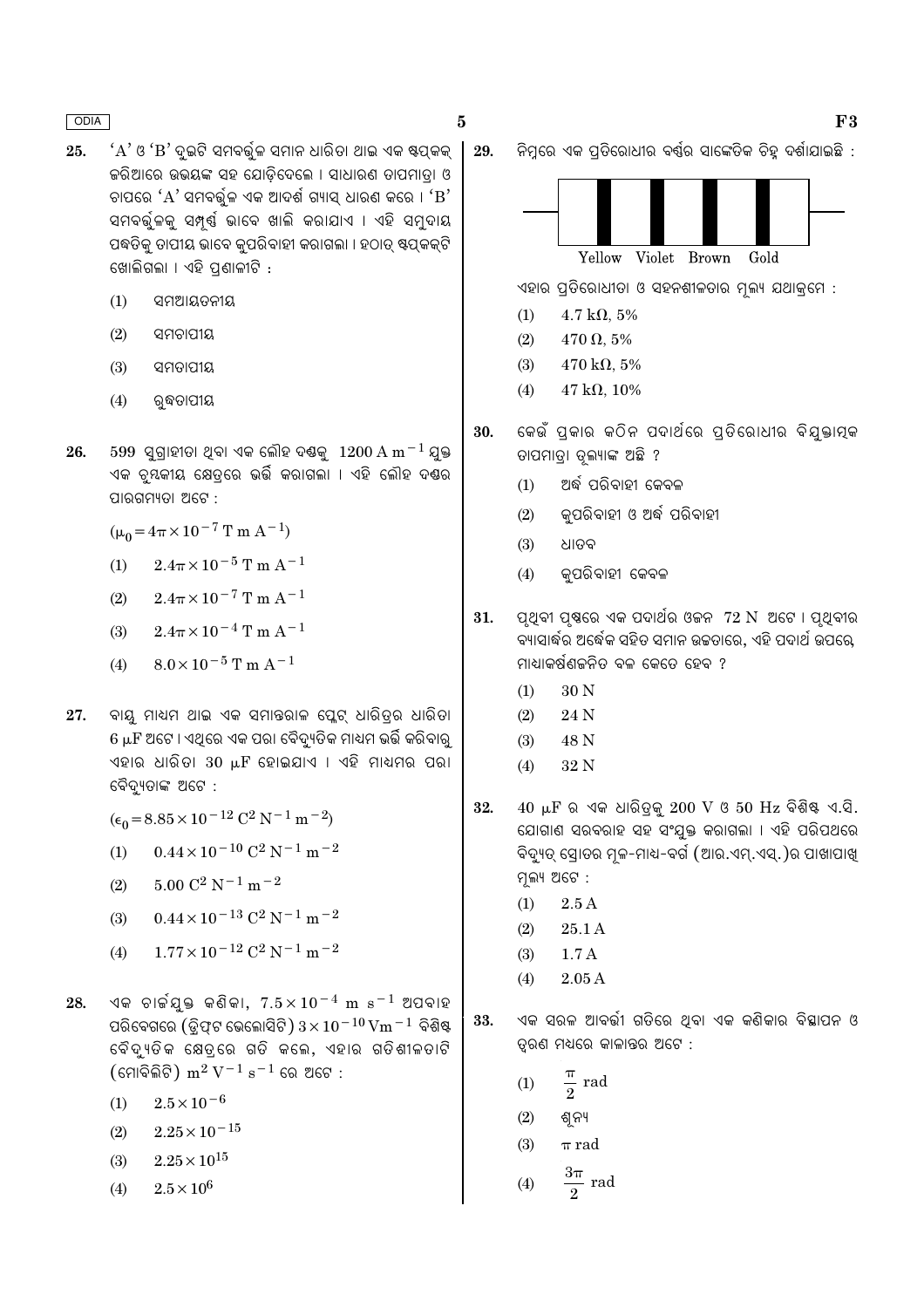25. 'A' ଓ 'B' ଦୁଇଟି ସମବର୍ତ୍ତୁଳ ସମାନ ଧାରିତା ଥାଇ ଏକ ଷ୍ଟପ୍‌କକ୍ ଜରିଆରେ ଉଭୟଙ୍କ ସହ ଯୋଡ଼ିଦେଲେ । ସାଧାରଣ ତାପମାତ୍ରା ଓ ଚାପରେ 'A' ସମବର୍ତ୍ତୁଳ ଏକ ଆଦର୍ଶ ଗ୍ୟାସ୍ ଧାରଣ କରେ । 'B' ସମବର୍ତ୍ତୁଳକୁ ସମ୍ପୂର୍ଣ୍ଣ ଭାବେ ଖାଲି କରାଯାଏ । ଏହି ସମୁଦାୟ ପଦ୍ଧତିକୁ ତାପୀୟ ଭାବେ କୁପରିବାହୀ କରାଗଲା । ହଠାତ୍ ଷ୍ଟପ୍‌କକ୍‌ଟି ଖୋଲିଗଲା । ଏହି ପ୍ରଣାଳୀଟି :

(1) ସମଆୟତନୀୟ

(2) ସମଚାପୀୟ

(3) ସମତାପୀୟ

(4) ରୁଦ୍ଧତାପୀୟ

26. 599 ସୁଗ୍ରାହୀତା ଥିବା ଏକ ଲୌହ ଦଣ୍ଡକୁ $1200 \text{ A m}^{-1}$ ଯୁକ୍ତ ଏକ ଚୁମ୍ବକୀୟ କ୍ଷେତ୍ରରେ ଭର୍ତ୍ତି କରାଗଲା । ଏହି ଲୌହ ଦଣ୍ଡର ପାରଗମ୍ୟତା ଅଟେ :

$(\mu_0 = 4\pi \times 10^{-7} \text{ T m A}^{-1})$

(1) $2.4\pi \times 10^{-5} \text{ T m A}^{-1}$

(2) $2.4\pi \times 10^{-7} \text{ T m A}^{-1}$

(3) $2.4\pi \times 10^{-4} \text{ T m A}^{-1}$

(4) $8.0 \times 10^{-5} \text{ T m A}^{-1}$

27. ବାୟୁ ମାଧ୍ୟମ ଥାଇ ଏକ ସମାନ୍ତରାଳ ପ୍ଲେଟ୍ ଧାରିତ୍ରର ଧାରିତା $6 \, \mu\text{F}$ ଅଟେ । ଏଥିରେ ଏକ ପରା ବୈଦ୍ୟୁତିକ ମାଧ୍ୟମ ଭର୍ତ୍ତି କରିବାରୁ ଏହାର ଧାରିତା $30 \, \mu\text{F}$ ହୋଇଯାଏ । ଏହି ମାଧ୍ୟମର ପରା ବୈଦ୍ୟୁତାଙ୍କ ଅଟେ :

$(\epsilon_0 = 8.85 \times 10^{-12} \text{ C}^2 \text{ N}^{-1} \text{ m}^{-2})$

(1) $0.44 \times 10^{-10} \text{ C}^2 \text{ N}^{-1} \text{ m}^{-2}$

(2) $5.00 \text{ C}^2 \text{ N}^{-1} \text{ m}^{-2}$

(3) $0.44 \times 10^{-13} \text{ C}^2 \text{ N}^{-1} \text{ m}^{-2}$

(4) $1.77 \times 10^{-12} \text{ C}^2 \text{ N}^{-1} \text{ m}^{-2}$

28. ଏକ ଚାର୍ଜଯୁକ୍ତ କଣିକା, $7.5 \times 10^{-4} \text{ m s}^{-1}$ ଅପବାହ ପରିବେଗରେ (ଡ୍ରିଫ୍‌ଟ ଭେଲୋସିଟି) $3 \times 10^{-10} \text{ Vm}^{-1}$ ବିଶିଷ୍ଟ ବୈଦ୍ୟୁତିକ କ୍ଷେତ୍ରରେ ଗତି କଲେ, ଏହାର ଗତିଶୀଳତାଟି (ମୋବିଲିଟି) $\text{m}^2 \text{ V}^{-1} \text{ s}^{-1}$ ରେ ଅଟେ :

(1) $2.5 \times 10^{-6}$

(2) $2.25 \times 10^{-15}$

(3) $2.25 \times 10^{15}$

(4) $2.5 \times 10^{6}$

29. ନିମ୍ନରେ ଏକ ପ୍ରତିରୋଧୀର ବର୍ଣ୍ଣର ସାଙ୍କେତିକ ଚିହ୍ନ ଦର୍ଶାଯାଇଛି :

Yellow Violet Brown Gold

ଏହାର ପ୍ରତିରୋଧୀତା ଓ ସହନଶୀଳତାର ମୂଲ୍ୟ ଯଥାକ୍ରମେ :

(1) $4.7 \text{ k}\Omega$, 5%

(2) $470 \, \Omega$, 5%

(3) $470 \text{ k}\Omega$, 5%

(4) $47 \text{ k}\Omega$, 10%

30. କେଉଁ ପ୍ରକାର କଠିନ ପଦାର୍ଥରେ ପ୍ରତିରୋଧୀର ବିଯୁକ୍ତାତ୍ମକ ତାପମାତ୍ରା ଗୁଣାଙ୍କ ଅଛି ?

(1) ଅର୍ଦ୍ଧ ପରିବାହୀ କେବଳ

(2) କୁପରିବାହୀ ଓ ଅର୍ଦ୍ଧ ପରିବାହୀ

(3) ଧାତବ

(4) କୁପରିବାହୀ କେବଳ

31. ପୃଥିବୀ ପୃଷ୍ଠରେ ଏକ ପଦାର୍ଥର ଓଜନ 72 N ଅଟେ । ପୃଥିବୀର ବ୍ୟାସାର୍ଦ୍ଧର ଅର୍ଦ୍ଧେକ ସହିତ ସମାନ ଉଚ୍ଚତାରେ, ଏହି ପଦାର୍ଥ ଉପରେ, ମାଧ୍ୟାକର୍ଷଣଜନିତ ବଳ କେତେ ହେବ ?

(1) 30 N

(2) 24 N

(3) 48 N

(4) 32 N

32. $40 \, \mu\text{F}$ ର ଏକ ଧାରିତ୍ରକୁ 200 V ଓ 50 Hz ବିଶିଷ୍ଟ ଏ.ସି. ଯୋଗାଣ ସରବରାହ ସହ ସଂଯୁକ୍ତ କରାଗଲା । ଏହି ପରିପଥରେ ବିଦ୍ୟୁତ୍ ସ୍ରୋତର ମୂଳ-ମାଧ୍ୟ-ବର୍ଗ (ଆର.ଏମ୍.ଏସ୍.)ର ପାଖାପାଖି ମୂଲ୍ୟ ଅଟେ :

(1) 2.5 A

(2) 25.1 A

(3) 1.7 A

(4) 2.05 A

33. ଏକ ସରଳ ଆବର୍ତ୍ତୀ ଗତିରେ ଥିବା ଏକ କଣିକାର ବିସ୍ଥାପନ ଓ ତ୍ୱରଣ ମଧ୍ୟରେ କାଳାନ୍ତର ଅଟେ :

(1) $\frac{\pi}{2}$ rad

(2) ଶୂନ୍ୟ

(3) $\pi$ rad

(4) $\frac{3\pi}{2}$ rad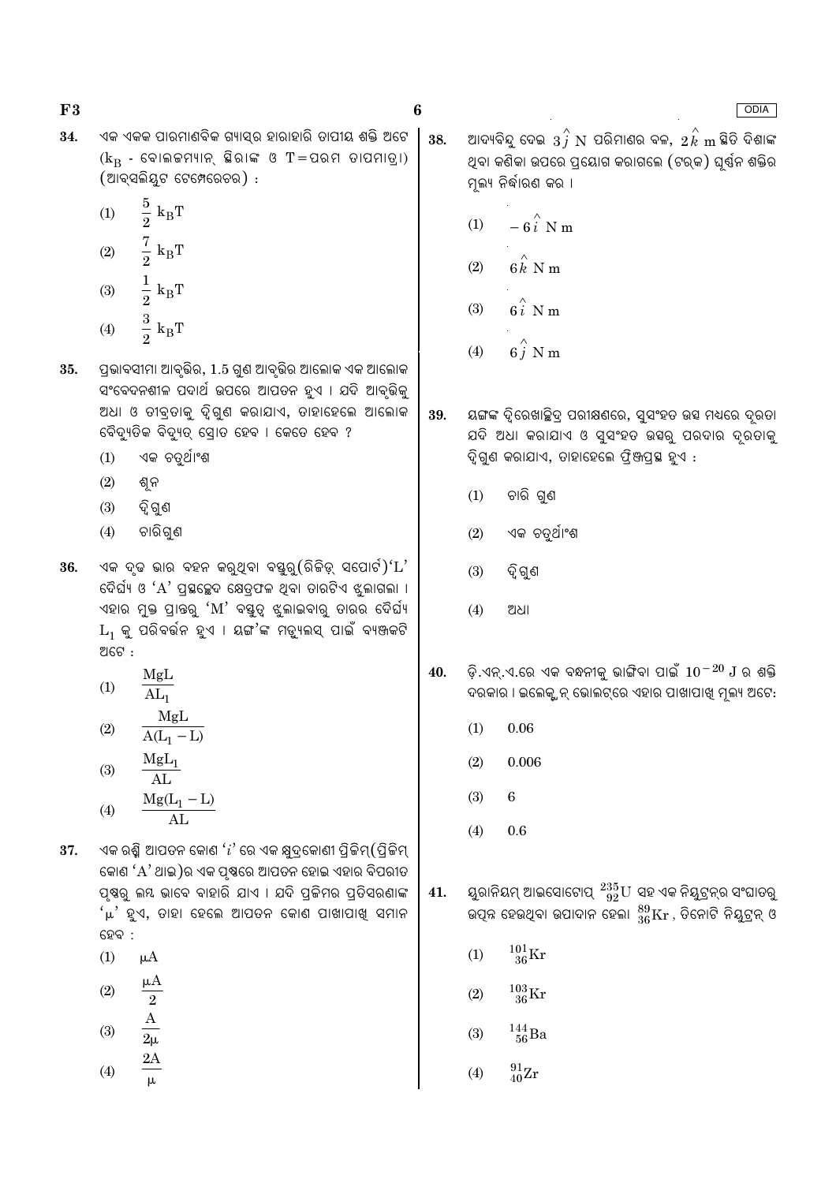**34.** ଏକ ଏକକ ପାରମାଣବିକ ଗ୍ୟାସ୍‌ର ହାରାହାରି ତାପୀୟ ଶକ୍ତି ଅଟେ ($k_B$ - ବୋଲଜମ୍ୟାନ୍ ସ୍ଥିରାଙ୍କ ଓ $T$=ପରମ ତାପମାତ୍ରା) (ଆବ୍‌ସଲିୟୁଟ ଟେମ୍ପେରେଚର) :

(1) $\frac{5}{2}\,k_BT$

(2) $\frac{7}{2}\,k_BT$

(3) $\frac{1}{2}\,k_BT$

(4) $\frac{3}{2}\,k_BT$

**35.** ପ୍ରଭାବସୀମା ଆବୃତ୍ତିର, 1.5 ଗୁଣ ଆବୃତ୍ତିର ଆଲୋକ ଏକ ଆଲୋକ ସଂବେଦନଶୀଳ ପଦାର୍ଥ ଉପରେ ଆପତନ ହୁଏ । ଯଦି ଆବୃତ୍ତିକୁ ଅଧା ଓ ତୀବ୍ରତାକୁ ଦ୍ୱିଗୁଣ କରାଯାଏ, ତାହାହେଲେ ଆଲୋକ ବୈଦ୍ୟୁତିକ ବିଦ୍ୟୁତ୍ ସ୍ରୋତ ହେବ । କେତେ ହେବ ?

(1) ଏକ ଚତୁର୍ଥାଂଶ

(2) ଶୂନ

(3) ଦ୍ୱିଗୁଣ

(4) ଚାରିଗୁଣ

**36.** ଏକ ଦୃଢ଼ ଭାର ବହନ କରୁଥିବା ବସ୍ତୁରୁ (ରିଜିଡ୍ ସପୋର୍ଟ) '$L$' ଦୈର୍ଘ୍ୟ ଓ '$A$' ପ୍ରସ୍ଥଛେଦ କ୍ଷେତ୍ରଫଳ ଥିବା ତାରଟିଏ ଝୁଲାଗଲା । ଏହାର ମୁକ୍ତ ପ୍ରାନ୍ତରୁ '$M$' ବସ୍ତୁତ୍ୱ ଝୁଲାଇବାରୁ ତାରର ଦୈର୍ଘ୍ୟ $L_1$ କୁ ପରିବର୍ତ୍ତନ ହୁଏ । ୟଙ୍ଗ'ଙ୍କ ମଡ୍ୟୁଲସ୍ ପାଇଁ ବ୍ୟଞ୍ଜକଟି ଅଟେ :

(1) $\frac{MgL}{AL_1}$

(2) $\frac{MgL}{A(L_1 - L)}$

(3) $\frac{MgL_1}{AL}$

(4) $\frac{Mg(L_1 - L)}{AL}$

**37.** ଏକ ରଶ୍ମି ଆପତନ କୋଣ '$i$' ରେ ଏକ କ୍ଷୁଦ୍ରକୋଣୀ ପ୍ରିଜିମ୍ (ପ୍ରିଜିମ୍ କୋଣ '$A$' ଥାଇ)ର ଏକ ପୃଷ୍ଠରେ ଆପତନ ହୋଇ ଏହାର ବିପରୀତ ପୃଷ୍ଠରୁ ଲମ୍ବ ଭାବେ ବାହାରି ଯାଏ । ଯଦି ପ୍ରିଜିମର ପ୍ରତିସରଣାଙ୍କ '$\mu$' ହୁଏ, ତାହା ହେଲେ ଆପତନ କୋଣ ପାଖାପାଖି ସମାନ ହେବ :

(1) $\mu A$

(2) $\frac{\mu A}{2}$

(3) $\frac{A}{2\mu}$

(4) $\frac{2A}{\mu}$

**38.** ଆଦ୍ୟବିନ୍ଦୁ ଦେଇ $3\hat{j}$ N ପରିମାଣର ବଳ, $2\hat{k}$ m ସ୍ଥିତି ଦିଶାଙ୍କ ଥିବା କଣିକା ଉପରେ ପ୍ରୟୋଗ କରାଗଲେ (ଟର୍କ) ଘୂର୍ଣ୍ଣନ ଶକ୍ତିର ମୂଲ୍ୟ ନିର୍ଦ୍ଧାରଣ କର ।

(1) $-6\hat{i}$ N m

(2) $6\hat{k}$ N m

(3) $6\hat{i}$ N m

(4) $6\hat{j}$ N m

**39.** ୟଙ୍ଗଙ୍କ ଦ୍ୱିରେଖାଛିଦ୍ର ପରୀକ୍ଷଣରେ, ସୁସଂହତ ଉତ୍ସ ମଧ୍ୟରେ ଦୂରତା ଯଦି ଅଧା କରାଯାଏ ଓ ସୁସଂହତ ଉତ୍ସରୁ ପରଦାର ଦୂରତାକୁ ଦ୍ୱିଗୁଣ କରାଯାଏ, ତାହାହେଲେ ଫ୍ରିଞ୍ଜପ୍ରସ୍ଥ ହୁଏ :

(1) ଚାରି ଗୁଣ

(2) ଏକ ଚତୁର୍ଥାଂଶ

(3) ଦ୍ୱିଗୁଣ

(4) ଅଧା

**40.** ଡ଼ି.ଏନ୍.ଏ.ରେ ଏକ ବନ୍ଧନୀକୁ ଭାଙ୍ଗିବା ପାଇଁ $10^{-20}$ J ର ଶକ୍ତି ଦରକାର । ଇଲେକ୍ଟ୍ରନ୍ ଭୋଲଟ୍‌ରେ ଏହାର ପାଖାପାଖି ମୂଲ୍ୟ ଅଟେ:

(1) 0.06

(2) 0.006

(3) 6

(4) 0.6

**41.** ୟୁରାନିୟମ୍ ଆଇସୋଟୋପ୍ $^{235}_{92}U$ ସହ ଏକ ନିୟୁଟ୍ରନ୍‌ର ସଂଘାତରୁ ଉତ୍ପନ୍ନ ହେଉଥିବା ଉପାଦାନ ହେଲା $^{89}_{36}Kr$ , ତିନୋଟି ନିୟୁଟ୍ରନ୍ ଓ

(1) $^{101}_{36}Kr$

(2) $^{103}_{36}Kr$

(3) $^{144}_{56}Ba$

(4) $^{91}_{40}Zr$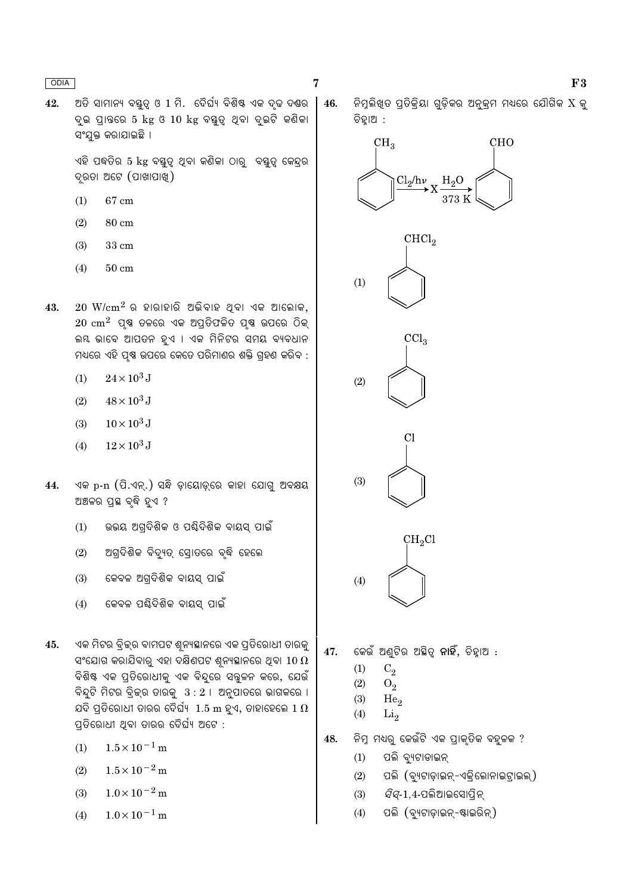42. ଅତି ସାମାନ୍ୟ ବସ୍ତୁତ୍ୱ ଓ 1 ମି. ଦୈର୍ଘ୍ୟ ବିଶିଷ୍ଟ ଏକ ଦୃଢ ଦଣ୍ଡର ଦୁଇ ପ୍ରାନ୍ତରେ 5 kg ଓ 10 kg ବସ୍ତୁତ୍ୱ ଥିବା ଦୁଇଟି କଣିକା ସଂଯୁକ୍ତ କରାଯାଇଛି ।

ଏହି ପଦ୍ଧତିର 5 kg ବସ୍ତୁତ୍ୱ ଥିବା କଣିକା ଠାରୁ ବସ୍ତୁତ୍ୱ କେନ୍ଦ୍ରର ଦୂରତା ଅଟେ (ପାଖାପାଖି)

(1) 67 cm

(2) 80 cm

(3) 33 cm

(4) 50 cm

43. $20\ W/cm^2$ ର ହାରାହାରି ଅଭିବାହ ଥିବା ଏକ ଆଲୋକ, $20\ cm^2$ ପୃଷ୍ଠ ତଳରେ ଏକ ଅପ୍ରତିଫଳିତ ପୃଷ୍ଠ ଉପରେ ଠିକ୍ ଲମ୍ବ ଭାବେ ଆପତନ ହୁଏ । ଏକ ମିନିଟର ସମୟ ବ୍ୟବଧାନ ମଧ୍ୟରେ ଏହି ପୃଷ୍ଠ ଉପରେ କେତେ ପରିମାଣର ଶକ୍ତି ଗ୍ରହଣ କରିବ :

(1) $24 \times 10^3\ J$

(2) $48 \times 10^3\ J$

(3) $10 \times 10^3\ J$

(4) $12 \times 10^3\ J$

44. ଏକ p-n (ପି.ଏନ୍.) ସନ୍ଧି ଡ଼ାୟୋଡ଼ରେ କାହା ଯୋଗୁ ଅବକ୍ଷୟ ଅଞ୍ଚଳର ପ୍ରସ୍ଥ ବୃଦ୍ଧି ହୁଏ ?

(1) ଉଭୟ ଅଗ୍ରଦିଶିକ ଓ ପଶ୍ଚିଦିଶିକ ବାୟସ୍ ପାଇଁ

(2) ଅଗ୍ରଦିଶିକ ବିଦ୍ୟୁତ୍ ସ୍ରୋତରେ ବୃଦ୍ଧି ହେଲେ

(3) କେବଳ ଅଗ୍ରଦିଶିକ ବାୟସ୍ ପାଇଁ

(4) କେବଳ ପଶ୍ଚିଦିଶିକ ବାୟସ୍ ପାଇଁ

45. ଏକ ମିଟର ବ୍ରିଜ୍‌ର ବାମପଟ ଶୂନ୍ୟସ୍ଥାନରେ ଏକ ପ୍ରତିରୋଧୀ ତାରକୁ ସଂଯୋଗ କରାଯିବାରୁ ଏହା ଦକ୍ଷିଣପଟ ଶୂନ୍ୟସ୍ଥାନରେ ଥିବା $10\ \Omega$ ବିଶିଷ୍ଟ ଏକ ପ୍ରତିରୋଧୀକୁ ଏକ ବିନ୍ଦୁରେ ସନ୍ତୁଳନ କରେ, ଯେଉଁ ବିନ୍ଦୁଟି ମିଟର ବ୍ରିଜ୍‌ର ତାରକୁ 3 : 2 । ଅନୁପାତରେ ଭାଗକରେ । ଯଦି ପ୍ରତିରୋଧୀ ତାରର ଦୈର୍ଘ୍ୟ 1.5 m ହୁଏ, ତାହାହେଲେ $1\ \Omega$ ପ୍ରତିରୋଧୀ ଥିବା ତାରର ଦୈର୍ଘ୍ୟ ଅଟେ :

(1) $1.5 \times 10^{-1}\ m$

(2) $1.5 \times 10^{-2}\ m$

(3) $1.0 \times 10^{-2}\ m$

(4) $1.0 \times 10^{-1}\ m$

46. ନିମ୍ନଲିଖିତ ପ୍ରତିକ୍ରିୟା ଗୁଡ଼ିକର ଅନୁକ୍ରମ ମଧ୍ୟରେ ଯୌଗିକ X କୁ ଚିହ୍ନାଅ :

$$C_6H_5CH_3 \xrightarrow{Cl_2/h\nu} X \xrightarrow[373\ K]{H_2O} C_6H_5CHO$$

(1) $C_6H_5CHCl_2$

(2) $C_6H_5CCl_3$

(3) $C_6H_5Cl$

(4) $C_6H_5CH_2Cl$

47. କେଉଁ ଅଣୁଟିର ଅସ୍ତିତ୍ୱ **ନାହିଁ**, ଚିହ୍ନାଅ :

(1) $C_2$

(2) $O_2$

(3) $He_2$

(4) $Li_2$

48. ନିମ୍ନ ମଧ୍ୟରୁ କେଉଁଟି ଏକ ପ୍ରାକୃତିକ ବହୁଳକ ?

(1) ପଲି ବ୍ୟୁଟାଡାଇନ୍

(2) ପଲି (ବ୍ୟୁଟାଡ଼ାଇନ୍-ଏକ୍ରିଲୋନାଇଟ୍ରାଇଲ)

(3) *ସିସ୍*-1,4-ପଲିଆଇସୋପ୍ରିନ୍

(4) ପଲି (ବ୍ୟୁଟାଡ଼ାଇନ୍-ଷ୍ଟାଇରିନ୍)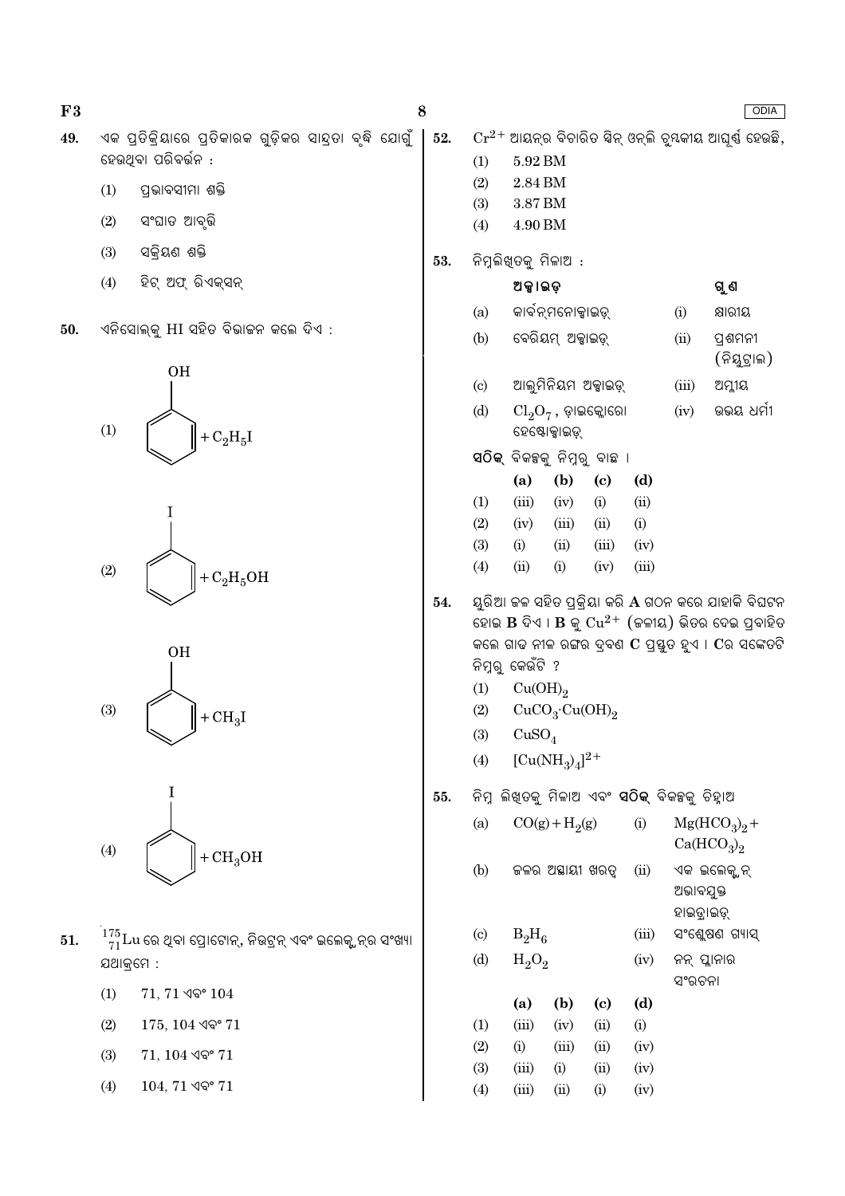49. ଏକ ପ୍ରତିକ୍ରିୟାରେ ପ୍ରତିକାରକ ଗୁଡ଼ିକର ସାନ୍ଦ୍ରତା ବୃଦ୍ଧି ଯୋଗୁଁ ହେଉଥିବା ପରିବର୍ତ୍ତନ :

(1) ପ୍ରଭାବସୀମା ଶକ୍ତି

(2) ସଂଘାତ ଆବୃତ୍ତି

(3) ସକ୍ରିୟଣ ଶକ୍ତି

(4) ହିଟ୍ ଅଫ୍ ରିଏକ୍ସନ୍

50. ଏନିସୋଲ୍‌କୁ HI ସହିତ ବିଭାଜନ କଲେ ଦିଏ :

(1) Phenol (benzene ring with OH) $+ C_2H_5I$

(2) Iodobenzene (benzene ring with I) $+ C_2H_5OH$

(3) Phenol (benzene ring with OH) $+ CH_3I$

(4) Iodobenzene (benzene ring with I) $+ CH_3OH$

51. ${}^{175}_{71}Lu$ ରେ ଥିବା ପ୍ରୋଟୋନ୍, ନିଉଟ୍ରନ୍ ଏବଂ ଇଲେକ୍ଟ୍ରନ୍‌ର ସଂଖ୍ୟା ଯଥାକ୍ରମେ :

(1) 71, 71 ଏବଂ 104

(2) 175, 104 ଏବଂ 71

(3) 71, 104 ଏବଂ 71

(4) 104, 71 ଏବଂ 71

52. $Cr^{2+}$ ଆୟନ୍‌ର ବିଚାରିତ ସ୍ପିନ୍ ଓନ୍‌ଲି ଚୁମ୍ବକୀୟ ଆଘୂର୍ଣ୍ଣ ହେଉଛି,

(1) 5.92 BM

(2) 2.84 BM

(3) 3.87 BM

(4) 4.90 BM

53. ନିମ୍ନଲିଖିତକୁ ମିଳାଅ :

| | ଅକ୍ସାଇଡ୍ | | ଗୁଣ |
|---|---|---|---|
| (a) | କାର୍ବନ୍‌ମନୋକ୍ସାଇଡ୍ | (i) | କ୍ଷାରୀୟ |
| (b) | ବେରିୟମ୍ ଅକ୍ସାଇଡ୍ | (ii) | ପ୍ରଶମନୀ (ନିୟୁଟ୍ରାଲ) |
| (c) | ଆଲୁମିନିୟମ ଅକ୍ସାଇଡ୍ | (iii) | ଅମ୍ଳୀୟ |
| (d) | $Cl_2O_7$, ଡାଇକ୍ଲୋରୋ ହେପ୍ଟୋକ୍ସାଇଡ୍ | (iv) | ଉଭୟ ଧର୍ମୀ |

**ସଠିକ୍** ବିକଳ୍ପକୁ ନିମ୍ନରୁ ବାଛ ।

| | (a) | (b) | (c) | (d) |
|---|---|---|---|---|
| (1) | (iii) | (iv) | (i) | (ii) |
| (2) | (iv) | (iii) | (ii) | (i) |
| (3) | (i) | (ii) | (iii) | (iv) |
| (4) | (ii) | (i) | (iv) | (iii) |

54. ୟୁରିଆ ଜଳ ସହିତ ପ୍ରକ୍ରିୟା କରି **A** ଗଠନ କରେ ଯାହାକି ବିଘଟନ ହୋଇ **B** ଦିଏ । **B** କୁ $Cu^{2+}$ (ଜଳୀୟ) ଭିତର ଦେଇ ପ୍ରବାହିତ କଲେ ଗାଢ ନୀଳ ରଙ୍ଗର ଦ୍ରବଣ **C** ପ୍ରସ୍ତୁତ ହୁଏ । **C**ର ସଙ୍କେତଟି ନିମ୍ନରୁ କେଉଁଟି ?

(1) $Cu(OH)_2$

(2) $CuCO_3 \cdot Cu(OH)_2$

(3) $CuSO_4$

(4) $[Cu(NH_3)_4]^{2+}$

55. ନିମ୍ନ ଲିଖିତକୁ ମିଳାଅ ଏବଂ **ସଠିକ୍** ବିକଳ୍ପକୁ ଚିହ୍ନାଅ

| | | | |
|---|---|---|---|
| (a) | $CO(g) + H_2(g)$ | (i) | $Mg(HCO_3)_2 + Ca(HCO_3)_2$ |
| (b) | ଜଳର ଅସ୍ଥାୟୀ ଖରତ୍ୱ | (ii) | ଏକ ଇଲେକ୍ଟ୍ରନ୍ ଅଭାବଯୁକ୍ତ ହାଇଡ୍ରାଇଡ୍ |
| (c) | $B_2H_6$ | (iii) | ସଂଶ୍ଳେଷଣ ଗ୍ୟାସ୍ |
| (d) | $H_2O_2$ | (iv) | ନନ୍ ପ୍ଲାନାର ସଂରଚନା |

| | (a) | (b) | (c) | (d) |
|---|---|---|---|---|
| (1) | (iii) | (iv) | (ii) | (i) |
| (2) | (i) | (iii) | (ii) | (iv) |
| (3) | (iii) | (i) | (ii) | (iv) |
| (4) | (iii) | (ii) | (i) | (iv) |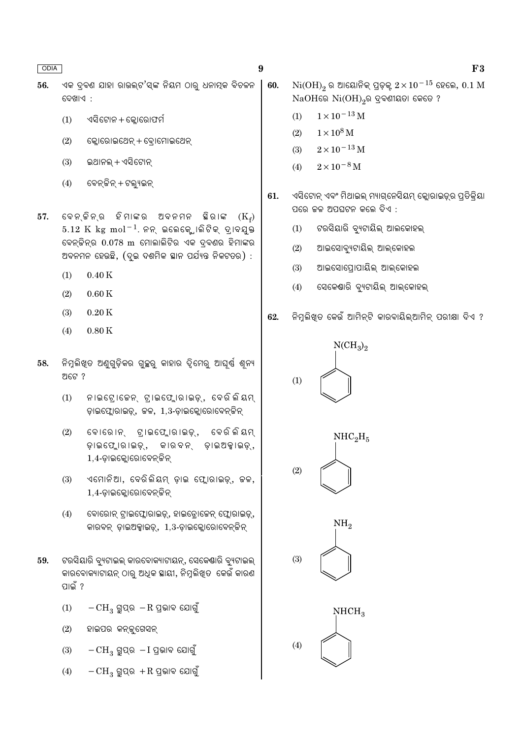56. ଏକ ଦ୍ରବଣ ଯାହା ରାଉଲ୍ଟ'ସ୍‌ଙ୍କ ନିୟମ ଠାରୁ ଧନାତ୍ମକ ବିଚଳନ ଦେଖାଏ :

(1) ଏସିଟୋନ + କ୍ଲୋରୋଫର୍ମ

(2) କ୍ଲୋରୋଇଥେନ୍ + ବ୍ରୋମୋଇଥେନ୍

(3) ଇଥାନଲ୍ + ଏସିଟୋନ୍

(4) ବେନ୍‌ଜିନ୍ + ଟଲ୍ୟୁଇନ୍

57. ବେନ୍‌ଜିନ୍‌ର ହିମାଙ୍କର ଅବନମନ ସ୍ଥିରାଙ୍କ ($K_f$) $5.12 \text{ K kg mol}^{-1}$. ନନ୍ ଇଲେକ୍ଟ୍ରୋଲିଟିକ୍ ଦ୍ରାବଯୁକ୍ତ ବେନ୍‌ଜିନ୍‌ର 0.078 m ମୋଲାଲିଟିର ଏକ ଦ୍ରବଣର ହିମାଙ୍କର ଅବନମନ ହେଉଛି, (ଦୁଇ ଦଶମିକ ସ୍ଥାନ ପର୍ଯ୍ୟନ୍ତ ନିକଟତର) :

(1) 0.40 K

(2) 0.60 K

(3) 0.20 K

(4) 0.80 K

58. ନିମ୍ନଲିଖିତ ଅଣୁଗୁଡ଼ିକର ଗୁଚ୍ଛରୁ କାହାର ଦ୍ୱିମେରୁ ଆଘୂର୍ଣ୍ଣ ଶୂନ୍ୟ ଅଟେ ?

(1) ନାଇଟ୍ରୋଜେନ୍ ଟ୍ରାଇଫ୍ଲୋରାଇଡ୍, ବେରିଲିୟମ୍ ଡ଼ାଇଫ୍ଲୋରାଇଡ୍, ଜଳ, 1,3-ଡ଼ାଇକ୍ଲୋରୋବେନ୍‌ଜିନ୍

(2) ବୋରୋନ୍ ଟ୍ରାଇଫ୍ଲୋରାଇଡ୍, ବେରିଲିୟମ୍ ଡ଼ାଇଫ୍ଲୋରାଇଡ୍, କାରବନ୍ ଡ଼ାଇଅକ୍ସାଇଡ୍, 1,4-ଡ଼ାଇକ୍ଲୋରୋବେନ୍‌ଜିନ୍

(3) ଏମୋନିଆ, ବେରିଲିୟମ୍ ଡ଼ାଇ ଫ୍ଲୋରାଇଡ୍, ଜଳ, 1,4-ଡ଼ାଇକ୍ଲୋରୋବେନ୍‌ଜିନ୍

(4) ବୋରୋନ୍ ଟ୍ରାଇଫ୍ଲୋରାଇଡ୍, ହାଇଡ୍ରୋଜେନ୍ ଫ୍ଲୋରାଇଡ୍, କାରବନ୍ ଡ଼ାଇଅକ୍ସାଇଡ୍, 1,3-ଡ଼ାଇକ୍ଲୋରୋବେନ୍‌ଜିନ୍

59. ଟରସିୟାରି ବ୍ୟୁଟାଇଲ୍ କାରବୋକ୍ୟାଟାୟନ୍, ସେକେଣ୍ଡାରି ବ୍ୟୁଟାଇଲ୍ କାରବୋକ୍ୟାଟାୟନ୍ ଠାରୁ ଅଧିକ ସ୍ଥାୟୀ, ନିମ୍ନଲିଖିତ କେଉଁ କାରଣ ପାଇଁ ?

(1) $-CH_3$ ଗ୍ରୁପ୍‌ର $-R$ ପ୍ରଭାବ ଯୋଗୁଁ

(2) ହାଇପର କନ୍‌ଜୁଗେସନ୍

(3) $-CH_3$ ଗ୍ରୁପ୍‌ର $-I$ ପ୍ରଭାବ ଯୋଗୁଁ

(4) $-CH_3$ ଗ୍ରୁପ୍‌ର $+R$ ପ୍ରଭାବ ଯୋଗୁଁ

60. $Ni(OH)_2$ ର ଆୟୋନିକ୍ ପ୍ରଡ଼କ୍ଟ $2 \times 10^{-15}$ ହେଲେ, 0.1 M NaOHରେ $Ni(OH)_2$ର ଦ୍ରବଣୀୟତା କେତେ ?

(1) $1 \times 10^{-13}$ M

(2) $1 \times 10^{8}$ M

(3) $2 \times 10^{-13}$ M

(4) $2 \times 10^{-8}$ M

61. ଏସିଟୋନ୍ ଏବଂ ମିଥାଇଲ୍ ମ୍ୟାଗ୍‌ନେସିୟମ୍ କ୍ଲୋରାଇଡ୍‌ର ପ୍ରତିକ୍ରିୟା ପରେ ଜଳ ଅପଘଟନ କଲେ ଦିଏ :

(1) ଟରସିୟାରି ବ୍ୟୁଟାୟିଲ୍ ଆଲକୋହଲ୍

(2) ଆଇସୋବ୍ୟୁଟାୟିଲ୍ ଆଲ୍‌କୋହଲ

(3) ଆଇସୋପ୍ରୋପାୟିଲ୍ ଆଲ୍‌କୋହଲ

(4) ସେକେଣ୍ଡାରି ବ୍ୟୁଟାୟିଲ୍ ଆଲ୍‌କୋହଲ୍

62. ନିମ୍ନଲିଖିତ କେଉଁ ଆମିନ୍‌ଟି କାରବାୟିଲ୍‌ଆମିନ୍ ପରୀକ୍ଷା ଦିଏ ?

(1) $C_6H_5N(CH_3)_2$ (benzene ring with $N(CH_3)_2$)

(2) $C_6H_5NHC_2H_5$ (benzene ring with $NHC_2H_5$)

(3) $C_6H_5NH_2$ (benzene ring with $NH_2$)

(4) $C_6H_5NHCH_3$ (benzene ring with $NHCH_3$)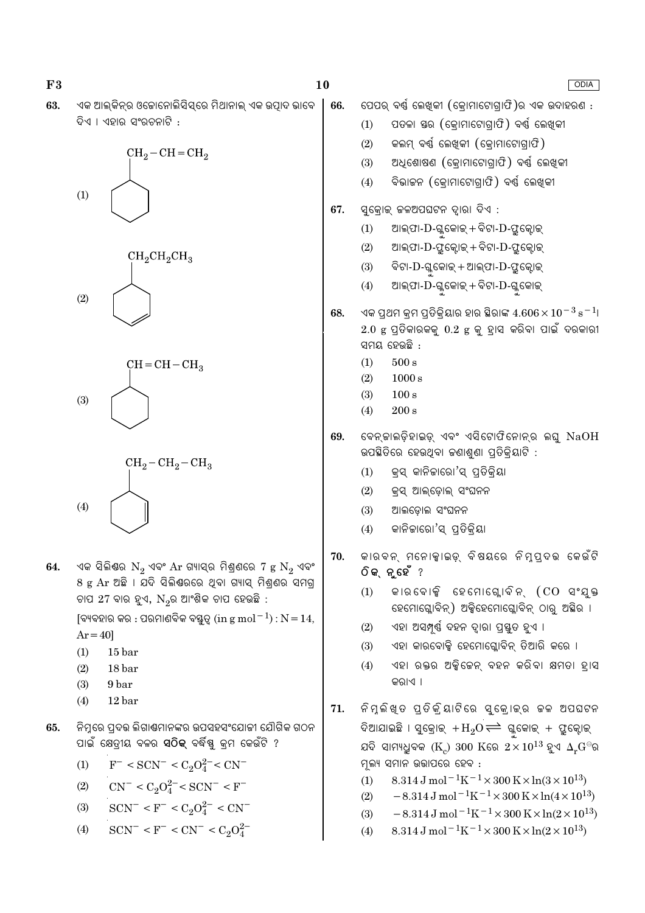63. ଏକ ଆଲ୍‌କିନ୍‌ର ଓଜୋନୋଲିସିସ୍‌ରେ ମିଥାନାଲ୍ ଏକ ଉତ୍ପାଦ ଭାବେ ଦିଏ । ଏହାର ସଂରଚନାଟି :

(1) Cyclohexane ring with substituent $CH_2-CH=CH_2$

(2) Cyclohexene ring with substituent $CH_2CH_2CH_3$

(3) Cyclohexane ring with substituent $CH=CH-CH_3$

(4) Cyclohexene ring with substituent $CH_2-CH_2-CH_3$

64. ଏକ ସିଲିଣ୍ଡର $N_2$ ଏବଂ Ar ଗ୍ୟାସ୍‌ର ମିଶ୍ରଣରେ 7 g $N_2$ ଏବଂ 8 g Ar ଅଛି । ଯଦି ସିଲିଣ୍ଡରରେ ଥିବା ଗ୍ୟାସ୍ ମିଶ୍ରଣର ସମଗ୍ର ଚାପ 27 ବାର ହୁଏ, $N_2$ର ଆଂଶିକ ଚାପ ହେଉଛି :

[ବ୍ୟବହାର କର : ପରମାଣବିକ ବସ୍ତୁତ୍ୱ (in $g\,mol^{-1}$) : N = 14, Ar = 40]

(1) 15 bar
(2) 18 bar
(3) 9 bar
(4) 12 bar

65. ନିମ୍ନରେ ପ୍ରଦତ୍ତ ଲିଗାଣ୍ଡମାନଙ୍କର ଉପସହସଂଯୋଜୀ ଯୌଗିକ ଗଠନ ପାଇଁ କ୍ଷେତ୍ରୀୟ ବଳର **ସଠିକ୍** ବର୍ଦ୍ଧିଷ୍ଣୁ କ୍ରମ କେଉଁଟି ?

(1) $F^- < SCN^- < C_2O_4^{2-} < CN^-$
(2) $CN^- < C_2O_4^{2-} < SCN^- < F^-$
(3) $SCN^- < F^- < C_2O_4^{2-} < CN^-$
(4) $SCN^- < F^- < CN^- < C_2O_4^{2-}$

66. ପେପର୍ ବର୍ଣ୍ଣ ଲେଖିକୀ (କ୍ରୋମାଟୋଗ୍ରାଫି)ର ଏକ ଉଦାହରଣ :

(1) ପତଳା ସ୍ତର (କ୍ରୋମାଟୋଗ୍ରାଫି) ବର୍ଣ୍ଣ ଲେଖିକୀ
(2) କଲମ୍ ବର୍ଣ୍ଣ ଲେଖିକୀ (କ୍ରୋମାଟୋଗ୍ରାଫି)
(3) ଅଧିଶୋଷଣ (କ୍ରୋମାଟୋଗ୍ରାଫି) ବର୍ଣ୍ଣ ଲେଖିକୀ
(4) ବିଭାଜନ (କ୍ରୋମାଟୋଗ୍ରାଫି) ବର୍ଣ୍ଣ ଲେଖିକୀ

67. ସୁକ୍ରୋଜ୍ ଜଳଅପଘଟନ ଦ୍ୱାରା ଦିଏ :

(1) ଆଲ୍‌ଫା-D-ଗ୍ଲୁକୋଜ୍ + ବିଟା-D-ଫ୍ରୁକ୍ଟୋଜ୍
(2) ଆଲ୍‌ଫା-D-ଫ୍ରୁକ୍ଟୋଜ୍ + ବିଟା-D-ଫ୍ରୁକ୍ଟୋଜ୍
(3) ବିଟା-D-ଗ୍ଲୁକୋଜ୍ + ଆଲ୍‌ଫା-D-ଫ୍ରୁକ୍ଟୋଜ୍
(4) ଆଲ୍‌ଫା-D-ଗ୍ଲୁକୋଜ୍ + ବିଟା-D-ଗ୍ଲୁକୋଜ୍

68. ଏକ ପ୍ରଥମ କ୍ରମ ପ୍ରତିକ୍ରିୟାର ହାର ସ୍ଥିରାଙ୍କ $4.606 \times 10^{-3}\,s^{-1}$। 2.0 g ପ୍ରତିକାରକକୁ 0.2 g କୁ ହ୍ରାସ କରିବା ପାଇଁ ଦରକାରୀ ସମୟ ହେଉଛି :

(1) 500 s
(2) 1000 s
(3) 100 s
(4) 200 s

69. ବେନ୍‌ଜାଲଡ଼ିହାଇଡ୍ ଏବଂ ଏସିଟୋଫିନୋନ୍‌ର ଲଘୁ NaOH ଉପସ୍ଥିତିରେ ହେଉଥିବା ଜଣାଶୁଣା ପ୍ରତିକ୍ରିୟାଟି :

(1) କ୍ରସ୍ କାନିଜାରୋ'ସ୍ ପ୍ରତିକ୍ରିୟା
(2) କ୍ରସ୍ ଆଲଡ଼ୋଲ୍ ସଂଘନନ
(3) ଆଲଡ଼ୋଲ ସଂଘନନ
(4) କାନିଜାରୋ'ସ୍ ପ୍ରତିକ୍ରିୟା

70. କାରବନ୍ ମନୋକ୍ସାଇଡ୍ ବିଷୟରେ ନିମ୍ନପ୍ରଦତ୍ତ କେଉଁଟି **ଠିକ୍ ନୁହେଁ** ?

(1) କାରବୋକ୍ସି ହେମୋଗ୍ଲୋବିନ୍ (CO ସଂଯୁକ୍ତ ହେମୋଗ୍ଲୋବିନ୍) ଅକ୍ସିହେମୋଗ୍ଲୋବିନ୍ ଠାରୁ ଅସ୍ଥିର ।
(2) ଏହା ଅସମ୍ପୂର୍ଣ୍ଣ ଦହନ ଦ୍ୱାରା ପ୍ରସ୍ତୁତ ହୁଏ ।
(3) ଏହା କାରବୋକ୍ସି ହେମୋଗ୍ଲୋବିନ୍ ତିଆରି କରେ ।
(4) ଏହା ରକ୍ତର ଅକ୍ସିଜେନ୍ ବହନ କରିବା କ୍ଷମତା ହ୍ରାସ କରାଏ ।

71. ନିମ୍ନଲିଖିତ ପ୍ରତିକ୍ରିୟାଟିରେ ସୁକ୍ରୋଜ୍‌ର ଜଳ ଅପଘଟନ ଦିଆଯାଇଛି । ସୁକ୍ରୋଜ୍ + $H_2O \rightleftharpoons$ ଗ୍ଲୁକୋଜ୍ + ଫ୍ରୁକ୍ଟୋଜ୍ ଯଦି ସାମ୍ୟଧ୍ରୁବକ ($K_c$) 300 K ରେ $2 \times 10^{13}$ ହୁଏ $\Delta_r G^\ominus$ର ମୂଲ୍ୟ ସମାନ ତାପରେ ହେବ :

(1) $8.314\,J\,mol^{-1}K^{-1} \times 300\,K \times \ln(3 \times 10^{13})$
(2) $-8.314\,J\,mol^{-1}K^{-1} \times 300\,K \times \ln(4 \times 10^{13})$
(3) $-8.314\,J\,mol^{-1}K^{-1} \times 300\,K \times \ln(2 \times 10^{13})$
(4) $8.314\,J\,mol^{-1}K^{-1} \times 300\,K \times \ln(2 \times 10^{13})$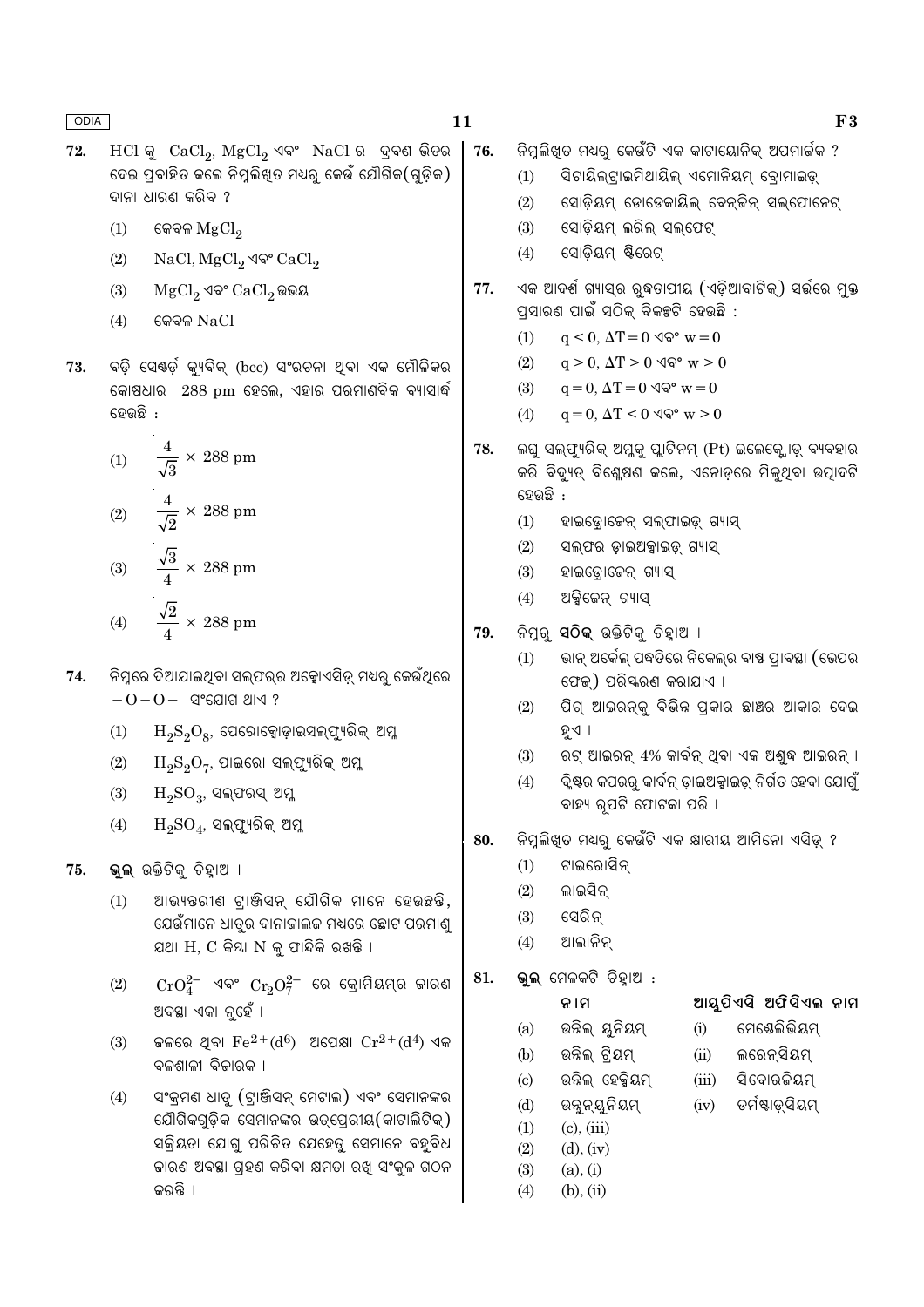72. HCl କୁ $CaCl_2$, $MgCl_2$ ଏବଂ NaCl ର ଦ୍ରବଣ ଭିତର ଦେଇ ପ୍ରବାହିତ କଲେ ନିମ୍ନଲିଖିତ ମଧ୍ୟରୁ କେଉଁ ଯୌଗିକ(ଗୁଡ଼ିକ) ଦାନା ଧାରଣ କରିବ ?

(1) କେବଳ $MgCl_2$

(2) NaCl, $MgCl_2$ ଏବଂ $CaCl_2$

(3) $MgCl_2$ ଏବଂ $CaCl_2$ ଉଭୟ

(4) କେବଳ NaCl

73. ବଡ଼ି ସେଣ୍ଟର୍ଡ଼ କ୍ୟୁବିକ୍ (bcc) ସଂରଚନା ଥିବା ଏକ ମୌଳିକର କୋଷଧାର 288 pm ହେଲେ, ଏହାର ପରମାଣବିକ ବ୍ୟାସାର୍ଦ୍ଧ ହେଉଛି :

(1) $\frac{4}{\sqrt{3}} \times 288$ pm

(2) $\frac{4}{\sqrt{2}} \times 288$ pm

(3) $\frac{\sqrt{3}}{4} \times 288$ pm

(4) $\frac{\sqrt{2}}{4} \times 288$ pm

74. ନିମ୍ନରେ ଦିଆଯାଇଥିବା ସଲ୍‌ଫର୍‌ର ଅକ୍ସୋଏସିଡ୍ ମଧ୍ୟରୁ କେଉଁଥିରେ $-O-O-$ ସଂଯୋଗ ଥାଏ ?

(1) $H_2S_2O_8$, ପେରୋକ୍ସୋଡ଼ାଇସଲ୍‌ଫ୍ୟୁରିକ୍ ଅମ୍ଳ

(2) $H_2S_2O_7$, ପାଇରୋ ସଲ୍‌ଫ୍ୟୁରିକ୍ ଅମ୍ଳ

(3) $H_2SO_3$, ସଲ୍‌ଫରସ୍ ଅମ୍ଳ

(4) $H_2SO_4$, ସଲ୍‌ଫ୍ୟୁରିକ୍ ଅମ୍ଳ

75. **ଭୁଲ** ଉକ୍ତିଟିକୁ ଚିହ୍ନାଅ ।

(1) ଆଭ୍ୟନ୍ତରୀଣ ଟ୍ରାଞ୍ଜିସନ୍ ଯୌଗିକ ମାନେ ହେଉଛନ୍ତି, ଯେଉଁମାନେ ଧାତୁର ଦାନାଜାଲକ ମଧ୍ୟରେ ଛୋଟ ପରମାଣୁ ଯଥା H, C କିମ୍ବା N କୁ ଫାନ୍ଦିକି ରଖନ୍ତି ।

(2) $CrO_4^{2-}$ ଏବଂ $Cr_2O_7^{2-}$ ରେ କ୍ରୋମିୟମ୍‌ର ଜାରଣ ଅବସ୍ଥା ଏକା ନୁହେଁ ।

(3) ଜଳରେ ଥିବା $Fe^{2+}(d^6)$ ଅପେକ୍ଷା $Cr^{2+}(d^4)$ ଏକ ବଳଶାଳୀ ବିଜାରକ ।

(4) ସଂକ୍ରମଣ ଧାତୁ (ଟ୍ରାଞ୍ଜିସନ୍ ମେଟାଲ) ଏବଂ ସେମାନଙ୍କର ଯୌଗିକଗୁଡ଼ିକ ସେମାନଙ୍କର ଉତ୍ପ୍ରେରୀୟ(କାଟାଲିଟିକ୍) ସକ୍ରିୟତା ଯୋଗୁ ପରିଚିତ ଯେହେତୁ ସେମାନେ ବହୁବିଧ ଜାରଣ ଅବସ୍ଥା ଗ୍ରହଣ କରିବା କ୍ଷମତା ରଖି ସଂକୁଳ ଗଠନ କରନ୍ତି ।

76. ନିମ୍ନଲିଖିତ ମଧ୍ୟରୁ କେଉଁଟି ଏକ କାଟାୟୋନିକ୍ ଅପମାର୍ଜକ ?

(1) ସିଟାୟିଲ୍‌ଟ୍ରାଇମିଥାୟିଲ୍ ଏମୋନିୟମ୍ ବ୍ରୋମାଇଡ୍

(2) ସୋଡ଼ିୟମ୍ ଡୋଡେକାୟିଲ୍ ବେନ୍‌ଜିନ୍ ସଲ୍‌ଫୋନେଟ୍

(3) ସୋଡ଼ିୟମ୍ ଲରିଲ୍ ସଲ୍‌ଫେଟ୍

(4) ସୋଡ଼ିୟମ୍ ଷ୍ଟିରେଟ୍

77. ଏକ ଆଦର୍ଶ ଗ୍ୟାସ୍‌ର ରୁଦ୍ଧତାପୀୟ (ଏଡ଼ିଆବାଟିକ୍) ସର୍ତ୍ତରେ ମୁକ୍ତ ପ୍ରସାରଣ ପାଇଁ ସଠିକ୍ ବିକଳ୍ପଟି ହେଉଛି :

(1) $q < 0, \Delta T = 0$ ଏବଂ $w = 0$

(2) $q > 0, \Delta T > 0$ ଏବଂ $w > 0$

(3) $q = 0, \Delta T = 0$ ଏବଂ $w = 0$

(4) $q = 0, \Delta T < 0$ ଏବଂ $w > 0$

78. ଲଘୁ ସଲ୍‌ଫ୍ୟୁରିକ୍ ଅମ୍ଳକୁ ପ୍ଲାଟିନମ୍ (Pt) ଇଲେକ୍ଟ୍ରୋଡ୍ ବ୍ୟବହାର କରି ବିଦ୍ୟୁତ୍ ବିଶ୍ଳେଷଣ କଲେ, ଏନୋଡ଼ରେ ମିଳୁଥିବା ଉତ୍ପାଦଟି ହେଉଛି :

(1) ହାଇଡ୍ରୋଜେନ୍ ସଲ୍‌ଫାଇଡ୍ ଗ୍ୟାସ୍

(2) ସଲ୍‌ଫର ଡ଼ାଇଅକ୍ସାଇଡ୍ ଗ୍ୟାସ୍

(3) ହାଇଡ୍ରୋଜେନ୍ ଗ୍ୟାସ୍

(4) ଅକ୍ସିଜେନ୍ ଗ୍ୟାସ୍

79. ନିମ୍ନରୁ **ସଠିକ୍** ଉକ୍ତିଟିକୁ ଚିହ୍ନାଅ ।

(1) ଭାନ୍ ଅର୍କେଲ୍ ପଦ୍ଧତିରେ ନିକେଲ୍‌ର ବାଷ୍ପ ପ୍ରାବସ୍ଥା (ଭେପର ଫେଜ୍) ପରିଷ୍କରଣ କରାଯାଏ ।

(2) ପିଗ୍ ଆଇରନ୍‌କୁ ବିଭିନ୍ନ ପ୍ରକାର ଛାଞ୍ଚର ଆକାର ଦେଇ ହୁଏ ।

(3) ରଟ୍ ଆଇରନ 4% କାର୍ବନ୍ ଥିବା ଏକ ଅଶୁଦ୍ଧ ଆଇରନ୍ ।

(4) ବ୍ଲିଷ୍ଟର କପରରୁ କାର୍ବନ୍ ଡ଼ାଇଅକ୍ସାଇଡ୍ ନିର୍ଗତ ହେବା ଯୋଗୁଁ ବାହ୍ୟ ରୂପଟି ଫୋଟକା ପରି ।

80. ନିମ୍ନଲିଖିତ ମଧ୍ୟରୁ କେଉଁଟି ଏକ କ୍ଷାରୀୟ ଆମିନୋ ଏସିଡ୍ ?

(1) ଟାଇରୋସିନ୍

(2) ଲାଇସିନ୍

(3) ସେରିନ୍

(4) ଆଲାନିନ୍

81. **ଭୁଲ** ମେଳକଟି ଚିହ୍ନାଅ :

| | ନାମ | | ଆୟୁପିଏସି ଅଫିସିଏଲ ନାମ |
|---|---|---|---|
| (a) | ଉନିଲ୍ ୟୁନିୟମ୍ | (i) | ମେଣ୍ଡେଲିଭିୟମ୍ |
| (b) | ଉନିଲ୍ ଟ୍ରିୟମ୍ | (ii) | ଲରେନ୍‌ସିୟମ୍ |
| (c) | ଉନିଲ୍ ହେକ୍ସିୟମ୍ | (iii) | ସିବୋରଜିୟମ୍ |
| (d) | ଉନୁନ୍‌ୟୁନିୟମ୍ | (iv) | ଡର୍ମଷ୍ଟାଡ୍‌ସିୟମ୍ |

(1) (c), (iii)

(2) (d), (iv)

(3) (a), (i)

(4) (b), (ii)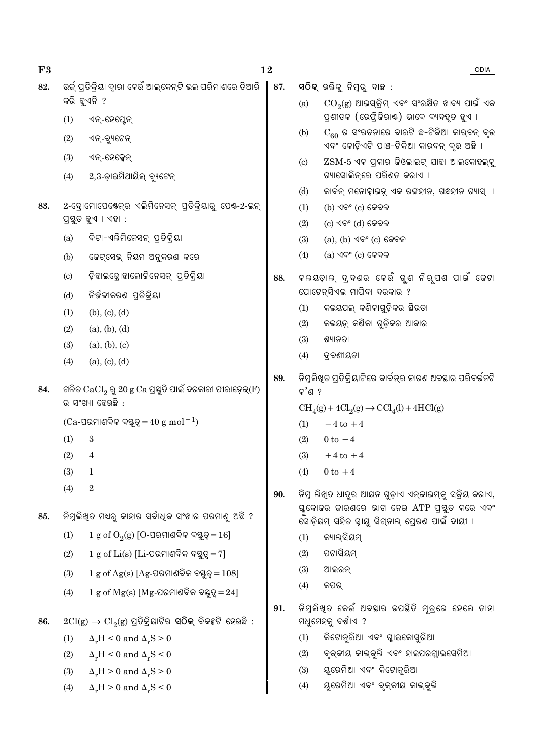82. ଉର୍ଜ୍ ପ୍ରତିକ୍ରିୟା ଦ୍ୱାରା କେଉଁ ଆଲକେନ୍‌ଟି ଭଲ ପରିମାଣରେ ତିଆରି କରି ହୁଏନି ?

(1) ଏନ୍-ହେପ୍ଟେନ୍

(2) ଏନ୍-ବ୍ୟୁଟେନ୍

(3) ଏନ୍-ହେକ୍ସେନ୍

(4) 2,3-ଡ଼ାଇମିଥାୟିଲ୍ ବ୍ୟୁଟେନ୍

83. 2-ବ୍ରୋମୋପେଣ୍ଟେନ୍‌ର ଏଲିମିନେସନ୍ ପ୍ରତିକ୍ରିୟାରୁ ପେଣ୍ଟ-2-ଇନ୍ ପ୍ରସ୍ତୁତ ହୁଏ । ଏହା :

(a) ବିଟା-ଏଲିମିନେସନ୍ ପ୍ରତିକ୍ରିୟା

(b) ଜେଟ୍‌ସେଭ୍ ନିୟମ ଅନୁକରଣ କରେ

(c) ଡ଼ିହାଇଡ୍ରୋହାଲୋଜିନେସନ୍ ପ୍ରତିକ୍ରିୟା

(d) ନିର୍ଜଳୀକରଣ ପ୍ରତିକ୍ରିୟା

(1) (b), (c), (d)

(2) (a), (b), (d)

(3) (a), (b), (c)

(4) (a), (c), (d)

84. ଗଳିତ $CaCl_2$ ରୁ 20 g Ca ପ୍ରସ୍ତୁତି ପାଇଁ ଦରକାରୀ ଫାରାଡ଼େ(F) ର ସଂଖ୍ୟା ହେଉଛି :

(Ca-ପରମାଣବିକ ବସ୍ତୁତ୍ୱ = 40 g $mol^{-1}$)

(1) 3

(2) 4

(3) 1

(4) 2

85. ନିମ୍ନଲିଖିତ ମଧ୍ୟରୁ କାହାର ସର୍ବାଧିକ ସଂଖ୍ୟାର ପରମାଣୁ ଅଛି ?

(1) 1 g of $O_2(g)$ [O-ପରମାଣବିକ ବସ୍ତୁତ୍ୱ = 16]

(2) 1 g of Li(s) [Li-ପରମାଣବିକ ବସ୍ତୁତ୍ୱ = 7]

(3) 1 g of Ag(s) [Ag-ପରମାଣବିକ ବସ୍ତୁତ୍ୱ = 108]

(4) 1 g of Mg(s) [Mg-ପରମାଣବିକ ବସ୍ତୁତ୍ୱ = 24]

86. $2Cl(g) \rightarrow Cl_2(g)$ ପ୍ରତିକ୍ରିୟାଟିର **ସଠିକ୍** ବିକଳ୍ପଟି ହେଉଛି :

(1) $\Delta_r H < 0$ and $\Delta_r S > 0$

(2) $\Delta_r H < 0$ and $\Delta_r S < 0$

(3) $\Delta_r H > 0$ and $\Delta_r S > 0$

(4) $\Delta_r H > 0$ and $\Delta_r S < 0$

87. **ସଠିକ୍** ଉକ୍ତିକୁ ନିମ୍ନରୁ ବାଛ :

(a) $CO_2(g)$ ଆଇସ୍‌କ୍ରିମ୍ ଏବଂ ସଂରକ୍ଷିତ ଖାଦ୍ୟ ପାଇଁ ଏକ ପ୍ରଶୀତକ (ରେଫ୍ରିଜିରାଣ୍ଟ) ଭାବେ ବ୍ୟବହୃତ ହୁଏ ।

(b) $C_{60}$ ର ସଂରଚନାରେ ବାରଟି ଛ-ଟିକିଆ କାର୍ବନ୍ ବୃତ୍ତ ଏବଂ କୋଡ଼ିଏଟି ପାଞ୍ଚ-ଟିକିଆ କାରବନ୍ ବୃତ୍ତ ଅଛି ।

(c) ZSM-5 ଏକ ପ୍ରକାର ଜିଓଲାଇଟ୍ ଯାହା ଆଲକୋହଲ୍‌କୁ ଗ୍ୟାସୋଲିନ୍‌ରେ ପରିଣତ କରାଏ ।

(d) କାର୍ବନ୍ ମନୋକ୍ସାଇଡ୍ ଏକ ରଙ୍ଗହୀନ, ଗନ୍ଧହୀନ ଗ୍ୟାସ୍ ।

(1) (b) ଏବଂ (c) କେବଳ

(2) (c) ଏବଂ (d) କେବଳ

(3) (a), (b) ଏବଂ (c) କେବଳ

(4) (a) ଏବଂ (c) କେବଳ

88. କଲୟଡ଼ାଲ୍ ଦ୍ରବଣର କେଉଁ ଗୁଣ ନିରୂପଣ ପାଇଁ ଜେଟା ପୋଟେନ୍‌ସିଏଲ ମାପିବା ଦରକାର ?

(1) କଲୟପଲ୍ କଣିକାଗୁଡ଼ିକର ସ୍ଥିରତା

(2) କଲୟଡ୍ କଣିକା ଗୁଡ଼ିକର ଆକାର

(3) ଶ୍ୟାନତା

(4) ଦ୍ରବଣୀୟତା

89. ନିମ୍ନଲିଖିତ ପ୍ରତିକ୍ରିୟାଟିରେ କାର୍ବନ୍‌ର ଜାରଣ ଅବସ୍ଥାର ପରିବର୍ତ୍ତନଟି କ'ଣ ?

$CH_4(g) + 4Cl_2(g) \rightarrow CCl_4(l) + 4HCl(g)$

(1) $-4$ to $+4$

(2) 0 to $-4$

(3) $+4$ to $+4$

(4) 0 to $+4$

90. ନିମ୍ନ ଲିଖିତ ଧାତୁର ଆୟନ ଗୁଡ଼ାଏ ଏନ୍‌ଜାଇମ୍‌କୁ ସକ୍ରିୟ କରାଏ, ଗ୍ଲୁକୋଜର ଜାରଣରେ ଭାଗ ନେଇ ATP ପ୍ରସ୍ତୁତ କରେ ଏବଂ ସୋଡ଼ିୟମ୍ ସହିତ ସ୍ନାୟୁ ସିଗ୍ନାଲ୍ ପ୍ରେରଣ ପାଇଁ ଦାୟୀ ।

(1) କ୍ୟାଲସିୟମ୍

(2) ପଟାସିୟମ୍

(3) ଆଇରନ୍

(4) କପର୍

91. ନିମ୍ନଲିଖିତ କେଉଁ ଅବସ୍ଥାର ଉପସ୍ଥିତି ମୂତ୍ରରେ ହେଲେ ତାହା ମଧୁମେହକୁ ଦର୍ଶାଏ ?

(1) କିଟୋନୁରିଆ ଏବଂ ଗ୍ଲାଇକୋସୁରିଆ

(2) ବୃକ୍‌କୀୟ କାଲ୍‌କୁଲି ଏବଂ ହାଇପରଗ୍ଲାଇସେମିଆ

(3) ୟୁରେମିଆ ଏବଂ କିଟୋନୁରିଆ

(4) ୟୁରେମିଆ ଏବଂ ବୃକ୍‌କୀୟ କାଲ୍‌କୁଲି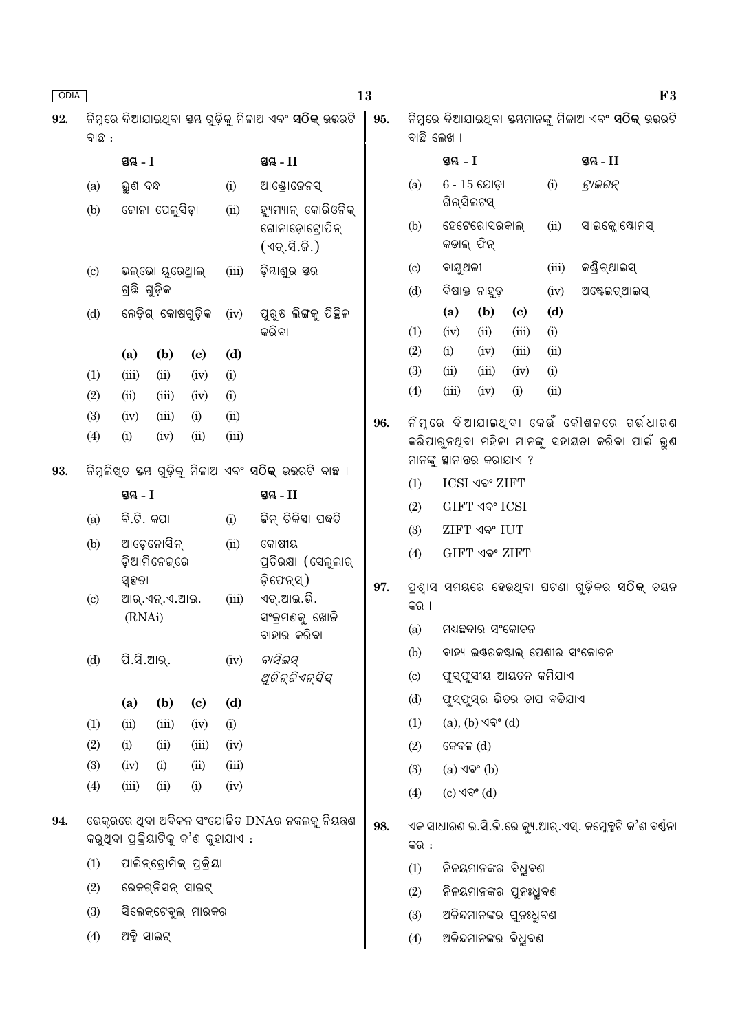**92.** ନିମ୍ନରେ ଦିଆଯାଇଥିବା ସ୍ତମ୍ଭ ଗୁଡ଼ିକୁ ମିଳାଅ ଏବଂ **ସଠିକ୍** ଉତ୍ତରଟି ବାଛ :

| | ସ୍ତମ୍ଭ - I | | ସ୍ତମ୍ଭ - II |
|---|---|---|---|
| (a) | ଭ୍ରୁଣ ବନ୍ଧ | (i) | ଆଣ୍ଡ୍ରୋଜେନସ୍ |
| (b) | ଜୋନା ପେଲୁସିଡ଼ା | (ii) | ହ୍ୟୁମ୍ୟାନ୍ କୋରିଓନିକ୍ ଗୋନାଡ଼ୋଟ୍ରୋପିନ୍ (ଏଚ୍.ସି.ଜି.) |
| (c) | ଭଲ୍‌ଭୋ ୟୁରେଥ୍ରାଲ୍ ଗ୍ରନ୍ଥି ଗୁଡ଼ିକ | (iii) | ଡ଼ିମ୍ବାଣୁର ସ୍ତର |
| (d) | ଲେଡ଼ିଗ୍ କୋଷଗୁଡ଼ିକ | (iv) | ପୁରୁଷ ଲିଙ୍ଗକୁ ପିଚ୍ଛିଳ କରିବା |

| | (a) | (b) | (c) | (d) |
|---|---|---|---|---|
| (1) | (iii) | (ii) | (iv) | (i) |
| (2) | (ii) | (iii) | (iv) | (i) |
| (3) | (iv) | (iii) | (i) | (ii) |
| (4) | (i) | (iv) | (ii) | (iii) |

**93.** ନିମ୍ନଲିଖିତ ସ୍ତମ୍ଭ ଗୁଡ଼ିକୁ ମିଳାଅ ଏବଂ **ସଠିକ୍** ଉତ୍ତରଟି ବାଛ ।

| | ସ୍ତମ୍ଭ - I | | ସ୍ତମ୍ଭ - II |
|---|---|---|---|
| (a) | ବି.ଟି. କପା | (i) | ଜିନ୍ ଚିକିତ୍ସା ପଦ୍ଧତି |
| (b) | ଆଡ଼େନୋସିନ୍ ଡ଼ିଆମିନେଜ୍‌ରେ ସ୍ୱଳ୍ପତା | (ii) | କୋଷୀୟ ପ୍ରତିରକ୍ଷା (ସେଲୁଲାର୍ ଡ଼ିଫେନ୍‌ସ୍) |
| (c) | ଆର୍.ଏନ୍.ଏ.ଆଇ. (RNAi) | (iii) | ଏଚ୍.ଆଇ.ଭି. ସଂକ୍ରମଣକୁ ଖୋଜି ବାହାର କରିବା |
| (d) | ପି.ସି.ଆର୍. | (iv) | *ବାସିଲସ୍ ଥୁରିନ୍‌ଜିଏନ୍‌ସିସ୍* |

| | (a) | (b) | (c) | (d) |
|---|---|---|---|---|
| (1) | (ii) | (iii) | (iv) | (i) |
| (2) | (i) | (ii) | (iii) | (iv) |
| (3) | (iv) | (i) | (ii) | (iii) |
| (4) | (iii) | (ii) | (i) | (iv) |

**94.** ଭେକ୍ଟରରେ ଥିବା ଅବିକଳ ସଂଯୋଜିତ DNAର ନକଲକୁ ନିୟନ୍ତ୍ରଣ କରୁଥିବା ପ୍ରକ୍ରିୟାଟିକୁ କ'ଣ କୁହାଯାଏ :

(1) ପାଲିନ୍‌ଡ୍ରୋମିକ୍ ପ୍ରକ୍ରିୟା

(2) ରେକଗ୍‌ନିସନ୍ ସାଇଟ୍

(3) ସିଲେକ୍‌ଟେବୁଲ୍ ମାରକର

(4) ଅକ୍ସି ସାଇଟ୍

**95.** ନିମ୍ନରେ ଦିଆଯାଇଥିବା ସ୍ତମ୍ଭମାନଙ୍କୁ ମିଳାଅ ଏବଂ **ସଠିକ୍** ଉତ୍ତରଟି ବାଛି ଲେଖ ।

| | ସ୍ତମ୍ଭ - I | | ସ୍ତମ୍ଭ - II |
|---|---|---|---|
| (a) | 6 - 15 ଯୋଡ଼ା ଗିଲ୍‌ସିଲଟସ୍ | (i) | *ଟ୍ରାଇଗନ୍* |
| (b) | ହେଟେରୋସରକାଲ୍ କଡାଲ୍ ଫିନ୍ | (ii) | ସାଇକ୍ଲୋଷ୍ଟୋମସ୍ |
| (c) | ବାୟୁଥଳୀ | (iii) | କଣ୍ଡ୍ରିଚ୍‌ଥାଇସ୍ |
| (d) | ବିଷାକ୍ତ ନାହୁଡ଼ | (iv) | ଅଷ୍ଟେଇଚ୍‌ଥାଇସ୍ |

| | (a) | (b) | (c) | (d) |
|---|---|---|---|---|
| (1) | (iv) | (ii) | (iii) | (i) |
| (2) | (i) | (iv) | (iii) | (ii) |
| (3) | (ii) | (iii) | (iv) | (i) |
| (4) | (iii) | (iv) | (i) | (ii) |

**96.** ନିମ୍ନରେ ଦିଆଯାଇଥିବା କେଉଁ କୌଶଳରେ ଗର୍ଭଧାରଣ କରିପାରୁନଥିବା ମହିଳା ମାନଙ୍କୁ ସହାୟତା କରିବା ପାଇଁ ଭ୍ରୁଣ ମାନଙ୍କୁ ସ୍ଥାନାନ୍ତର କରାଯାଏ ?

(1) ICSI ଏବଂ ZIFT

(2) GIFT ଏବଂ ICSI

(3) ZIFT ଏବଂ IUT

(4) GIFT ଏବଂ ZIFT

**97.** ପ୍ରଶ୍ୱାସ ସମୟରେ ହେଉଥିବା ଘଟଣା ଗୁଡ଼ିକର **ସଠିକ୍** ଚୟନ କର ।

(a) ମଧ୍ୟଛଦାର ସଂକୋଚନ

(b) ବାହ୍ୟ ଇଣ୍ଟରକଷ୍ଟାଲ୍ ପେଶୀର ସଂକୋଚନ

(c) ଫୁସ୍‌ଫୁସୀୟ ଆୟତନ କମିଯାଏ

(d) ଫୁସ୍‌ଫୁସ୍‌ର ଭିତର ଚାପ ବଢ଼ିଯାଏ

(1) (a), (b) ଏବଂ (d)

(2) କେବଳ (d)

(3) (a) ଏବଂ (b)

(4) (c) ଏବଂ (d)

**98.** ଏକ ସାଧାରଣ ଇ.ସି.ଜି.ରେ କ୍ୟୁ.ଆର୍.ଏସ୍. କମ୍ପ୍ଲେକ୍ସଟି କ'ଣ ବର୍ଣ୍ଣନା କର :

(1) ନିଳୟମାନଙ୍କର ବିଧ୍ରୁବଣ

(2) ନିଳୟମାନଙ୍କର ପୁନଃଧ୍ରୁବଣ

(3) ଅଳିନ୍ଦମାନଙ୍କର ପୁନଃଧ୍ରୁବଣ

(4) ଅଳିନ୍ଦମାନଙ୍କର ବିଧ୍ରୁବଣ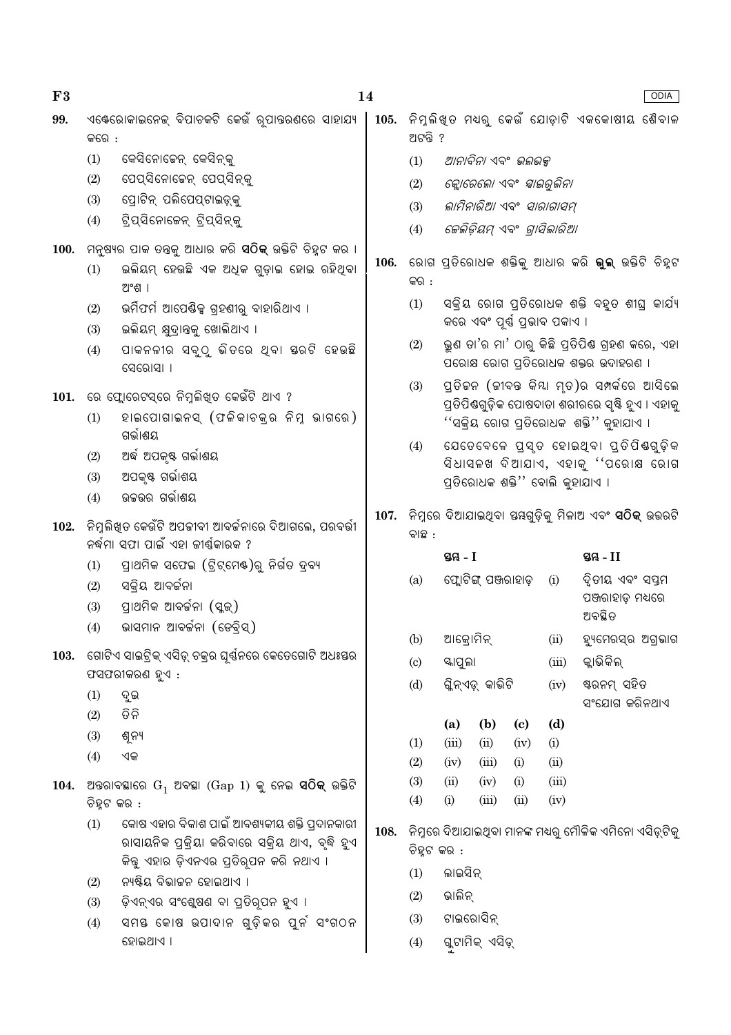99. ଏଣ୍ଟେରୋକାଇନେଜ୍ ବିପାଚକଟି କେଉଁ ରୂପାନ୍ତରଣରେ ସାହାଯ୍ୟ କରେ :

(1) କେସିନୋଜେନ୍ କେସିନ୍‌କୁ

(2) ପେପ୍‌ସିନୋଜେନ୍ ପେପ୍‌ସିନ୍‌କୁ

(3) ପ୍ରୋଟିନ୍ ପଲିପେପ୍‌ଟାଇଡ୍‌କୁ

(4) ଟ୍ରିପ୍‌ସିନୋଜେନ୍ ଟ୍ରିପ୍‌ସିନ୍‌କୁ

100. ମନୁଷ୍ୟର ପାକ ତନ୍ତ୍ରକୁ ଆଧାର କରି **ସଠିକ୍** ଉକ୍ତିଟି ଚିହ୍ନଟ କର ।

(1) ଇଲିୟମ୍ ହେଉଛି ଏକ ଅଧିକ ଗୁଡ଼ାଇ ହୋଇ ରହିଥିବା ଅଂଶ ।

(2) ଭର୍ମିଫର୍ମ ଆପେଣ୍ଡିକ୍ସ ଗ୍ରହଣୀରୁ ବାହାରିଥାଏ ।

(3) ଇଲିୟମ୍ କ୍ଷୁଦ୍ରାନ୍ତ୍ରକୁ ଖୋଲିଥାଏ ।

(4) ପାକନଳୀର ସବୁଠୁ ଭିତରେ ଥିବା ସ୍ତରଟି ହେଉଛି ସେରୋସା ।

101. ରେ ଫ୍ଲୋରେଟ୍‌ସ୍‌ରେ ନିମ୍ନଲିଖିତ କେଉଁଟି ଥାଏ ?

(1) ହାଇପୋଗାଇନସ୍ (ଫଳିକାଚକ୍ରର ନିମ୍ନ ଭାଗରେ) ଗର୍ଭାଶୟ

(2) ଅର୍ଦ୍ଧ ଅପକୃଷ୍ଟ ଗର୍ଭାଶୟ

(3) ଅପକୃଷ୍ଟ ଗର୍ଭାଶୟ

(4) ଉଚ୍ଚତର ଗର୍ଭାଶୟ

102. ନିମ୍ନଲିଖିତ କେଉଁଟି ଅପଜୀବୀ ଆବର୍ଜନାରେ ଦିଆଗଲେ, ପରବର୍ତ୍ତୀ ନର୍ଦ୍ଦମା ସଫା ପାଇଁ ଏହା ଜୀର୍ଣ୍ଣକାରକ ?

(1) ପ୍ରାଥମିକ ସଫେଇ (ଟ୍ରିଟ୍‌ମେଣ୍ଟ)ରୁ ନିର୍ଗତ ଦ୍ରବ୍ୟ

(2) ସକ୍ରିୟ ଆବର୍ଜନା

(3) ପ୍ରାଥମିକ ଆବର୍ଜନା (ସ୍ଲଜ୍)

(4) ଭାସମାନ ଆବର୍ଜନା (ଡେବ୍ରିସ୍)

103. ଗୋଟିଏ ସାଇଟ୍ରିକ୍ ଏସିଡ୍ ଚକ୍ରର ଘୂର୍ଣ୍ଣନରେ କେତେଗୋଟି ଅଧଃସ୍ତର ଫସଫରୀକରଣ ହୁଏ :

(1) ଦୁଇ

(2) ତିନି

(3) ଶୂନ୍ୟ

(4) ଏକ

104. ଅନ୍ତରାବସ୍ଥାରେ $G_1$ ଅବସ୍ଥା (Gap 1) କୁ ନେଇ **ସଠିକ୍** ଉକ୍ତିଟି ଚିହ୍ନଟ କର :

(1) କୋଷ ଏହାର ବିକାଶ ପାଇଁ ଆବଶ୍ୟକୀୟ ଶକ୍ତି ପ୍ରଦାନକାରୀ ରାସାୟନିକ ପ୍ରକ୍ରିୟା କରିବାରେ ସକ୍ରିୟ ଥାଏ, ବୃଦ୍ଧି ହୁଏ କିନ୍ତୁ ଏହାର ଡ଼ିଏନଏର ପ୍ରତିରୂପନ କରି ନଥାଏ ।

(2) ନ୍ୟଷ୍ଟିୟ ବିଭାଜନ ହୋଇଥାଏ ।

(3) ଡ଼ିଏନ୍‌ଏର ସଂଶ୍ଳେଷଣ ବା ପ୍ରତିରୂପନ ହୁଏ ।

(4) ସମସ୍ତ କୋଷ ଉପାଦାନ ଗୁଡ଼ିକର ପୁର୍ନ ସଂଗଠନ ହୋଇଥାଏ ।

105. ନିମ୍ନଲିଖିତ ମଧ୍ୟରୁ କେଉଁ ଯୋଡ଼ାଟି ଏକକୋଷୀୟ ଶୈବାଳ ଅଟନ୍ତି ?

(1) *ଆନାବିନା ଏବଂ ଭଲଭକ୍ସ*

(2) *କ୍ଲୋରେଲୋ ଏବଂ ସ୍ପାଇରୁଲିନା*

(3) *ଲାମିନାରିଆ ଏବଂ ସାରାଗାସମ୍*

(4) *ଜେଲିଡ଼ିୟମ୍ ଏବଂ ଗ୍ରାସିଲାରିଆ*

106. ରୋଗ ପ୍ରତିରୋଧକ ଶକ୍ତିକୁ ଆଧାର କରି **ଭୁଲ୍** ଉକ୍ତିଟି ଚିହ୍ନଟ କର :

(1) ସକ୍ରିୟ ରୋଗ ପ୍ରତିରୋଧକ ଶକ୍ତି ବହୁତ ଶୀଘ୍ର କାର୍ଯ୍ୟ କରେ ଏବଂ ପୂର୍ଣ୍ଣ ପ୍ରଭାବ ପକାଏ ।

(2) ଭ୍ରୂଣ ତା'ର ମା' ଠାରୁ କିଛି ପ୍ରତିପିଣ୍ଡ ଗ୍ରହଣ କରେ, ଏହା ପରୋକ୍ଷ ରୋଗ ପ୍ରତିରୋଧକ ଶକ୍ତର ଉଦାହରଣ ।

(3) ପ୍ରତିଜନ (ଜୀବନ୍ତ କିମ୍ବା ମୃତ)ର ସମ୍ପର୍କରେ ଆସିଲେ ପ୍ରତିପିଣ୍ଡଗୁଡ଼ିକ ପୋଷଦାତା ଶରୀରରେ ସୃଷ୍ଟି ହୁଏ । ଏହାକୁ "ସକ୍ରିୟ ରୋଗ ପ୍ରତିରୋଧକ ଶକ୍ତି" କୁହାଯାଏ ।

(4) ଯେତେବେଳେ ପ୍ରସ୍ତୁତ ହୋଇଥିବା ପ୍ରତିପିଣ୍ଡଗୁଡ଼ିକ ସିଧାସଳଖ ଦିଆଯାଏ, ଏହାକୁ "ପରୋକ୍ଷ ରୋଗ ପ୍ରତିରୋଧକ ଶକ୍ତି" ବୋଲି କୁହାଯାଏ ।

107. ନିମ୍ନରେ ଦିଆଯାଇଥିବା ସ୍ତମ୍ଭଗୁଡ଼ିକୁ ମିଳାଅ ଏବଂ **ସଠିକ୍** ଉତ୍ତରଟି ବାଛ :

| | ସ୍ତମ୍ଭ - I | | ସ୍ତମ୍ଭ - II |
|---|---|---|---|
| (a) | ଫ୍ଲୋଟିଙ୍ଗ୍ ପଞ୍ଜରାହାଡ଼ | (i) | ଦ୍ୱିତୀୟ ଏବଂ ସପ୍ତମ ପଞ୍ଜରାହାଡ଼ ମଧ୍ୟରେ ଅବସ୍ଥିତ |
| (b) | ଆକ୍ରୋମିନ୍ | (ii) | ହ୍ୟୁମେରସ୍‌ର ଅଗ୍ରଭାଗ |
| (c) | ସ୍କାପୁଲା | (iii) | କ୍ଲାଭିକିଲ୍ |
| (d) | ଗ୍ଲିନ୍‌ଏଡ୍ କାଭିଟି | (iv) | ଷ୍ଟରନମ୍ ସହିତ ସଂଯୋଗ କରିନଥାଏ |

| | (a) | (b) | (c) | (d) |
|---|---|---|---|---|
| (1) | (iii) | (ii) | (iv) | (i) |
| (2) | (iv) | (iii) | (i) | (ii) |
| (3) | (ii) | (iv) | (i) | (iii) |
| (4) | (i) | (iii) | (ii) | (iv) |

108. ନିମ୍ନରେ ଦିଆଯାଇଥିବା ମାନଙ୍କ ମଧ୍ୟରୁ ମୌଳିକ ଏମିନୋ ଏସିଡ୍‌ଟିକୁ ଚିହ୍ନଟ କର :

(1) ଲାଇସିନ୍

(2) ଭାଲିନ୍

(3) ଟାଇରୋସିନ୍

(4) ଗ୍ଲୁଟାମିକ୍ ଏସିଡ୍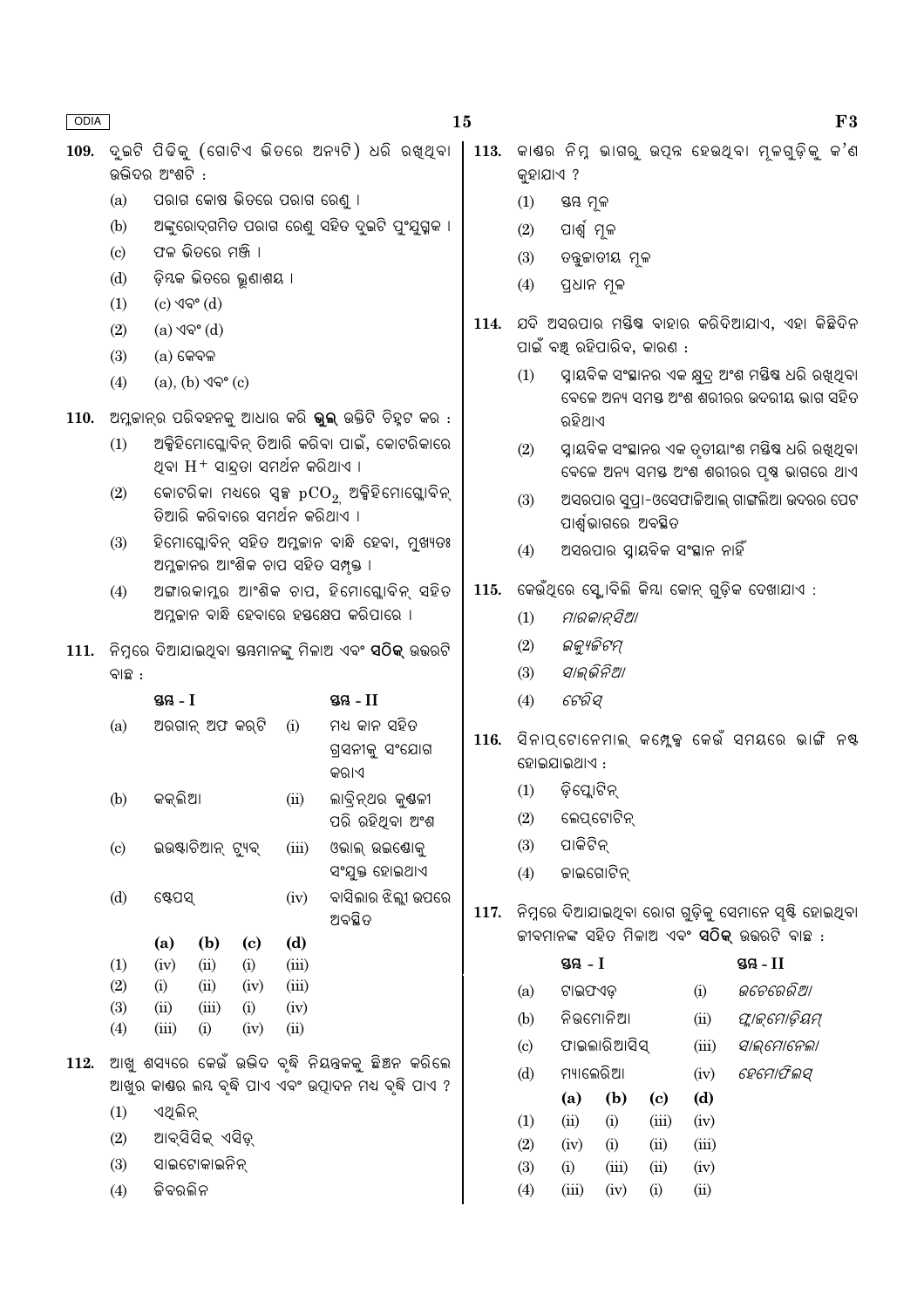**109.** ଦୁଇଟି ପିଢ଼ିକୁ (ଗୋଟିଏ ଭିତରେ ଅନ୍ୟଟି) ଧରି ରଖିଥିବା ଉଦ୍ଭିଦର ଅଂଶଟି :

(a) ପରାଗ କୋଷ ଭିତରେ ପରାଗ ରେଣୁ ।

(b) ଅଙ୍କୁରୋଦ୍‌ଗମିତ ପରାଗ ରେଣୁ ସହିତ ଦୁଇଟି ପୁଂଯୁଗ୍ମକ ।

(c) ଫଳ ଭିତରେ ମଞ୍ଜି ।

(d) ଡ଼ିମ୍ବକ ଭିତରେ ଭ୍ରୂଣାଶୟ ।

(1) (c) ଏବଂ (d)

(2) (a) ଏବଂ (d)

(3) (a) କେବଳ

(4) (a), (b) ଏବଂ (c)

**110.** ଅମ୍ଳଜାନ୍‌ର ପରିବହନକୁ ଆଧାର କରି **ଭୁଲ** ଉକ୍ତିଟି ଚିହ୍ନଟ କର :

(1) ଅକ୍ସିହିମୋଗ୍ଲୋବିନ୍ ତିଆରି କରିବା ପାଇଁ, କୋଟରିକାରେ ଥିବା $H^+$ ସାନ୍ଦ୍ରତା ସମର୍ଥନ କରିଥାଏ ।

(2) କୋଟରିକା ମଧ୍ୟରେ ସ୍ୱଳ୍ପ $pCO_2$ ଅକ୍ସିହିମୋଗ୍ଲୋବିନ୍ ତିଆରି କରିବାରେ ସମର୍ଥନ କରିଥାଏ ।

(3) ହିମୋଗ୍ଲୋବିନ୍ ସହିତ ଅମ୍ଳଜାନ ବାନ୍ଧି ହେବା, ମୁଖ୍ୟତଃ ଅମ୍ଳଜାନର ଆଂଶିକ ଚାପ ସହିତ ସମ୍ପୃକ୍ତ ।

(4) ଅଙ୍ଗାରକାମ୍ଳର ଆଂଶିକ ଚାପ, ହିମୋଗ୍ଲୋବିନ୍ ସହିତ ଅମ୍ଳଜାନ ବାନ୍ଧି ହେବାରେ ହସ୍ତକ୍ଷେପ କରିପାରେ ।

**111.** ନିମ୍ନରେ ଦିଆଯାଇଥିବା ସ୍ତମ୍ଭମାନଙ୍କୁ ମିଳାଅ ଏବଂ **ସଠିକ୍** ଉତ୍ତରଟି ବାଛ :

| | ସ୍ତମ୍ଭ - I | | ସ୍ତମ୍ଭ - II |
|---|---|---|---|
| (a) | ଅରଗାନ୍ ଅଫ କର୍‌ଟି | (i) | ମଧ୍ୟ କାନ ସହିତ ଗ୍ରସନୀକୁ ସଂଯୋଗ କରାଏ |
| (b) | କକ୍‌ଲିଆ | (ii) | ଲାବ୍ରିନ୍‌ଥର କୁଣ୍ଡଳୀ ପରି ରହିଥିବା ଅଂଶ |
| (c) | ଇଉଷ୍ଟାଚିଆନ୍ ଟ୍ୟୁବ୍ | (iii) | ଓଭାଲ୍ ଉଇଣ୍ଡୋକୁ ସଂଯୁକ୍ତ ହୋଇଥାଏ |
| (d) | ଷ୍ଟେପସ୍ | (iv) | ବାସିଲାର ଝିଲ୍ଲୀ ଉପରେ ଅବସ୍ଥିତ |

| | (a) | (b) | (c) | (d) |
|---|---|---|---|---|
| (1) | (iv) | (ii) | (i) | (iii) |
| (2) | (i) | (ii) | (iv) | (iii) |
| (3) | (ii) | (iii) | (i) | (iv) |
| (4) | (iii) | (i) | (iv) | (ii) |

**112.** ଆଖୁ ଶସ୍ୟରେ କେଉଁ ଉଦ୍ଭିଦ ବୃଦ୍ଧି ନିୟନ୍ତ୍ରକକୁ ଛିଞ୍ଚନ କରିଲେ ଆଖୁର କାଣ୍ଡର ଲମ୍ବ ବୃଦ୍ଧି ପାଏ ଏବଂ ଉତ୍ପାଦନ ମଧ୍ୟ ବୃଦ୍ଧି ପାଏ ?

(1) ଏଥିଲିନ୍

(2) ଆବ୍‌ସିସିକ୍ ଏସିଡ୍

(3) ସାଇଟୋକାଇନିନ୍

(4) ଜିବରଲିନ

**113.** କାଣ୍ଡର ନିମ୍ନ ଭାଗରୁ ଉତ୍ପନ୍ନ ହେଉଥିବା ମୂଳଗୁଡ଼ିକୁ କ'ଣ କୁହାଯାଏ ?

(1) ସ୍ତମ୍ଭ ମୂଳ

(2) ପାର୍ଶ୍ୱ ମୂଳ

(3) ତନ୍ତୁକାତୀୟ ମୂଳ

(4) ପ୍ରଧାନ ମୂଳ

**114.** ଯଦି ଅସରପାର ମସ୍ତିଷ୍କ ବାହାର କରିଦିଆଯାଏ, ଏହା କିଛିଦିନ ପାଇଁ ବଞ୍ଚି ରହିପାରିବ, କାରଣ :

(1) ସ୍ନାୟବିକ ସଂସ୍ଥାନର ଏକ କ୍ଷୁଦ୍ର ଅଂଶ ମସ୍ତିଷ୍କ ଧରି ରଖିଥିବା ବେଳେ ଅନ୍ୟ ସମସ୍ତ ଅଂଶ ଶରୀରର ଉଦରୀୟ ଭାଗ ସହିତ ରହିଥାଏ

(2) ସ୍ନାୟବିକ ସଂସ୍ଥାନର ଏକ ତୃତୀୟାଂଶ ମସ୍ତିଷ୍କ ଧରି ରଖିଥିବା ବେଳେ ଅନ୍ୟ ସମସ୍ତ ଅଂଶ ଶରୀରର ପୃଷ୍ଠ ଭାଗରେ ଥାଏ

(3) ଅସରପାର ସୁପ୍ରା-ଓସେଫାଜିଆଲ୍ ଗାଙ୍ଗଲିଆ ଉଦରର ପେଟ ପାର୍ଶ୍ୱଭାଗରେ ଅବସ୍ଥିତ

(4) ଅସରପାର ସ୍ନାୟବିକ ସଂସ୍ଥାନ ନାହିଁ

**115.** କେଉଁଥିରେ ସ୍ଲୋବିଲି କିମ୍ୱା କୋନ୍ ଗୁଡ଼ିକ ଦେଖାଯାଏ :

(1) *ମାରକାନ୍‌ସିଆ*

(2) *ଇକ୍ୟୁଜିଟମ୍*

(3) *ସାଲ୍‌ଭିନିଆ*

(4) *ଟେରିସ୍*

**116.** ସିନାପ୍‌ଟୋନେମାଲ୍ କମ୍ପ୍ଲେକ୍ସ କେଉଁ ସମୟରେ ଭାଙ୍ଗି ନଷ୍ଟ ହୋଇଯାଇଥାଏ :

(1) ଡ଼ିପ୍ଲୋଟିନ୍

(2) ଲେପ୍‌ଟୋଟିନ୍

(3) ପାକିଟିନ୍

(4) ଜାଇଗୋଟିନ୍

**117.** ନିମ୍ନରେ ଦିଆଯାଇଥିବା ରୋଗ ଗୁଡ଼ିକୁ ସେମାନେ ସୃଷ୍ଟି ହୋଇଥିବା ଜୀବମାନଙ୍କ ସହିତ ମିଳାଅ ଏବଂ **ସଠିକ୍** ଉତ୍ତରଟି ବାଛ :

| | ସ୍ତମ୍ଭ - I | | ସ୍ତମ୍ଭ - II |
|---|---|---|---|
| (a) | ଟାଇଫଏଡ଼ | (i) | *ଉଚେରେରିଆ* |
| (b) | ନିଉମୋନିଆ | (ii) | *ପ୍ଲାଜ୍‌ମୋଡ଼ିୟମ୍* |
| (c) | ଫାଇଲାରିଆସିସ୍ | (iii) | *ସାଲ୍‌ମୋନେଲା* |
| (d) | ମ୍ୟାଲେରିଆ | (iv) | *ହେମୋଫିଲସ୍* |

| | (a) | (b) | (c) | (d) |
|---|---|---|---|---|
| (1) | (ii) | (i) | (iii) | (iv) |
| (2) | (iv) | (i) | (ii) | (iii) |
| (3) | (i) | (iii) | (ii) | (iv) |
| (4) | (iii) | (iv) | (i) | (ii) |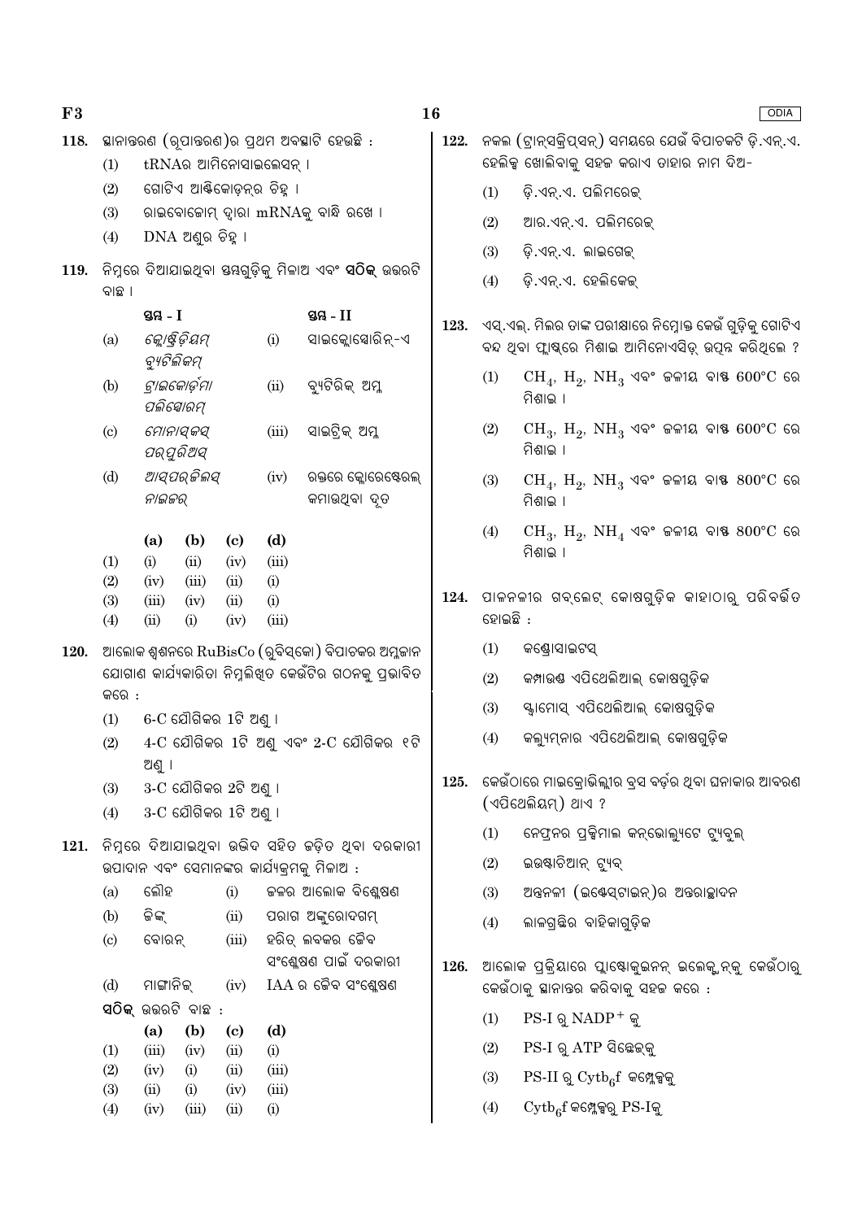**118.** ସ୍ଥାନାନ୍ତରଣ (ରୂପାନ୍ତରଣ)ର ପ୍ରଥମ ଅବସ୍ଥାଟି ହେଉଛି :

(1) tRNAର ଆମିନୋସାଇଲେସନ୍ ।

(2) ଗୋଟିଏ ଆଣ୍ଟିକୋଡ଼ନ୍‌ର ଚିହ୍ନ ।

(3) ରାଇବୋଜୋମ୍ ଦ୍ୱାରା mRNAକୁ ବାନ୍ଧି ରଖେ ।

(4) DNA ଅଣୁର ଚିହ୍ନ ।

**119.** ନିମ୍ନରେ ଦିଆଯାଇଥିବା ସ୍ତମ୍ଭଗୁଡ଼ିକୁ ମିଳାଅ ଏବଂ **ସଠିକ୍** ଉତ୍ତରଟି ବାଛ ।

| | ସ୍ତମ୍ଭ - I | | ସ୍ତମ୍ଭ - II |
|---|---|---|---|
| (a) | *କ୍ଲୋଷ୍ଟ୍ରିଡ଼ିୟମ୍ ବ୍ୟୁଟିଲିକମ୍* | (i) | ସାଇକ୍ଲୋସୋରିନ୍-ଏ |
| (b) | *ଟ୍ରାଇକୋଡ଼ର୍ମା ପଲିସ୍ପୋରମ୍* | (ii) | ବ୍ୟୁଟିରିକ୍ ଅମ୍ଳ |
| (c) | *ମୋନାସ୍କସ୍ ପର୍‌ପୁରିଅସ୍* | (iii) | ସାଇଟ୍ରିକ୍ ଅମ୍ଳ |
| (d) | *ଆସ୍‌ପର୍‌ଜିଲସ୍ ନାଇଜର୍* | (iv) | ରକ୍ତରେ କ୍ଲୋରେଷ୍ଟେରଲ୍ କମାଉଥିବା ଦୂତ |

| | (a) | (b) | (c) | (d) |
|---|---|---|---|---|
| (1) | (i) | (ii) | (iv) | (iii) |
| (2) | (iv) | (iii) | (ii) | (i) |
| (3) | (iii) | (iv) | (ii) | (i) |
| (4) | (ii) | (i) | (iv) | (iii) |

**120.** ଆଲୋକ ଶ୍ୱଶନରେ RuBisCo (ରୁବିସ୍‌କୋ) ବିପାଚକର ଅମ୍ଳଜାନ ଯୋଗାଣ କାର୍ଯ୍ୟକାରିତା ନିମ୍ନଲିଖିତ କେଉଁଟିର ଗଠନକୁ ପ୍ରଭାବିତ କରେ :

(1) 6-C ଯୌଗିକର 1ଟି ଅଣୁ ।

(2) 4-C ଯୌଗିକର 1ଟି ଅଣୁ ଏବଂ 2-C ଯୌଗିକର ୧ଟି ଅଣୁ ।

(3) 3-C ଯୌଗିକର 2ଟି ଅଣୁ ।

(4) 3-C ଯୌଗିକର 1ଟି ଅଣୁ ।

**121.** ନିମ୍ନରେ ଦିଆଯାଇଥିବା ଉଦ୍ଭିଦ ସହିତ ଜଡ଼ିତ ଥିବା ଦରକାରୀ ଉପାଦାନ ଏବଂ ସେମାନଙ୍କର କାର୍ଯ୍ୟକ୍ରମକୁ ମିଳାଅ :

| | | | |
|---|---|---|---|
| (a) | ଲୌହ | (i) | ଜଳର ଆଲୋକ ବିଶ୍ଳେଷଣ |
| (b) | ଜିଙ୍କ୍ | (ii) | ପରାଗ ଅଙ୍କୁରୋଦଗମ୍ |
| (c) | ବୋରନ୍ | (iii) | ହରିତ୍ ଲବକର ଜୈବ ସଂଶ୍ଳେଷଣ ପାଇଁ ଦରକାରୀ |
| (d) | ମାଙ୍ଗାନିଜ୍ | (iv) | IAA ର ଜୈବ ସଂଶ୍ଳେଷଣ |

**ସଠିକ୍** ଉତ୍ତରଟି ବାଛ :

| | (a) | (b) | (c) | (d) |
|---|---|---|---|---|
| (1) | (iii) | (iv) | (ii) | (i) |
| (2) | (iv) | (i) | (ii) | (iii) |
| (3) | (ii) | (i) | (iv) | (iii) |
| (4) | (iv) | (iii) | (ii) | (i) |

**122.** ନକଲ (ଟ୍ରାନ୍‌ସକ୍ରିପ୍‌ସନ୍) ସମୟରେ ଯେଉଁ ବିପାଚକଟି ଡ଼ି.ଏନ୍.ଏ. ହେଲିକ୍ସ ଖୋଲିବାକୁ ସହଜ କରାଏ ତାହାର ନାମ ଦିଅ-

(1) ଡ଼ି.ଏନ୍.ଏ. ପଲିମରେଜ୍

(2) ଆର.ଏନ୍.ଏ. ପଲିମରେଜ୍

(3) ଡ଼ି.ଏନ୍.ଏ. ଲାଇଗେଜ୍

(4) ଡ଼ି.ଏନ୍.ଏ. ହେଲିକେଜ୍

**123.** ଏସ୍.ଏଲ୍. ମିଲର ତାଙ୍କ ପରୀକ୍ଷାରେ ନିମ୍ନୋକ୍ତ କେଉଁ ଗୁଡ଼ିକୁ ଗୋଟିଏ ବନ୍ଦ ଥିବା ଫ୍ଲାସ୍କରେ ମିଶାଇ ଆମିନୋଏସିଡ୍ ଉତ୍ପନ୍ନ କରିଥିଲେ ?

(1) $CH_4$, $H_2$, $NH_3$ ଏବଂ ଜଳୀୟ ବାଷ୍ପ 600°C ରେ ମିଶାଇ ।

(2) $CH_3$, $H_2$, $NH_3$ ଏବଂ ଜଳୀୟ ବାଷ୍ପ 600°C ରେ ମିଶାଇ ।

(3) $CH_4$, $H_2$, $NH_3$ ଏବଂ ଜଳୀୟ ବାଷ୍ପ 800°C ରେ ମିଶାଇ ।

(4) $CH_3$, $H_2$, $NH_4$ ଏବଂ ଜଳୀୟ ବାଷ୍ପ 800°C ରେ ମିଶାଇ ।

**124.** ପାକନଳୀର ଗବ୍‌ଲେଟ୍ କୋଷଗୁଡ଼ିକ କାହାଠାରୁ ପରିବର୍ତ୍ତିତ ହୋଇଛି :

(1) କଣ୍ଡ୍ରୋସାଇଟସ୍

(2) କମ୍ପାଉଣ୍ଡ ଏପିଥେଲିଆଲ୍ କୋଷଗୁଡ଼ିକ

(3) ସ୍କ୍ୱାମୋସ୍ ଏପିଥେଲିଆଲ୍ କୋଷଗୁଡ଼ିକ

(4) କଲ୍ୟୁମ୍‌ନାର ଏପିଥେଲିଆଲ୍ କୋଷଗୁଡ଼ିକ

**125.** କେଉଁଠାରେ ମାଇକ୍ରୋଭିଲ୍ଲୀର ବ୍ରସ ବର୍ଡ଼ର ଥିବା ଘନାକାର ଆବରଣ (ଏପିଥେଲିୟମ୍) ଥାଏ ?

(1) ନେଫ୍ରନର ପ୍ରକ୍ସିମାଲ କନ୍‌ଭୋଲ୍ୟୁଟେ ଟ୍ୟୁବୁଲ୍

(2) ଇଉଷ୍ଟାଚିଆନ୍ ଟ୍ୟୁବ୍

(3) ଅନ୍ତନଳୀ (ଇଣ୍ଟେସ୍‌ଟାଇନ୍)ର ଅନ୍ତରାଚ୍ଛାଦନ

(4) ଲାଳଗ୍ରନ୍ଥିର ବାହିକାଗୁଡ଼ିକ

**126.** ଆଲୋକ ପ୍ରକ୍ରିୟାରେ ପ୍ଲାଷ୍ଟୋକୁଇନନ୍ ଇଲେକ୍ଟ୍ରନ୍‌କୁ କେଉଁଠାରୁ କେଉଁଠାକୁ ସ୍ଥାନାନ୍ତର କରିବାକୁ ସହଜ କରେ :

(1) PS-I ରୁ $NADP^+$ କୁ

(2) PS-I ରୁ ATP ସିନ୍ଥେଜ୍‌କୁ

(3) PS-II ରୁ $Cytb_6f$ କମ୍ପ୍ଲେକ୍ସକୁ

(4) $Cytb_6f$ କମ୍ପ୍ଲେକ୍ସରୁ PS-Iକୁ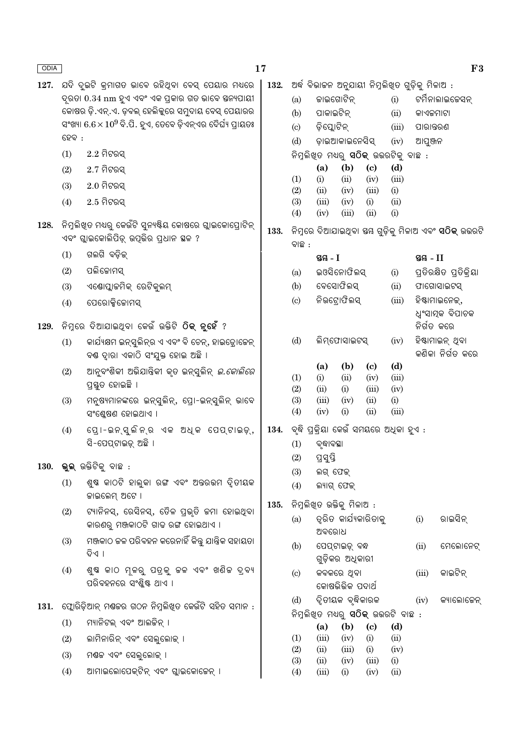127. ଯଦି ଦୁଇଟି କ୍ରମାଗତ ଭାବେ ରହିଥିବା ବେସ୍ ପେୟାର ମଧ୍ୟରେ ଦୂରତା 0.34 nm ହୁଏ ଏବଂ ଏକ ପ୍ରକାର ଗତ ଭାବେ ସ୍ତନ୍ୟପାୟୀ କୋଷର ଡ଼ି.ଏନ୍.ଏ. ଡ଼ବଲ୍ ହେଲିକ୍ସରେ ସମୁଦାୟ ବେସ୍ ପେୟାରର ସଂଖ୍ୟା $6.6 \times 10^9$ ବି.ପି. ହୁଏ, ତେବେ ଡ଼ିଏନ୍ଏର ଦୈର୍ଘ୍ୟ ପ୍ରାୟତଃ ହେବ :

(1) 2.2 ମିଟରସ୍

(2) 2.7 ମିଟରସ୍

(3) 2.0 ମିଟରସ୍

(4) 2.5 ମିଟରସ୍

128. ନିମ୍ନଲିଖିତ ମଧ୍ୟରୁ କେଉଁଟି ସୁନ୍ୟଷ୍ଟିୟ କୋଷରେ ଗ୍ଲାଇକୋପ୍ରୋଟିନ୍ ଏବଂ ଗ୍ଲାଇକୋଲିପିଡ଼୍ ଉତ୍ପତ୍ତିର ପ୍ରଧାନ ସ୍ଥଳ ?

(1) ଗଲଗି ବଡ଼ିଜ୍

(2) ପଲିଜୋମସ୍

(3) ଏଣ୍ଡୋପ୍ଲାଜମିକ୍ ରେଟିକୁଲମ୍

(4) ପେରୋକ୍ସିଜୋମସ୍

129. ନିମ୍ନରେ ଦିଆଯାଇଥିବା କେଉଁ ଉକ୍ତିଟି **ଠିକ୍ ନୁହେଁ** ?

(1) କାର୍ଯ୍ୟକ୍ଷମ ଇନ୍ସୁଲିନ୍‌ର ଏ ଏବଂ ବି ଚେନ୍, ହାଇଡ୍ରୋଜେନ୍ ବଣ୍ଡ ଦ୍ୱାରା ଏକାଠି ସଂଯୁକ୍ତ ହୋଇ ଅଛି ।

(2) ଆନୁବଂଶିକୀ ଅଭିଯାନ୍ତ୍ରିକୀ କୃତ ଇନ୍ସୁଲିନ୍ *ଇ.କୋଲିରେ* ପ୍ରସ୍ତୁତ ହୋଇଛି ।

(3) ମନୁଷ୍ୟମାନଙ୍କରେ ଇନ୍ସୁଲିନ୍, ପ୍ରୋ-ଇନ୍ସୁଲିନ୍ ଭାବେ ସଂଶ୍ଳେଷଣ ହୋଇଥାଏ ।

(4) ପ୍ରୋ-ଇନ୍ସୁଲିନ୍‌ର ଏକ ଅଧିକ ପେପ୍‌ଟାଇଡ୍, ସି-ପେପ୍‌ଟାଇଡ୍ ଅଛି ।

130. **ଭୁଲ୍** ଉକ୍ତିଟିକୁ ବାଛ :

(1) ଶୁଷ୍କ କାଠଟି ହାଲୁକା ରଙ୍ଗ ଏବଂ ଅନ୍ତରତମ ଦ୍ୱିତୀୟକ ଜାଇଲେମ୍ ଅଟେ ।

(2) ଟ୍ୟାନିନସ୍, ରେସିନସ୍, ତୈଳ ପ୍ରଭୃତି ଜମା ହୋଇଥିବା କାରଣରୁ ମଞ୍ଜକାଠଟି ଗାଢ଼ ରଙ୍ଗ ହୋଇଥାଏ ।

(3) ମଞ୍ଜକାଠ ଜଳ ପରିବହନ କରେନାହିଁ କିନ୍ତୁ ଯାନ୍ତ୍ରିକ ସହାୟତା ଦିଏ ।

(4) ଶୁଷ୍କ କାଠ ମୂଳରୁ ପତ୍ରକୁ ଜଳ ଏବଂ ଖଣିଜ ଦ୍ରବ୍ୟ ପରିବହନରେ ସଂଶ୍ଳିଷ୍ଟ ଥାଏ ।

131. ଫ୍ଲୋରିଡ଼ିଆନ୍ ମଣ୍ଡଜର ଗଠନ ନିମ୍ନଲିଖିତ କେଉଁଟି ସହିତ ସମାନ :

(1) ମ୍ୟାନିଟଲ୍ ଏବଂ ଆଲଜିନ୍ ।

(2) ଲାମିନାରିନ୍ ଏବଂ ସେଲୁଲୋଜ୍ ।

(3) ମଣ୍ଡଜ ଏବଂ ସେଲୁଲୋଜ୍ ।

(4) ଆମାଇଲୋପେକ୍ଟିନ୍ ଏବଂ ଗ୍ଲାଇକୋଜେନ୍ ।

132. ଅର୍ଦ୍ଧ ବିଭାଜନ ଅନୁଯାୟୀ ନିମ୍ନଲିଖିତ ଗୁଡ଼ିକୁ ମିଳାଅ :

| | | | |
|---|---|---|---|
| (a) | ଜାଇଗୋଟିନ୍ | (i) | ଟର୍ମିନାଲାଇଜେସନ୍ |
| (b) | ପାକାଇଟିନ୍ | (ii) | କାଏଜମାଟା |
| (c) | ଡ଼ିପ୍ଲୋଟିନ୍ | (iii) | ପାରାନ୍ତରଣ |
| (d) | ଡ଼ାଇଆକାଇନେସିସ୍ | (iv) | ଆପୁଞ୍ଜନ |

ନିମ୍ନଲିଖିତ ମଧ୍ୟରୁ **ସଠିକ୍** ଉତ୍ତରଟିକୁ ବାଛ :

| | (a) | (b) | (c) | (d) |
|---|---|---|---|---|
| (1) | (i) | (ii) | (iv) | (iii) |
| (2) | (ii) | (iv) | (iii) | (i) |
| (3) | (iii) | (iv) | (i) | (ii) |
| (4) | (iv) | (iii) | (ii) | (i) |

133. ନିମ୍ନରେ ଦିଆଯାଇଥିବା ସ୍ତମ୍ଭ ଗୁଡ଼ିକୁ ମିଳାଅ ଏବଂ **ସଠିକ୍** ଉତ୍ତରଟି ବାଛ :

| | ସ୍ତମ୍ଭ - I | | ସ୍ତମ୍ଭ - II |
|---|---|---|---|
| (a) | ଇଓସିନୋଫିଲସ୍ | (i) | ପ୍ରତିରକ୍ଷିତ ପ୍ରତିକ୍ରିୟା |
| (b) | ବେସୋଫିଲସ୍ | (ii) | ଫାଗୋସାଇଟସ୍ |
| (c) | ନିଉଟ୍ରୋଫିଲସ୍ | (iii) | ହିଷ୍ଟାମାଇନେଜ୍, ଧ୍ୱଂସାତ୍ମକ ବିପାଚକ ନିର୍ଗତ କରେ |
| (d) | ଲିମ୍ଫୋସାଇଟସ୍ | (iv) | ହିଷ୍ଟାମାଇନ୍ ଥିବା କଣିକା ନିର୍ଗତ କରେ |

| | (a) | (b) | (c) | (d) |
|---|---|---|---|---|
| (1) | (i) | (ii) | (iv) | (iii) |
| (2) | (ii) | (i) | (iii) | (iv) |
| (3) | (iii) | (iv) | (ii) | (i) |
| (4) | (iv) | (i) | (ii) | (iii) |

134. ବୃଦ୍ଧି ପ୍ରକ୍ରିୟା କେଉଁ ସମୟରେ ଅଧିକା ହୁଏ :

(1) ବୃଦ୍ଧାବସ୍ଥା

(2) ପ୍ରସୁପ୍ତି

(3) ଲଗ୍ ଫେଜ୍

(4) ଲ୍ୟାଗ୍ ଫେଜ୍

135. ନିମ୍ନଲିଖିତ ଉକ୍ତିକୁ ମିଳାଅ :

| | | | |
|---|---|---|---|
| (a) | ଦ୍ୱରିତ କାର୍ଯ୍ୟକାରିତାକୁ ଅବରୋଧ | (i) | ରାଇସିନ୍ |
| (b) | ପେପ୍‌ଟାଇଡ଼୍ ବନ୍ଧ ଗୁଡ଼ିକର ଅଧିକାରୀ | (ii) | ମେଲୋନେଟ୍ |
| (c) | କବକରେ ଥିବା କୋଷଭିତ୍ତିକ ପଦାର୍ଥ | (iii) | କାଇଟିନ୍ |
| (d) | ଦ୍ୱିତୀୟକ ବୃଦ୍ଧିକାରକ | (iv) | କ୍ୟାଲୋଜେନ୍ |

ନିମ୍ନଲିଖିତ ମଧ୍ୟରୁ **ସଠିକ୍** ଉତ୍ତରଟି ବାଛ :

| | (a) | (b) | (c) | (d) |
|---|---|---|---|---|
| (1) | (iii) | (iv) | (i) | (ii) |
| (2) | (ii) | (iii) | (i) | (iv) |
| (3) | (ii) | (iv) | (iii) | (i) |
| (4) | (iii) | (i) | (iv) | (ii) |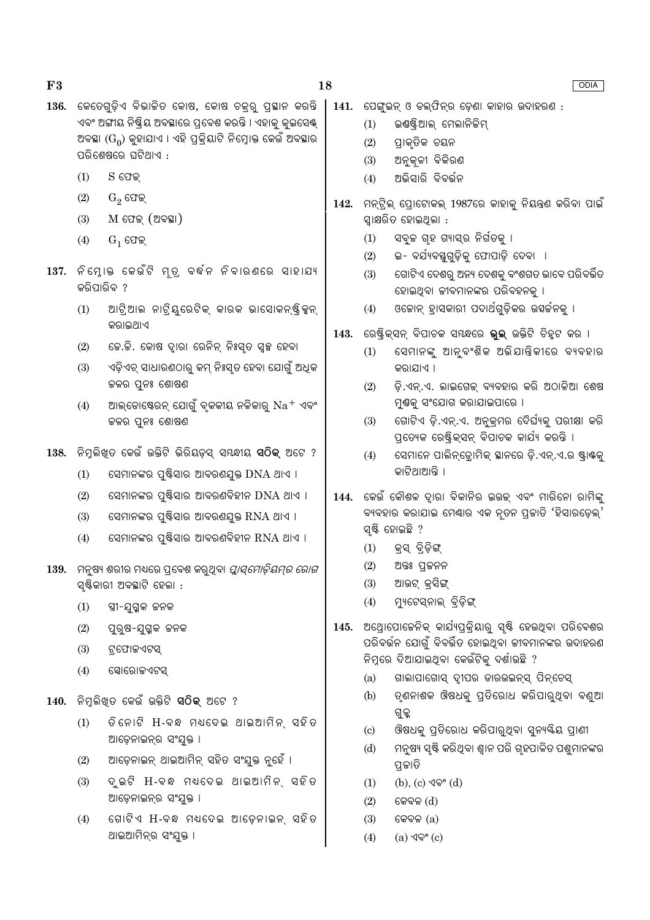136. କେତେଗୁଡ଼ିଏ ବିଭାଜିତ କୋଷ, କୋଷ ଚକ୍ରରୁ ପ୍ରସ୍ଥାନ କରନ୍ତି ଏବଂ ଅଙ୍ଗୀୟ ନିଷ୍କ୍ରିୟ ଅବସ୍ଥାରେ ପ୍ରବେଶ କରନ୍ତି । ଏହାକୁ କୁଇସେଣ୍ଟ ଅବସ୍ଥା ($G_0$) କୁହାଯାଏ । ଏହି ପ୍ରକ୍ରିୟାଟି ନିମ୍ନୋକ୍ତ କେଉଁ ଅବସ୍ଥାର ପରିଶେଷରେ ଘଟିଥାଏ :

(1) S ଫେଜ୍

(2) $G_2$ ଫେଜ୍

(3) M ଫେଜ୍ (ଅବସ୍ଥା)

(4) $G_1$ ଫେଜ୍

137. ନିମ୍ନୋକ୍ତ କେଉଁଟି ମୂତ୍ର ବର୍ଦ୍ଧନ ନିବାରଣରେ ସାହାଯ୍ୟ କରିପାରିବ ?

(1) ଆଟ୍ରିଆଲ ନାଟ୍ରିୟୁରେଟିକ୍ କାରକ ଭାସୋକନ୍ଷ୍ଟ୍ରିକ୍ସନ୍ କରାଇଥାଏ

(2) ଜେ.ଜି. କୋଷ ଦ୍ୱାରା ରେନିନ୍ ନିଃସୃତ ସ୍ୱଳ୍ପ ହେବା

(3) ଏଡ଼ିଏଚ୍ ସାଧାରଣଠାରୁ କମ୍ ନିଃସୃତ ହେବା ଯୋଗୁଁ ଅଧିକ ଜଳର ପୁନଃ ଶୋଷଣ

(4) ଆଲଡୋଷ୍ଟେରନ୍ ଯୋଗୁଁ ବୃକକୀୟ ନଳିକାରୁ $Na^+$ ଏବଂ ଜଳର ପୁନଃ ଶୋଷଣ

138. ନିମ୍ନଲିଖିତ କେଉଁ ଉକ୍ତିଟି ଭିରିୟଡ଼ସ୍ ସମ୍ବନ୍ଧୀୟ **ସଠିକ୍** ଅଟେ ?

(1) ସେମାନଙ୍କର ପୁଷ୍ଟିସାର ଆବରଣଯୁକ୍ତ DNA ଥାଏ ।

(2) ସେମାନଙ୍କର ପୁଷ୍ଟିସାର ଆବରଣବିହୀନ DNA ଥାଏ ।

(3) ସେମାନଙ୍କର ପୁଷ୍ଟିସାର ଆବରଣଯୁକ୍ତ RNA ଥାଏ ।

(4) ସେମାନଙ୍କର ପୁଷ୍ଟିସାର ଆବରଣବିହୀନ RNA ଥାଏ ।

139. ମନୁଷ୍ୟ ଶରୀର ମଧ୍ୟରେ ପ୍ରବେଶ କରୁଥିବା *ପ୍ଲାସ୍‌ମୋଡ଼ିୟମ୍‌ର ରୋଗ* ସୃଷ୍ଟିକାରୀ ଅବସ୍ଥାଟି ହେଲା :

(1) ସ୍ତ୍ରୀ-ଯୁଗ୍ମକ ଜନକ

(2) ପୁରୁଷ-ଯୁଗ୍ମକ ଜନକ

(3) ଟ୍ରଫୋଜଏଟସ୍

(4) ସ୍ପୋରୋଜଏଟସ୍

140. ନିମ୍ନଲିଖିତ କେଉଁ ଉକ୍ତିଟି **ସଠିକ୍** ଅଟେ ?

(1) ତିନୋଟି H-ବନ୍ଧ ମଧ୍ୟଦେଇ ଥାଇଆମିନ୍ ସହିତ ଆଡ଼େନାଇନ୍‌ର ସଂଯୁକ୍ତ ।

(2) ଆଡ଼େନାଇନ୍ ଥାଇଆମିନ୍ ସହିତ ସଂଯୁକ୍ତ ନୁହେଁ ।

(3) ଦୁଇଟି H-ବନ୍ଧ ମଧ୍ୟଦେଇ ଥାଇଆମିନ୍ ସହିତ ଆଡ଼େନାଇନ୍‌ର ସଂଯୁକ୍ତ ।

(4) ଗୋଟିଏ H-ବନ୍ଧ ମଧ୍ୟଦେଇ ଆଡ଼େନାଇନ୍ ସହିତ ଥାଇଆମିନ୍‌ର ସଂଯୁକ୍ତ ।

141. ପେଙ୍ଗୁଇନ୍ ଓ ଡଲ୍‌ଫିନ୍‌ର ଡେଣା କାହାର ଉଦାହରଣ :

(1) ଇଣ୍ଡଷ୍ଟ୍ରିଆଲ୍ ମେଲାନିଜିମ୍

(2) ପ୍ରାକୃତିକ ଚୟନ

(3) ଅନୁକୂଳୀ ବିକିରଣ

(4) ଅଭିସାରି ବିବର୍ତ୍ତନ

142. ମନ୍ଟ୍ରିଲ୍ ପ୍ରୋଟୋକଲ୍ 1987ରେ କାହାକୁ ନିୟନ୍ତ୍ରଣ କରିବା ପାଇଁ ସ୍ୱାକ୍ଷରିତ ହୋଇଥିଲା :

(1) ସବୁଜ ଗୃହ ଗ୍ୟାସ୍‌ର ନିର୍ଗତକୁ ।

(2) ଇ- ବର୍ଯ୍ୟବସ୍ତୁଗୁଡ଼ିକୁ ଫୋପାଡ଼ି ଦେବା ।

(3) ଗୋଟିଏ ଦେଶରୁ ଅନ୍ୟ ଦେଶକୁ ବଂଶଗତ ଭାବେ ପରିବର୍ତ୍ତିତ ହୋଇଥିବା ଜୀବମାନଙ୍କର ପରିବହନକୁ ।

(4) ଓଜୋନ୍ ହ୍ରାସକାରୀ ପଦାର୍ଥଗୁଡ଼ିକର ଉତ୍ସର୍ଜନକୁ ।

143. ରେଷ୍ଟ୍ରିକ୍‌ସନ୍ ବିପାଚକ ସମ୍ବନ୍ଧରେ **ଭୁଲ୍** ଉକ୍ତିଟି ଚିହ୍ନଟ କର ।

(1) ସେମାନଙ୍କୁ ଆନୁବଂଶିକ ଅଭିଯାନ୍ତ୍ରିକୀରେ ବ୍ୟବହାର କରାଯାଏ ।

(2) ଡ଼ି.ଏନ୍.ଏ. ଲାଇଗେଜ୍ ବ୍ୟବହାର କରି ଅଠାଳିଆ ଶେଷ ମୁଣ୍ଡକୁ ସଂଯୋଗ କରାଯାଇପାରେ ।

(3) ଗୋଟିଏ ଡ଼ି.ଏନ୍.ଏ. ଅନୁକ୍ରମର ଦୈର୍ଘ୍ୟକୁ ପରୀକ୍ଷା କରି ପ୍ରତ୍ୟେକ ରେଷ୍ଟ୍ରିକ୍‌ସନ୍ ବିପାଚକ କାର୍ଯ୍ୟ କରନ୍ତି ।

(4) ସେମାନେ ପାଲିନ୍‌ଡ୍ରୋମିକ୍ ସ୍ଥାନରେ ଡ଼ି.ଏନ୍.ଏ.ର ଷ୍ଟ୍ରାଣ୍ଡକୁ କାଟିଥାଆନ୍ତି ।

144. କେଉଁ କୌଶଳ ଦ୍ୱାରା ବିକାନିର ଇଉଜ୍ ଏବଂ ମାରିନୋ ରାମିଙ୍କୁ ବ୍ୟବହାର କରାଯାଇ ମେଣ୍ଢାର ଏକ ନୂତନ ପ୍ରଜାତି 'ହିସାରଡେଲ୍' ସୃଷ୍ଟି ହୋଇଛି ?

(1) କ୍ରସ୍ ବ୍ରିଡ଼ିଙ୍ଗ୍

(2) ଅନ୍ତଃ ପ୍ରଜନନ

(3) ଆଉଟ୍ କ୍ରସିଙ୍ଗ୍

(4) ମ୍ୟୁଟେସ୍‌ନାଲ୍ ବ୍ରିଡ଼ିଙ୍ଗ୍

145. ଅଥ୍ରୋପୋଜେନିକ୍ କାର୍ଯ୍ୟପ୍ରକ୍ରିୟାରୁ ସୃଷ୍ଟି ହେଉଥିବା ପରିବେଶର ପରିବର୍ତ୍ତନ ଯୋଗୁଁ ବିବର୍ତ୍ତିତ ହୋଇଥିବା ଜୀବମାନଙ୍କର ଉଦାହରଣ ନିମ୍ନରେ ଦିଆଯାଇଥିବା କେଉଁଟିକୁ ଦର୍ଶାଉଛି ?

(a) ଗାଲାପାଗୋସ୍ ଦ୍ୱୀପର ଡାରଉଇନ୍‌ସ୍ ଫିନ୍‌ଚେସ୍

(b) ତୃଣନାଶକ ଔଷଧକୁ ପ୍ରତିରୋଧ କରିପାରୁଥିବା ବଣୁଆ ଗୁଳ୍ମ

(c) ଔଷଧକୁ ପ୍ରତିରୋଧ କରିପାରୁଥିବା ସୁନ୍ୟଷ୍କିୟ ପ୍ରାଣୀ

(d) ମନୁଷ୍ୟ ସୃଷ୍ଟି କରିଥିବା ଶ୍ୱାନ ପରି ଗୃହପାଳିତ ପଶୁମାନଙ୍କର ପ୍ରଜାତି

(1) (b), (c) ଏବଂ (d)

(2) କେବଳ (d)

(3) କେବଳ (a)

(4) (a) ଏବଂ (c)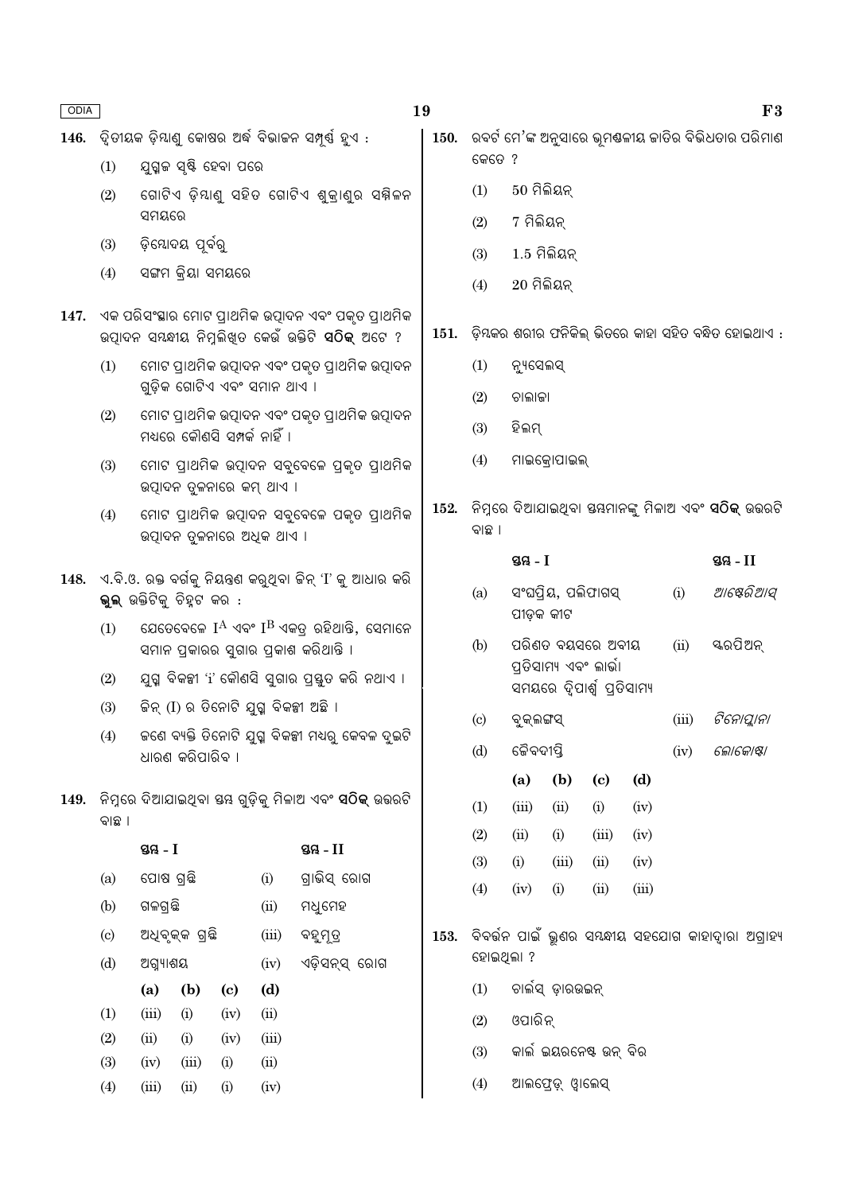146. ଦ୍ୱିତୀୟକ ଡ଼ିମ୍ବାଣୁ କୋଷର ଅର୍ଦ୍ଧ ବିଭାଜନ ସମ୍ପୂର୍ଣ୍ଣ ହୁଏ :

(1) ଯୁଗ୍ମଜ ସୃଷ୍ଟି ହେବା ପରେ

(2) ଗୋଟିଏ ଡ଼ିମ୍ବାଣୁ ସହିତ ଗୋଟିଏ ଶୁକ୍ରାଣୁର ସମ୍ମିଳନ ସମୟରେ

(3) ଡ଼ିମ୍ବୋଦୟ ପୂର୍ବରୁ

(4) ସଙ୍ଗମ କ୍ରିୟା ସମୟରେ

147. ଏକ ପରିସଂସ୍ଥାର ମୋଟ ପ୍ରାଥମିକ ଉତ୍ପାଦନ ଏବଂ ପକୃତ ପ୍ରାଥମିକ ଉତ୍ପାଦନ ସମ୍ବନ୍ଧୀୟ ନିମ୍ନଲିଖିତ କେଉଁ ଉକ୍ତିଟି **ସଠିକ୍** ଅଟେ ?

(1) ମୋଟ ପ୍ରାଥମିକ ଉତ୍ପାଦନ ଏବଂ ପକୃତ ପ୍ରାଥମିକ ଉତ୍ପାଦନ ଗୁଡ଼ିକ ଗୋଟିଏ ଏବଂ ସମାନ ଥାଏ ।

(2) ମୋଟ ପ୍ରାଥମିକ ଉତ୍ପାଦନ ଏବଂ ପକୃତ ପ୍ରାଥମିକ ଉତ୍ପାଦନ ମଧ୍ୟରେ କୌଣସି ସମ୍ପର୍କ ନାହିଁ ।

(3) ମୋଟ ପ୍ରାଥମିକ ଉତ୍ପାଦନ ସବୁବେଳେ ପ୍ରକୃତ ପ୍ରାଥମିକ ଉତ୍ପାଦନ ତୁଳନାରେ କମ୍ ଥାଏ ।

(4) ମୋଟ ପ୍ରାଥମିକ ଉତ୍ପାଦନ ସବୁବେଳେ ପକୃତ ପ୍ରାଥମିକ ଉତ୍ପାଦନ ତୁଳନାରେ ଅଧିକ ଥାଏ ।

148. ଏ.ବି.ଓ. ରକ୍ତ ବର୍ଗକୁ ନିୟନ୍ତ୍ରଣ କରୁଥିବା ଜିନ୍ 'I' କୁ ଆଧାର କରି **ଭୁଲ୍** ଉକ୍ତିଟିକୁ ଚିହ୍ନଟ କର :

(1) ଯେତେବେଳେ $I^A$ ଏବଂ $I^B$ ଏକତ୍ର ରହିଥାନ୍ତି, ସେମାନେ ସମାନ ପ୍ରକାରର ସୁଗାର ପ୍ରକାଶ କରିଥାନ୍ତି ।

(2) ଯୁଗ୍ମ ବିକଳ୍ପୀ 'i' କୌଣସି ସୁଗାର ପ୍ରସ୍ତୁତ କରି ନଥାଏ ।

(3) ଜିନ୍ (I) ର ତିନୋଟି ଯୁଗ୍ମ ବିକଳ୍ପୀ ଅଛି ।

(4) ଜଣେ ବ୍ୟକ୍ତି ତିନୋଟି ଯୁଗ୍ମ ବିକଳ୍ପୀ ମଧ୍ୟରୁ କେବଳ ଦୁଇଟି ଧାରଣ କରିପାରିବ ।

149. ନିମ୍ନରେ ଦିଆଯାଇଥିବା ସ୍ତମ୍ଭ ଗୁଡ଼ିକୁ ମିଳାଅ ଏବଂ **ସଠିକ୍** ଉତ୍ତରଟି ବାଛ ।

| | ସ୍ତମ୍ଭ - I | | ସ୍ତମ୍ଭ - II |
|---|---|---|---|
| (a) | ପୋଷ ଗ୍ରନ୍ଥି | (i) | ଗ୍ରାଭିସ୍ ରୋଗ |
| (b) | ଗଳଗ୍ରନ୍ଥି | (ii) | ମଧୁମେହ |
| (c) | ଅଧିବୃକ୍କ ଗ୍ରନ୍ଥି | (iii) | ବହୁମୂତ୍ର |
| (d) | ଅଗ୍ନ୍ୟାଶୟ | (iv) | ଏଡ଼ିସନ୍‌ସ୍ ରୋଗ |

| | (a) | (b) | (c) | (d) |
|---|---|---|---|---|
| (1) | (iii) | (i) | (iv) | (ii) |
| (2) | (ii) | (i) | (iv) | (iii) |
| (3) | (iv) | (iii) | (i) | (ii) |
| (4) | (iii) | (ii) | (i) | (iv) |

150. ରବର୍ଟ ମେ'ଙ୍କ ଅନୁସାରେ ଭୂମଣ୍ଡଳୀୟ ଜାତିର ବିଭିଧତାର ପରିମାଣ କେତେ ?

(1) 50 ମିଲିୟନ୍

(2) 7 ମିଲିୟନ୍

(3) 1.5 ମିଲିୟନ୍

(4) 20 ମିଲିୟନ୍

151. ଡ଼ିମ୍ବକର ଶରୀର ଫନିକିଲ୍ ଭିତରେ କାହା ସହିତ ବନ୍ଧିତ ହୋଇଥାଏ :

(1) ନ୍ୟୁସେଲସ୍

(2) ଚାଲାଜା

(3) ହିଲମ୍

(4) ମାଇକ୍ରୋପାଇଲ୍

152. ନିମ୍ନରେ ଦିଆଯାଇଥିବା ସ୍ତମ୍ଭମାନଙ୍କୁ ମିଳାଅ ଏବଂ **ସଠିକ୍** ଉତ୍ତରଟି ବାଛ ।

| | ସ୍ତମ୍ଭ - I | | ସ୍ତମ୍ଭ - II |
|---|---|---|---|
| (a) | ସଂଘପ୍ରିୟ, ପଲିଫାଗସ୍ ପୀଡ଼କ କୀଟ | (i) | *ଆଷ୍ଟେରିଆସ୍* |
| (b) | ପରିଣତ ବୟସରେ ଅରୀୟ ପ୍ରତିସାମ୍ୟ ଏବଂ ଲାର୍ଭା ସମୟରେ ଦ୍ୱିପାର୍ଶ୍ୱ ପ୍ରତିସାମ୍ୟ | (ii) | ସ୍କରପିଅନ୍ |
| (c) | ବୁକ୍‌ଲଙ୍ଗସ୍ | (iii) | *ଟିନୋପ୍ଲାନା* |
| (d) | ଜୈବଦୀପ୍ତି | (iv) | *ଲୋକୋଷ୍ଟା* |

| | (a) | (b) | (c) | (d) |
|---|---|---|---|---|
| (1) | (iii) | (ii) | (i) | (iv) |
| (2) | (ii) | (i) | (iii) | (iv) |
| (3) | (i) | (iii) | (ii) | (iv) |
| (4) | (iv) | (i) | (ii) | (iii) |

153. ବିବର୍ତ୍ତନ ପାଇଁ ଭ୍ରୂଣର ସମ୍ବନ୍ଧୀୟ ସହଯୋଗ କାହାଦ୍ୱାରା ଅଗ୍ରାହ୍ୟ ହୋଇଥିଲା ?

(1) ଚାର୍ଲସ୍ ଡ଼ାରଉଇନ୍

(2) ଓପାରିନ୍

(3) କାର୍ଲ ଇୟରନେଷ୍ଟ ଉନ୍ ବିର

(4) ଆଲଫ୍ରେଡ୍ ୱାଲେସ୍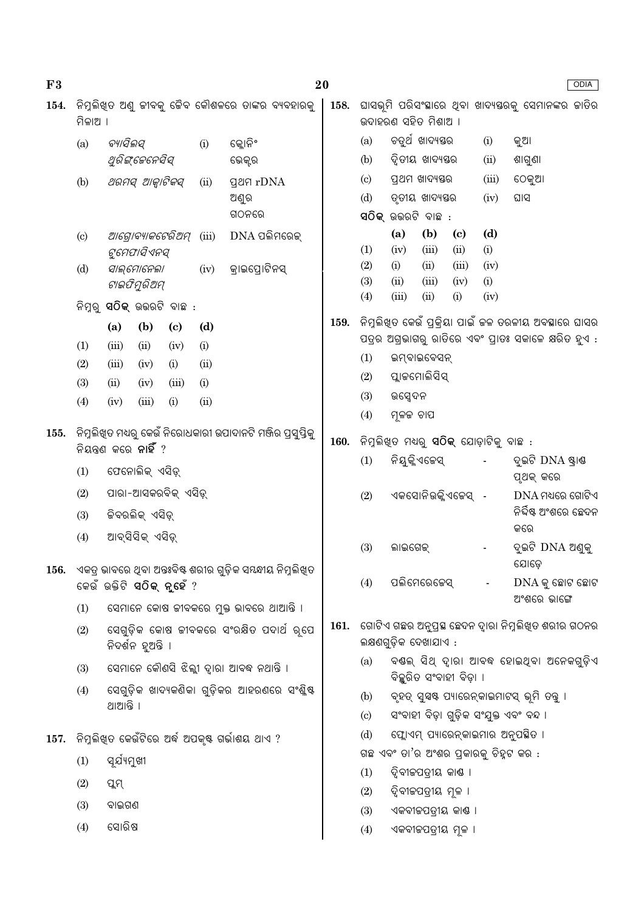**154.** ନିମ୍ନଲିଖିତ ଅଣୁ ଜୀବକୁ ଜୈବ କୌଶଳରେ ତାଙ୍କର ବ୍ୟବହାରକୁ ମିଳାଅ ।

| | | | |
|---|---|---|---|
| (a) | *ବ୍ୟାସିଲସ୍ ଥୁରିଙ୍ଗେନେସିସ୍* | (i) | କ୍ଲୋନିଂ ଭେକ୍ଟର |
| (b) | *ଥରମସ୍ ଆକ୍ୱାଟିକସ୍* | (ii) | ପ୍ରଥମ rDNA ଅଣୁର ଗଠନରେ |
| (c) | *ଆଗ୍ରୋବ୍ୟାକଟେରିଅମ୍ ଟୁମେଫାସିଏନସ୍* | (iii) | DNA ପଲିମରେଜ୍ |
| (d) | *ସାଲ୍‌ମୋନେଲା ଟାଇଫିମୁରିଅମ୍* | (iv) | କ୍ରାଇପ୍ରୋଟିନସ୍ |

ନିମ୍ନରୁ **ସଠିକ୍** ଉତ୍ତରଟି ବାଛ :

| | (a) | (b) | (c) | (d) |
|---|---|---|---|---|
| (1) | (iii) | (ii) | (iv) | (i) |
| (2) | (iii) | (iv) | (i) | (ii) |
| (3) | (ii) | (iv) | (iii) | (i) |
| (4) | (iv) | (iii) | (i) | (ii) |

**155.** ନିମ୍ନଲିଖିତ ମଧ୍ୟରୁ କେଉଁ ନିରୋଧକାରୀ ଉପାଦାନଟି ମଞ୍ଜିର ପ୍ରସୁପ୍ତିକୁ ନିୟନ୍ତ୍ରଣ କରେ **ନାହିଁ** ?

(1) ଫେନୋଲିକ୍ ଏସିଡ୍

(2) ପାରା-ଆସକରବିକ୍ ଏସିଡ୍

(3) ଜିବରଲିକ୍ ଏସିଡ୍

(4) ଆବ୍‌ସିସିକ୍ ଏସିଡ୍

**156.** ଏକତ୍ର ଭାବରେ ଥିବା ଅନ୍ତଃବିଷ୍ଟ ଶରୀର ଗୁଡ଼ିକ ସମ୍ବନ୍ଧୀୟ ନିମ୍ନଲିଖିତ କେଉଁ ଉକ୍ତିଟି **ସଠିକ୍ ନୁହେଁ** ?

(1) ସେମାନେ କୋଷ ଜୀବକରେ ମୁକ୍ତ ଭାବରେ ଥାଆନ୍ତି ।

(2) ସେଗୁଡ଼ିକ କୋଷ ଜୀବକରେ ସଂରକ୍ଷିତ ପଦାର୍ଥ ରୂପେ ନିଦର୍ଶନ ହୁଅନ୍ତି ।

(3) ସେମାନେ କୌଣସି ଝିଲ୍ଲୀ ଦ୍ୱାରା ଆବଦ୍ଧ ନଥାନ୍ତି ।

(4) ସେଗୁଡ଼ିକ ଖାଦ୍ୟକଣିକା ଗୁଡ଼ିକର ଆହରଣରେ ସଂଶ୍ଳିଷ୍ଟ ଥାଆନ୍ତି ।

**157.** ନିମ୍ନଲିଖିତ କେଉଁଟିରେ ଅର୍ଦ୍ଧ ଅପକୃଷ୍ଟ ଗର୍ଭାଶୟ ଥାଏ ?

(1) ସୂର୍ଯ୍ୟମୁଖୀ

(2) ପ୍ଲମ୍

(3) ବାଇଗଣ

(4) ସୋରିଷ

**158.** ଘାସଭୂମି ପରିସଂସ୍ଥାରେ ଥିବା ଖାଦ୍ୟସ୍ତରକୁ ସେମାନଙ୍କର ଜାତିର ଉଦାହରଣ ସହିତ ମିଶାଅ ।

| | | | |
|---|---|---|---|
| (a) | ଚତୁର୍ଥ ଖାଦ୍ୟସ୍ତର | (i) | କୁଆ |
| (b) | ଦ୍ୱିତୀୟ ଖାଦ୍ୟସ୍ତର | (ii) | ଶାଗୁଣା |
| (c) | ପ୍ରଥମ ଖାଦ୍ୟସ୍ତର | (iii) | ଠେକୁଆ |
| (d) | ତୃତୀୟ ଖାଦ୍ୟସ୍ତର | (iv) | ଘାସ |

**ସଠିକ୍** ଉତ୍ତରଟି ବାଛ :

| | (a) | (b) | (c) | (d) |
|---|---|---|---|---|
| (1) | (iv) | (iii) | (ii) | (i) |
| (2) | (i) | (ii) | (iii) | (iv) |
| (3) | (ii) | (iii) | (iv) | (i) |
| (4) | (iii) | (ii) | (i) | (iv) |

**159.** ନିମ୍ନଲିଖିତ କେଉଁ ପ୍ରକ୍ରିୟା ପାଇଁ ଜଳ ତରଳୀୟ ଅବସ୍ଥାରେ ଘାସର ପତ୍ରର ଅଗ୍ରଭାଗରୁ ରାତିରେ ଏବଂ ପ୍ରାତଃ ସକାଳେ କ୍ଷରିତ ହୁଏ :

(1) ଇମ୍‌ବାଇବେସନ୍

(2) ପ୍ଲାଜମୋଲିସିସ୍

(3) ଉସ୍ୱେଦନ

(4) ମୂଳଜ ଚାପ

**160.** ନିମ୍ନଲିଖିତ ମଧ୍ୟରୁ **ସଠିକ୍** ଯୋଡ଼ାଟିକୁ ବାଛ :

| | | | |
|---|---|---|---|
| (1) | ନିୟୁକ୍ଲିଏଜେସ୍ | - | ଦୁଇଟି DNA ଷ୍ଟ୍ରାଣ୍ଡ ପୃଥକ୍ କରେ |
| (2) | ଏକସୋନିଉକ୍ଲିଏଜେସ୍ | - | DNA ମଧ୍ୟରେ ଗୋଟିଏ ନିର୍ଦ୍ଦିଷ୍ଟ ଅଂଶରେ ଛେଦନ କରେ |
| (3) | ଲାଇଗେଜ୍ | - | ଦୁଇଟି DNA ଅଣୁକୁ ଯୋଡ଼େ |
| (4) | ପଲିମେରେଜେସ୍ | - | DNA କୁ ଛୋଟ ଛୋଟ ଅଂଶରେ ଭାଙ୍ଗେ |

**161.** ଗୋଟିଏ ଗଛର ଅନୁପ୍ରସ୍ଥ ଛେଦନ ଦ୍ୱାରା ନିମ୍ନଲିଖିତ ଶରୀର ଗଠନର ଲକ୍ଷଣଗୁଡ଼ିକ ଦେଖାଯାଏ :

(a) ବଣ୍ଡଲ୍ ସିଥ୍ ଦ୍ୱାରା ଆବଦ୍ଧ ହୋଇଥିବା ଅନେକଗୁଡ଼ିଏ ବିକ୍ଷୁରିତ ସଂବାହୀ ବିଡ଼ା ।

(b) ବୃହତ୍ ସୁସ୍ପଷ୍ଟ ପ୍ୟାରେନ୍‌କାଇମାଟସ୍ ଭୂମି ତନ୍ତୁ ।

(c) ସଂବାହୀ ବିଡ଼ା ଗୁଡ଼ିକ ସଂଯୁକ୍ତ ଏବଂ ବନ୍ଦ ।

(d) ଫ୍ଲୋଏମ୍ ପ୍ୟାରେନ୍‌କାଇମାର ଅନୁପସ୍ଥିତ ।

ଗଛ ଏବଂ ତା'ର ଅଂଶର ପ୍ରକାରକୁ ଚିହ୍ନଟ କର :

(1) ଦ୍ୱିବୀଜପତ୍ରୀୟ କାଣ୍ଡ ।

(2) ଦ୍ୱିବୀଜପତ୍ରୀୟ ମୂଳ ।

(3) ଏକବୀଜପତ୍ରୀୟ କାଣ୍ଡ ।

(4) ଏକବୀଜପତ୍ରୀୟ ମୂଳ ।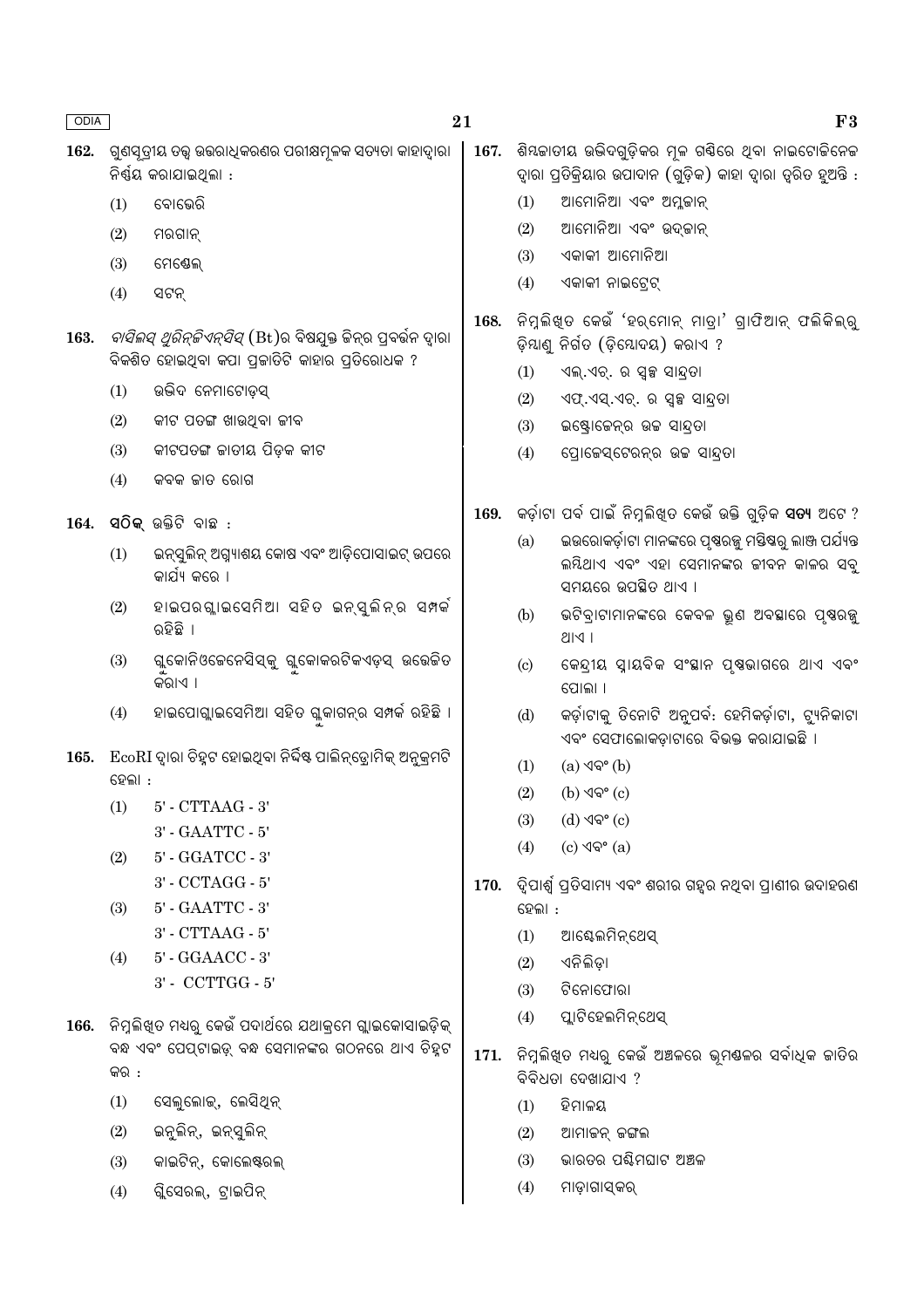162. ଗୁଣସୂତ୍ରୀୟ ତତ୍ତ୍ୱ ଉତ୍ତରାଧିକରଣର ପରୀକ୍ଷାମୂଳକ ସତ୍ୟତା କାହାଦ୍ୱାରା ନିର୍ଣ୍ଣୟ କରାଯାଇଥିଲା :

(1) ବୋଭେରି

(2) ମରଗାନ୍

(3) ମେଣ୍ଡେଲ୍

(4) ସଟନ୍

163. *ବାସିଲସ୍ ଥୁରିନ୍‌ଜିଏନ୍‌ସିସ୍* (Bt)ର ବିଷଯୁକ୍ତ ଜିନ୍‌ର ପ୍ରବର୍ତ୍ତନ ଦ୍ୱାରା ବିକଶିତ ହୋଇଥିବା କପା ପ୍ରଜାତିଟି କାହାର ପ୍ରତିରୋଧକ ?

(1) ଉଦ୍ଭିଦ ନେମାଟୋଡ଼ସ୍

(2) କୀଟ ପତଙ୍ଗ ଖାଉଥିବା ଜୀବ

(3) କୀଟପତଙ୍ଗ ଜାତୀୟ ପିଡ଼କ କୀଟ

(4) କବକ ଜାତ ରୋଗ

164. **ସଠିକ୍** ଉକ୍ତିଟି ବାଛ :

(1) ଇନ୍‌ସୁଲିନ୍ ଅଗ୍ନ୍ୟାଶୟ କୋଷ ଏବଂ ଆଡ଼ିପୋସାଇଟ୍ ଉପରେ କାର୍ଯ୍ୟ କରେ ।

(2) ହାଇପରଗ୍ଲାଇସେମିଆ ସହିତ ଇନ୍‌ସୁଲିନ୍‌ର ସମ୍ପର୍କ ରହିଛି ।

(3) ଗ୍ଲୁକୋନିଓଜେନେସିସ୍‌କୁ ଗ୍ଲୁକୋକରଟିକଏଡ଼ସ୍ ଉତ୍ତେଜିତ କରାଏ ।

(4) ହାଇପୋଗ୍ଲାଇସେମିଆ ସହିତ ଗ୍ଲୁକାଗନ୍‌ର ସମ୍ପର୍କ ରହିଛି ।

165. EcoRI ଦ୍ୱାରା ଚିହ୍ନଟ ହୋଇଥିବା ନିର୍ଦ୍ଦିଷ୍ଟ ପାଲିନ୍‌ଡ୍ରୋମିକ୍ ଅନୁକ୍ରମଟି ହେଲା :

(1) 5' - CTTAAG - 3'
3' - GAATTC - 5'

(2) 5' - GGATCC - 3'
3' - CCTAGG - 5'

(3) 5' - GAATTC - 3'
3' - CTTAAG - 5'

(4) 5' - GGAACC - 3'
3' - CCTTGG - 5'

166. ନିମ୍ନଲିଖିତ ମଧ୍ୟରୁ କେଉଁ ପଦାର୍ଥରେ ଯଥାକ୍ରମେ ଗ୍ଲାଇକୋସାଇଡ଼ିକ୍ ବନ୍ଧ ଏବଂ ପେପ୍‌ଟାଇଡ଼୍ ବନ୍ଧ ସେମାନଙ୍କର ଗଠନରେ ଥାଏ ଚିହ୍ନଟ କର :

(1) ସେଲୁଲୋଜ୍, ଲେସିଥିନ୍

(2) ଇନୁଲିନ୍, ଇନ୍‌ସୁଲିନ୍

(3) କାଇଟିନ୍, କୋଲେଷ୍ଟରଲ୍

(4) ଗ୍ଲିସେରଲ୍, ଟ୍ରାଇପିନ୍

167. ଶିମ୍ବଜାତୀୟ ଉଦ୍ଭିଦଗୁଡ଼ିକର ମୂଳ ଗଣ୍ଠିରେ ଥିବା ନାଇଟୋଜିନେଜ ଦ୍ୱାରା ପ୍ରତିକ୍ରିୟାର ଉପାଦାନ (ଗୁଡ଼ିକ) କାହା ଦ୍ୱାରା ଦ୍ୱରିତ ହୁଅନ୍ତି :

(1) ଆମୋନିଆ ଏବଂ ଅମ୍ଳଜାନ୍

(2) ଆମୋନିଆ ଏବଂ ଉଦ୍‌ଜାନ୍

(3) ଏକାକୀ ଆମୋନିଆ

(4) ଏକାକୀ ନାଇଟ୍ରେଟ୍

168. ନିମ୍ନଲିଖିତ କେଉଁ 'ହରମୋନ୍ ମାତ୍ରା' ଗ୍ରାଫିଆନ୍ ଫଲିକିଲ୍‌ରୁ ଡ଼ିମ୍ବାଣୁ ନିର୍ଗତ (ଡ଼ିମ୍ବୋଦୟ) କରାଏ ?

(1) ଏଲ୍.ଏଚ୍. ର ସ୍ୱଳ୍ପ ସାନ୍ଦ୍ରତା

(2) ଏଫ୍.ଏସ୍.ଏଚ୍. ର ସ୍ୱଳ୍ପ ସାନ୍ଦ୍ରତା

(3) ଇଷ୍ଟ୍ରୋଜେନ୍‌ର ଉଚ୍ଚ ସାନ୍ଦ୍ରତା

(4) ପ୍ରୋଜେସ୍‌ଟେରନ୍‌ର ଉଚ୍ଚ ସାନ୍ଦ୍ରତା

169. କର୍ଡ଼ାଟା ପର୍ବ ପାଇଁ ନିମ୍ନଲିଖିତ କେଉଁ ଉକ୍ତି ଗୁଡ଼ିକ **ସତ୍ୟ** ଅଟେ ?

(a) ଇଉରୋକର୍ଡ଼ାଟା ମାନଙ୍କରେ ପୃଷ୍ଠରଜ୍ଜୁ ମସ୍ତିଷ୍କରୁ ଲାଞ୍ଜ ପର୍ଯ୍ୟନ୍ତ ଲୟିଥାଏ ଏବଂ ଏହା ସେମାନଙ୍କର ଜୀବନ କାଳର ସବୁ ସମୟରେ ଉପସ୍ଥିତ ଥାଏ ।

(b) ଭଟିବ୍ରାଟାମାନଙ୍କରେ କେବଳ ଭ୍ରୂଣ ଅବସ୍ଥାରେ ପୃଷ୍ଠରଜ୍ଜୁ ଥାଏ ।

(c) କେନ୍ଦ୍ରୀୟ ସ୍ନାୟବିକ ସଂସ୍ଥାନ ପୃଷ୍ଠଭାଗରେ ଥାଏ ଏବଂ ପୋଲା ।

(d) କର୍ଡ଼ାଟାକୁ ତିନୋଟି ଅନୁପର୍ବ: ହେମିକର୍ଡ଼ାଟା, ଟ୍ୟୁନିକାଟା ଏବଂ ସେଫାଲୋକଡ଼ାଟାରେ ବିଭକ୍ତ କରାଯାଇଛି ।

(1) (a) ଏବଂ (b)

(2) (b) ଏବଂ (c)

(3) (d) ଏବଂ (c)

(4) (c) ଏବଂ (a)

170. ଦ୍ୱିପାର୍ଶ୍ୱ ପ୍ରତିସାମ୍ୟ ଏବଂ ଶରୀର ଗହ୍ୱର ନଥିବା ପ୍ରାଣୀର ଉଦାହରଣ ହେଲା :

(1) ଆସ୍କେଲମିନ୍‌ଥେସ୍

(2) ଏନିଲିଡ଼ା

(3) ଟିନୋଫୋରା

(4) ପ୍ଲାଟିହେଲମିନ୍‌ଥେସ୍

171. ନିମ୍ନଲିଖିତ ମଧ୍ୟରୁ କେଉଁ ଅଞ୍ଚଳରେ ଭୂମଣ୍ଡଳର ସର୍ବାଧିକ ଜାତିର ବିବିଧତା ଦେଖାଯାଏ ?

(1) ହିମାଳୟ

(2) ଆମାଜନ୍ ଜଙ୍ଗଲ

(3) ଭାରତର ପଶ୍ଚିମଘାଟ ଅଞ୍ଚଳ

(4) ମାଡ଼ାଗାସ୍କର୍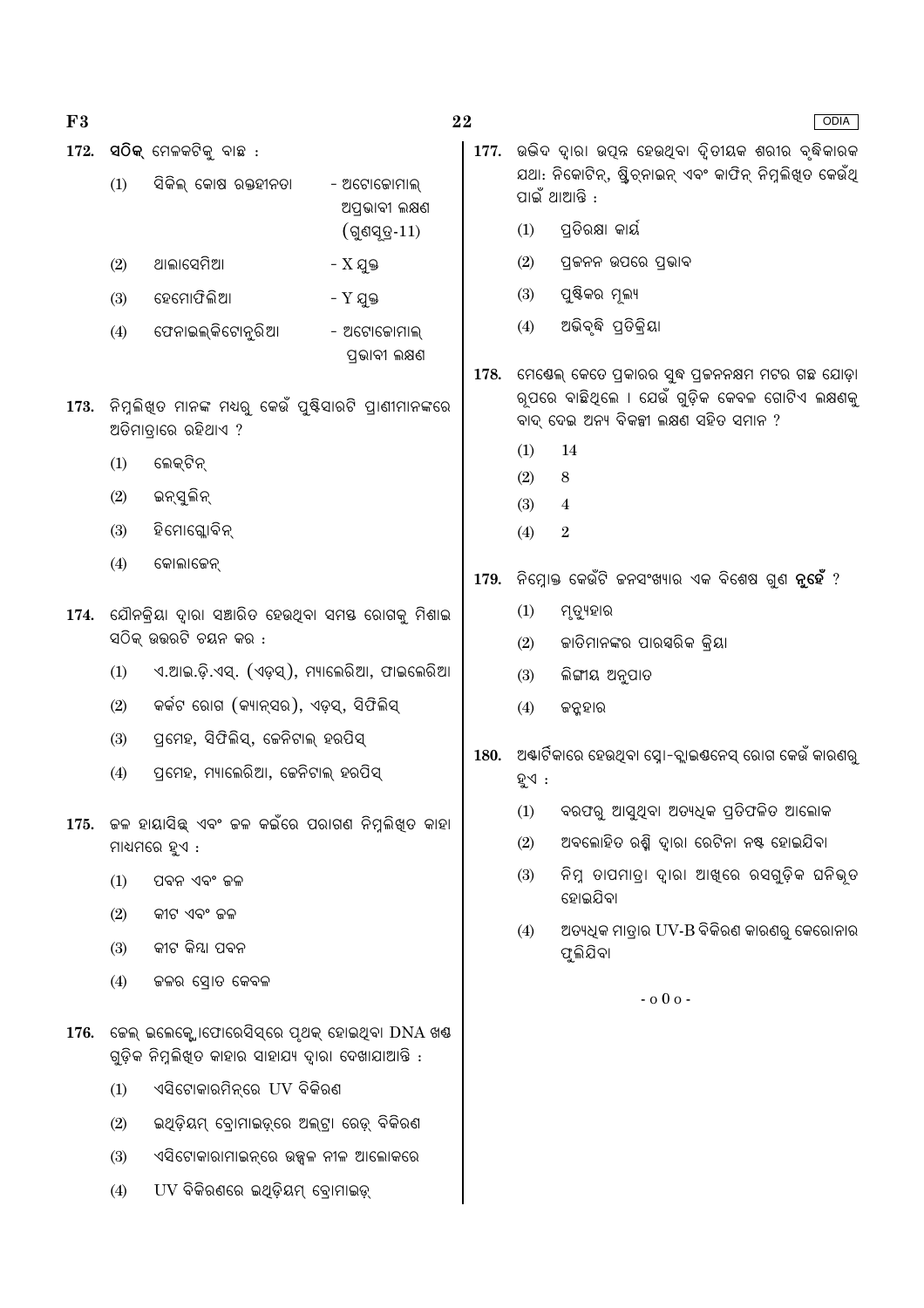172. **ସଠିକ୍** ମେଳକଟିକୁ ବାଛ :

| | | |
|---|---|---|
| (1) | ସିକିଲ୍ କୋଷ ରକ୍ତହୀନତା | - ଅଟୋଜୋମାଲ୍ ଅପ୍ରଭାବୀ ଲକ୍ଷଣ (ଗୁଣସୂତ୍ର-11) |
| (2) | ଥାଲାସେମିଆ | - X ଯୁକ୍ତ |
| (3) | ହେମୋଫିଲିଆ | - Y ଯୁକ୍ତ |
| (4) | ଫେନାଇଲ୍‌କିଟୋନୁରିଆ | - ଅଟୋଜୋମାଲ୍ ପ୍ରଭାବୀ ଲକ୍ଷଣ |

173. ନିମ୍ନଲିଖିତ ମାନଙ୍କ ମଧ୍ୟରୁ କେଉଁ ପୁଷ୍ଟିସାରଟି ପ୍ରାଣୀମାନଙ୍କରେ ଅତିମାତ୍ରାରେ ରହିଥାଏ ?

(1) ଲେକ୍ଟିନ୍

(2) ଇନ୍‌ସୁଲିନ୍

(3) ହିମୋଗ୍ଲୋବିନ୍

(4) କୋଲାଜେନ୍

174. ଯୌନକ୍ରିୟା ଦ୍ୱାରା ସଞ୍ଚାରିତ ହେଉଥିବା ସମସ୍ତ ରୋଗକୁ ମିଶାଇ ସଠିକ୍ ଉତ୍ତରଟି ଚୟନ କର :

(1) ଏ.ଆଇ.ଡ଼ି.ଏସ୍. (ଏଡ଼ସ୍), ମ୍ୟାଲେରିଆ, ଫାଇଲେରିଆ

(2) କର୍କଟ ରୋଗ (କ୍ୟାନ୍‌ସର), ଏଡ଼ସ୍, ସିଫିଲିସ୍

(3) ପ୍ରମେହ, ସିଫିଲିସ୍, ଜେନିଟାଲ୍ ହରପିସ୍

(4) ପ୍ରମେହ, ମ୍ୟାଲେରିଆ, ଜେନିଟାଲ୍ ହରପିସ୍

175. ଜଳ ହାୟାସିନ୍ଥ୍ ଏବଂ ଜଳ କଇଁରେ ପରାଗଣ ନିମ୍ନଲିଖିତ କାହା ମାଧ୍ୟମରେ ହୁଏ :

(1) ପବନ ଏବଂ ଜଳ

(2) କୀଟ ଏବଂ ଜଳ

(3) କୀଟ କିମ୍ବା ପବନ

(4) ଜଳର ସ୍ରୋତ କେବଳ

176. ଜେଲ୍ ଇଲେକ୍ଟ୍ରୋଫୋରେସିସ୍‌ରେ ପୃଥକ୍ ହୋଇଥିବା DNA ଖଣ୍ଡ ଗୁଡ଼ିକ ନିମ୍ନଲିଖିତ କାହାର ସାହାଯ୍ୟ ଦ୍ୱାରା ଦେଖାଯାଆନ୍ତି :

(1) ଏସିଟୋକାରମିନ୍‌ରେ UV ବିକିରଣ

(2) ଇଥିଡ଼ିୟମ୍ ବ୍ରୋମାଇଡ଼୍‌ରେ ଅଲଟ୍ରା ରେଡ଼୍ ବିକିରଣ

(3) ଏସିଟୋକାରାମାଇନ୍‌ରେ ଉଜ୍ଜ୍ୱଳ ନୀଳ ଆଲୋକରେ

(4) UV ବିକିରଣରେ ଇଥିଡ଼ିୟମ୍ ବ୍ରୋମାଇଡ଼୍

177. ଉଦ୍ଭିଦ ଦ୍ୱାରା ଉତ୍ପନ୍ନ ହେଉଥିବା ଦ୍ୱିତୀୟକ ଶରୀର ବୃଦ୍ଧିକାରକ ଯଥା: ନିକୋଟିନ୍, ଷ୍ଟ୍ରିକ୍‌ନାଇନ୍ ଏବଂ କାଫିନ୍ ନିମ୍ନଲିଖିତ କେଉଁଥି ପାଇଁ ଥାଆନ୍ତି :

(1) ପ୍ରତିରକ୍ଷା କାର୍ଯ୍ୟ

(2) ପ୍ରଜନନ ଉପରେ ପ୍ରଭାବ

(3) ପୁଷ୍ଟିକର ମୂଲ୍ୟ

(4) ଅଭିବୃଦ୍ଧି ପ୍ରତିକ୍ରିୟା

178. ମେଣ୍ଡେଲ୍ କେତେ ପ୍ରକାରର ସୁଦ୍ଧ ପ୍ରଜନନକ୍ଷମ ମଟର ଗଛ ଯୋଡ଼ା ରୂପରେ ବାଛିଥିଲେ । ଯେଉଁ ଗୁଡ଼ିକ କେବଳ ଗୋଟିଏ ଲକ୍ଷଣକୁ ବାଦ୍ ଦେଇ ଅନ୍ୟ ବିକଳ୍ପୀ ଲକ୍ଷଣ ସହିତ ସମାନ ?

(1) 14

(2) 8

(3) 4

(4) 2

179. ନିମ୍ନୋକ୍ତ କେଉଁଟି ଜନସଂଖ୍ୟାର ଏକ ବିଶେଷ ଗୁଣ **ନୁହେଁ** ?

(1) ମୃତ୍ୟୁହାର

(2) ଜାତିମାନଙ୍କର ପାରସ୍ପରିକ କ୍ରିୟା

(3) ଲିଙ୍ଗୀୟ ଅନୁପାତ

(4) ଜନ୍ମହାର

180. ଅଣ୍ଟାର୍କିକାରେ ହେଉଥିବା ସ୍ନୋ-ବ୍ଲାଇଣ୍ଡନେସ୍ ରୋଗ କେଉଁ କାରଣରୁ ହୁଏ :

(1) ବରଫରୁ ଆସୁଥିବା ଅତ୍ୟଧିକ ପ୍ରତିଫଳିତ ଆଲୋକ

(2) ଅବଲୋହିତ ରଶ୍ମି ଦ୍ୱାରା ରେଟିନା ନଷ୍ଟ ହୋଇଯିବା

(3) ନିମ୍ନ ତାପମାତ୍ରା ଦ୍ୱାରା ଆଖିରେ ରସଗୁଡ଼ିକ ଘନିଭୂତ ହୋଇଯିବା

(4) ଅତ୍ୟଧିକ ମାତ୍ରାର UV-B ବିକିରଣ କାରଣରୁ କେରୋନାର ଫୁଲିଯିବା

- o 0 o -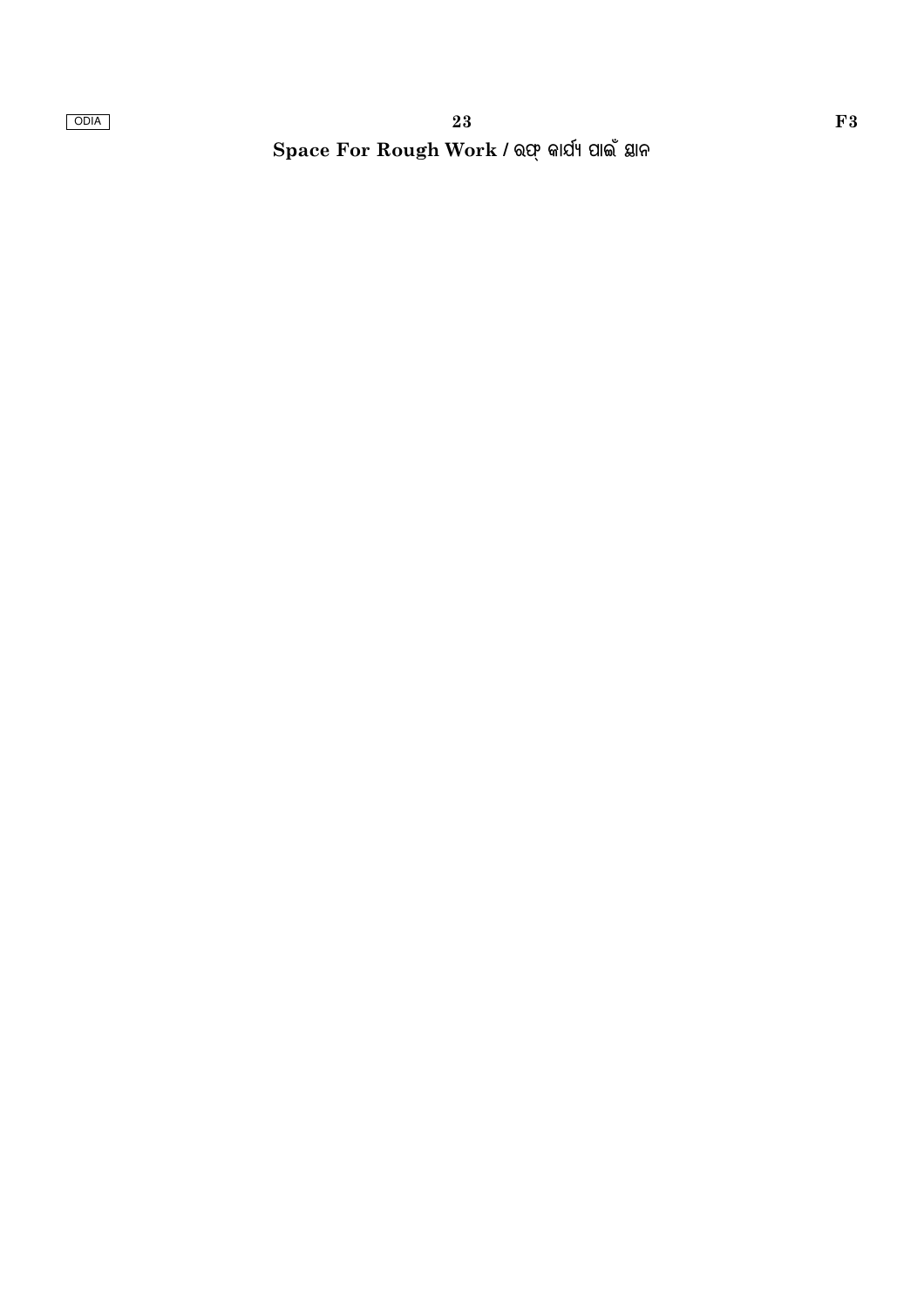**Space For Rough Work / ରଫ୍ କାର୍ଯ୍ୟ ପାଇଁ ସ୍ଥାନ**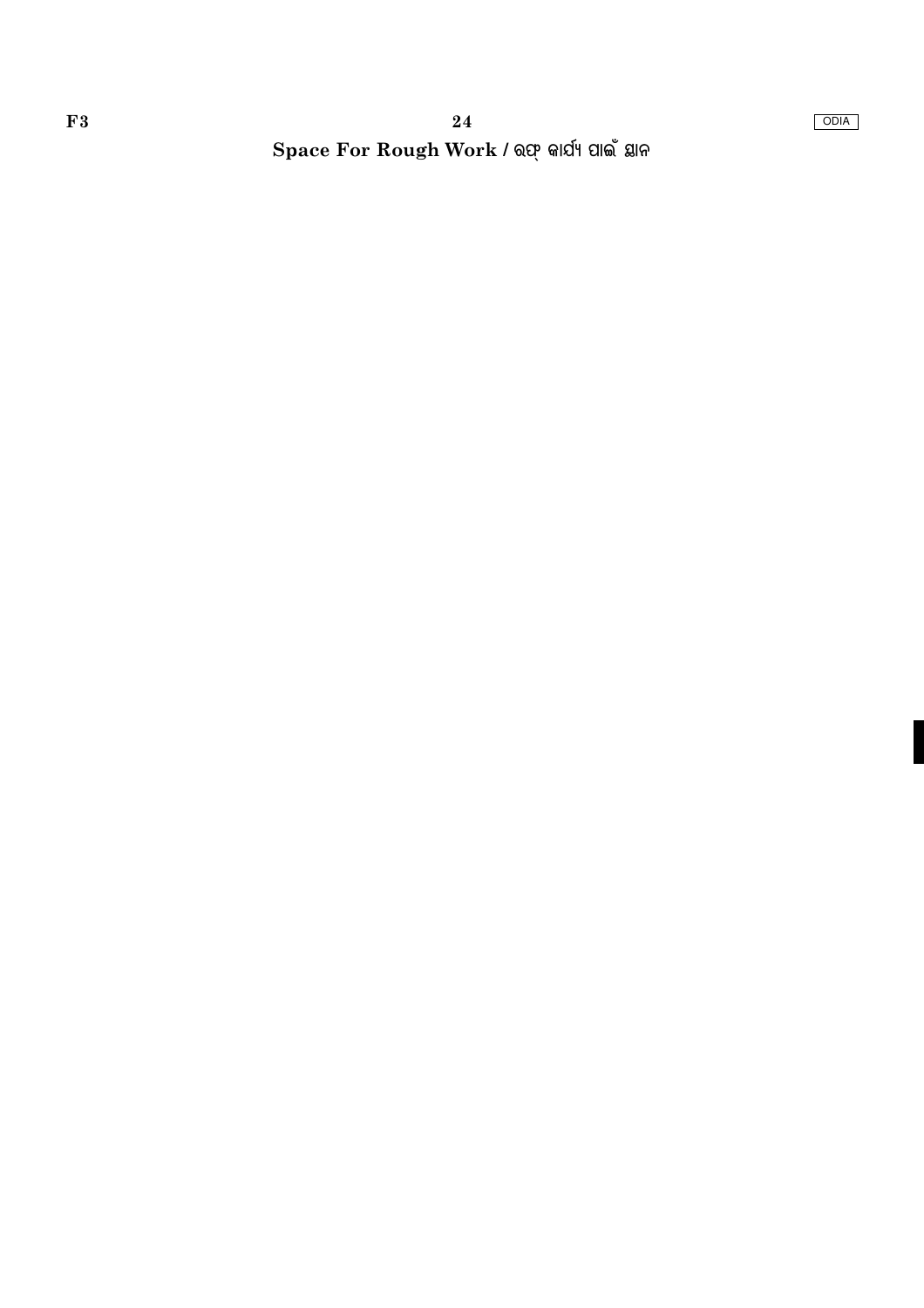# Space For Rough Work / ରଫ୍ କାର୍ଯ୍ୟ ପାଇଁ ସ୍ଥାନ